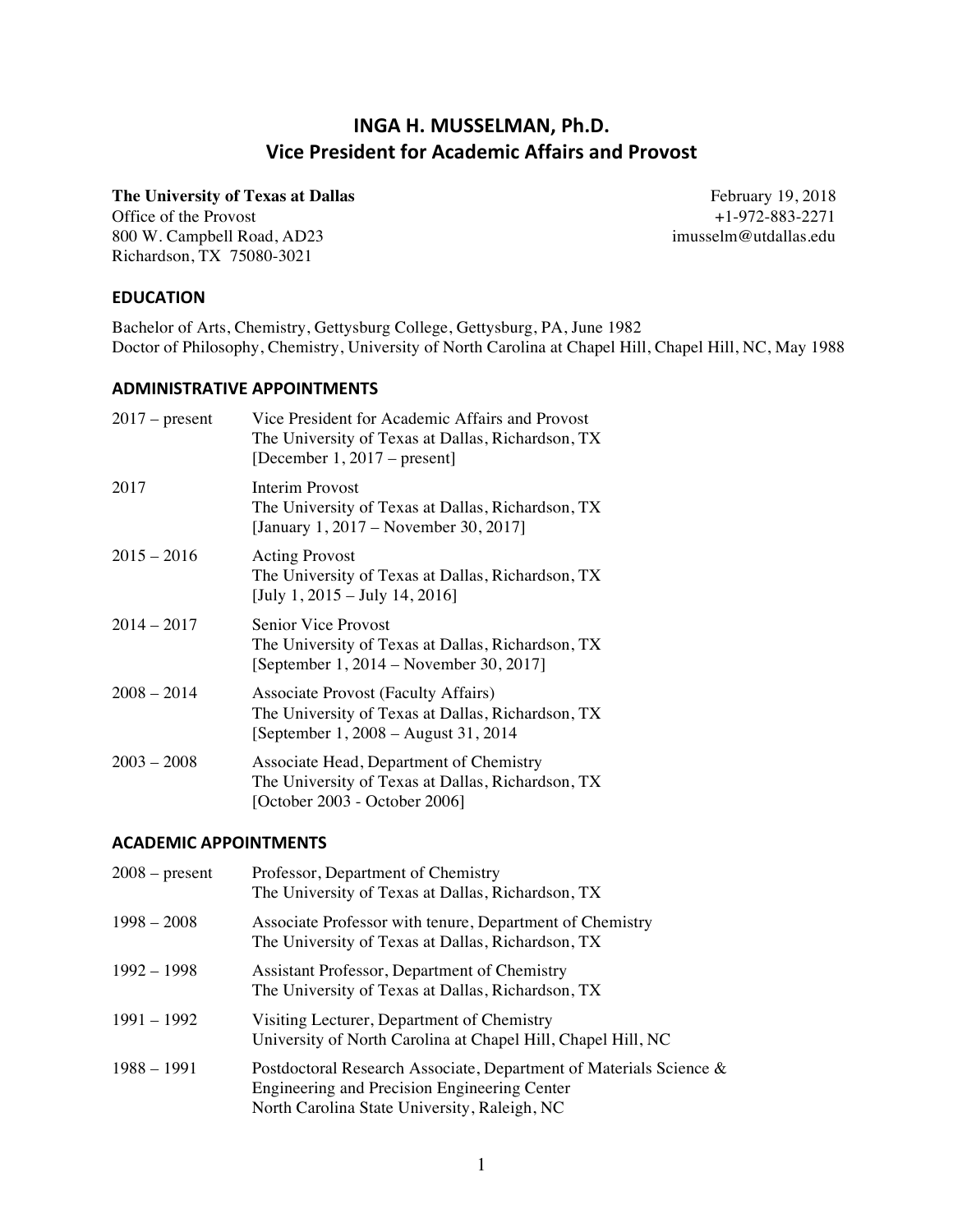# INGA H. MUSSELMAN, Ph.D.
# Vice President for Academic Affairs and Provost

**The University of Texas at Dallas**
Office of the Provost
800 W. Campbell Road, AD23
Richardson, TX 75080-3021

February 19, 2018
+1-972-883-2271
imusselm@utdallas.edu

## EDUCATION

Bachelor of Arts, Chemistry, Gettysburg College, Gettysburg, PA, June 1982
Doctor of Philosophy, Chemistry, University of North Carolina at Chapel Hill, Chapel Hill, NC, May 1988

## ADMINISTRATIVE APPOINTMENTS

| | |
|---|---|
| 2017 – present | Vice President for Academic Affairs and Provost<br>The University of Texas at Dallas, Richardson, TX<br>[December 1, 2017 – present] |
| 2017 | Interim Provost<br>The University of Texas at Dallas, Richardson, TX<br>[January 1, 2017 – November 30, 2017] |
| 2015 – 2016 | Acting Provost<br>The University of Texas at Dallas, Richardson, TX<br>[July 1, 2015 – July 14, 2016] |
| 2014 – 2017 | Senior Vice Provost<br>The University of Texas at Dallas, Richardson, TX<br>[September 1, 2014 – November 30, 2017] |
| 2008 – 2014 | Associate Provost (Faculty Affairs)<br>The University of Texas at Dallas, Richardson, TX<br>[September 1, 2008 – August 31, 2014 |
| 2003 – 2008 | Associate Head, Department of Chemistry<br>The University of Texas at Dallas, Richardson, TX<br>[October 2003 - October 2006] |

## ACADEMIC APPOINTMENTS

| | |
|---|---|
| 2008 – present | Professor, Department of Chemistry<br>The University of Texas at Dallas, Richardson, TX |
| 1998 – 2008 | Associate Professor with tenure, Department of Chemistry<br>The University of Texas at Dallas, Richardson, TX |
| 1992 – 1998 | Assistant Professor, Department of Chemistry<br>The University of Texas at Dallas, Richardson, TX |
| 1991 – 1992 | Visiting Lecturer, Department of Chemistry<br>University of North Carolina at Chapel Hill, Chapel Hill, NC |
| 1988 – 1991 | Postdoctoral Research Associate, Department of Materials Science &<br>Engineering and Precision Engineering Center<br>North Carolina State University, Raleigh, NC |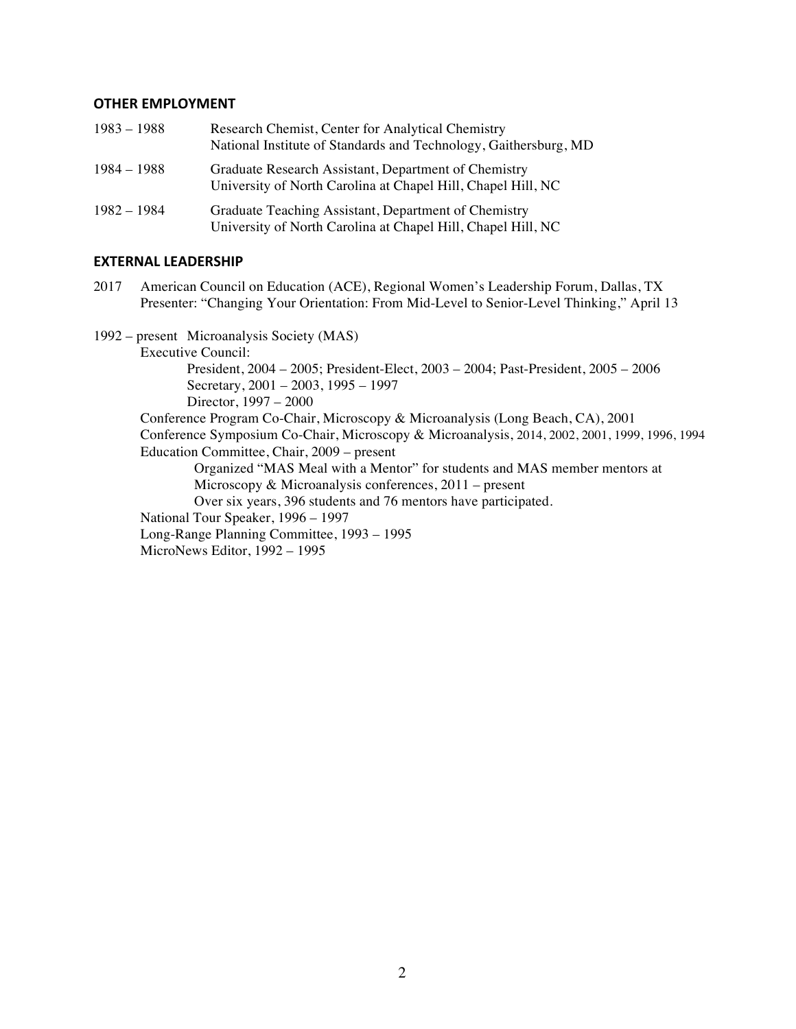## OTHER EMPLOYMENT

1983 – 1988 Research Chemist, Center for Analytical Chemistry
National Institute of Standards and Technology, Gaithersburg, MD

1984 – 1988 Graduate Research Assistant, Department of Chemistry
University of North Carolina at Chapel Hill, Chapel Hill, NC

1982 – 1984 Graduate Teaching Assistant, Department of Chemistry
University of North Carolina at Chapel Hill, Chapel Hill, NC

## EXTERNAL LEADERSHIP

2017 American Council on Education (ACE), Regional Women's Leadership Forum, Dallas, TX
Presenter: "Changing Your Orientation: From Mid-Level to Senior-Level Thinking," April 13

1992 – present Microanalysis Society (MAS)

- Executive Council:
  - President, 2004 – 2005; President-Elect, 2003 – 2004; Past-President, 2005 – 2006
  - Secretary, 2001 – 2003, 1995 – 1997
  - Director, 1997 – 2000
- Conference Program Co-Chair, Microscopy & Microanalysis (Long Beach, CA), 2001
- Conference Symposium Co-Chair, Microscopy & Microanalysis, 2014, 2002, 2001, 1999, 1996, 1994
- Education Committee, Chair, 2009 – present
  - Organized "MAS Meal with a Mentor" for students and MAS member mentors at Microscopy & Microanalysis conferences, 2011 – present
  - Over six years, 396 students and 76 mentors have participated.
- National Tour Speaker, 1996 – 1997
- Long-Range Planning Committee, 1993 – 1995
- MicroNews Editor, 1992 – 1995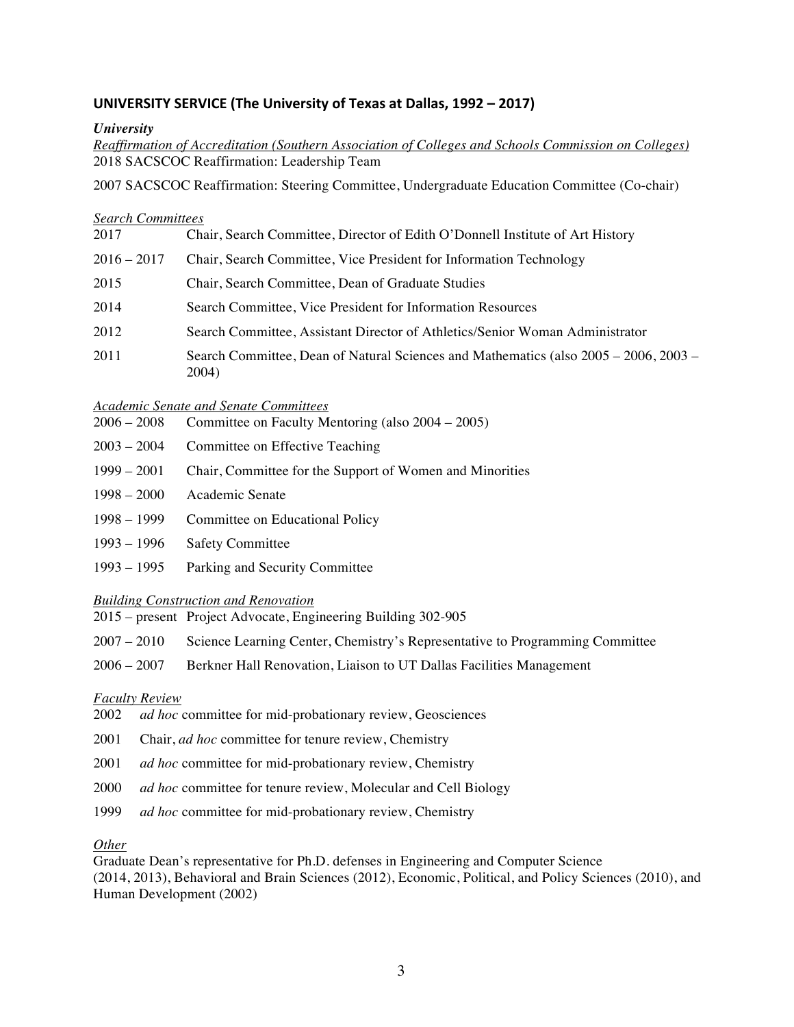## UNIVERSITY SERVICE (The University of Texas at Dallas, 1992 – 2017)

***University***

*Reaffirmation of Accreditation (Southern Association of Colleges and Schools Commission on Colleges)*

2018 SACSCOC Reaffirmation: Leadership Team

2007 SACSCOC Reaffirmation: Steering Committee, Undergraduate Education Committee (Co-chair)

*Search Committees*

2017 Chair, Search Committee, Director of Edith O'Donnell Institute of Art History

2016 – 2017 Chair, Search Committee, Vice President for Information Technology

2015 Chair, Search Committee, Dean of Graduate Studies

2014 Search Committee, Vice President for Information Resources

2012 Search Committee, Assistant Director of Athletics/Senior Woman Administrator

2011 Search Committee, Dean of Natural Sciences and Mathematics (also 2005 – 2006, 2003 – 2004)

*Academic Senate and Senate Committees*

2006 – 2008 Committee on Faculty Mentoring (also 2004 – 2005)

2003 – 2004 Committee on Effective Teaching

1999 – 2001 Chair, Committee for the Support of Women and Minorities

1998 – 2000 Academic Senate

1998 – 1999 Committee on Educational Policy

1993 – 1996 Safety Committee

1993 – 1995 Parking and Security Committee

*Building Construction and Renovation*

2015 – present Project Advocate, Engineering Building 302-905

2007 – 2010 Science Learning Center, Chemistry's Representative to Programming Committee

2006 – 2007 Berkner Hall Renovation, Liaison to UT Dallas Facilities Management

*Faculty Review*

2002 *ad hoc* committee for mid-probationary review, Geosciences

2001 Chair, *ad hoc* committee for tenure review, Chemistry

2001 *ad hoc* committee for mid-probationary review, Chemistry

2000 *ad hoc* committee for tenure review, Molecular and Cell Biology

1999 *ad hoc* committee for mid-probationary review, Chemistry

*Other*

Graduate Dean's representative for Ph.D. defenses in Engineering and Computer Science (2014, 2013), Behavioral and Brain Sciences (2012), Economic, Political, and Policy Sciences (2010), and Human Development (2002)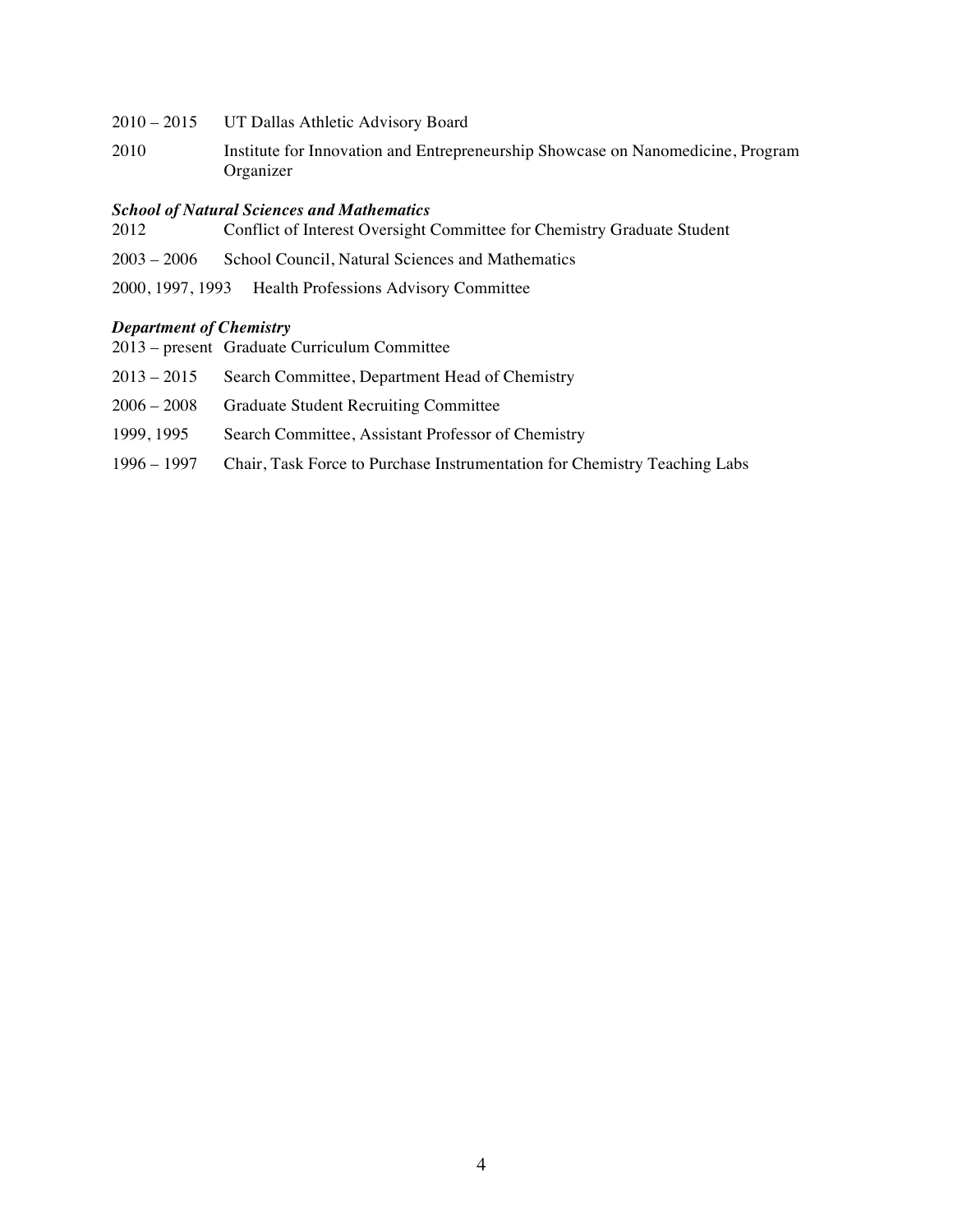2010 – 2015 UT Dallas Athletic Advisory Board

2010 Institute for Innovation and Entrepreneurship Showcase on Nanomedicine, Program Organizer

***School of Natural Sciences and Mathematics***

2012 Conflict of Interest Oversight Committee for Chemistry Graduate Student

2003 – 2006 School Council, Natural Sciences and Mathematics

2000, 1997, 1993 Health Professions Advisory Committee

***Department of Chemistry***

2013 – present Graduate Curriculum Committee

2013 – 2015 Search Committee, Department Head of Chemistry

2006 – 2008 Graduate Student Recruiting Committee

1999, 1995 Search Committee, Assistant Professor of Chemistry

1996 – 1997 Chair, Task Force to Purchase Instrumentation for Chemistry Teaching Labs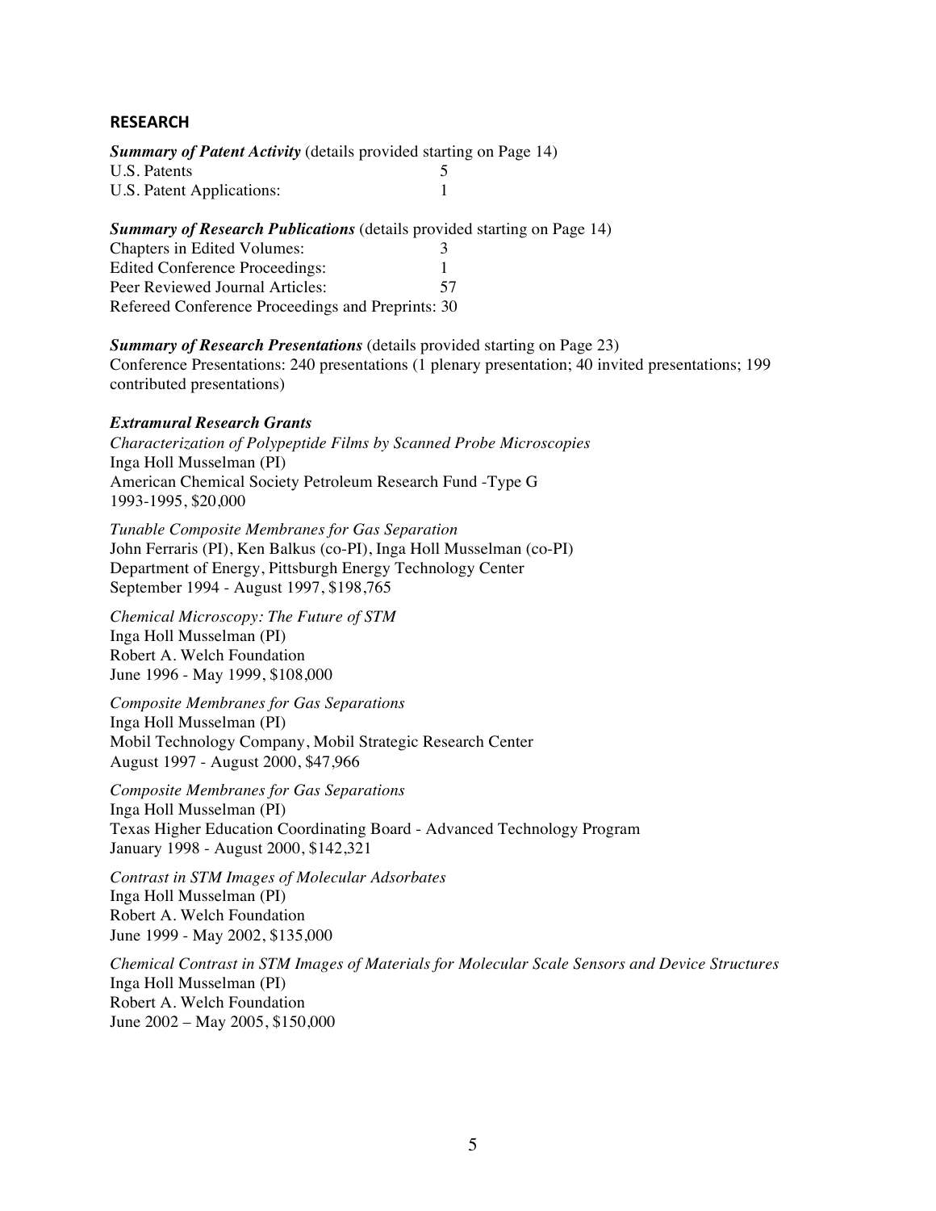## RESEARCH

***Summary of Patent Activity*** (details provided starting on Page 14)

| | |
|---|---|
| U.S. Patents | 5 |
| U.S. Patent Applications: | 1 |

***Summary of Research Publications*** (details provided starting on Page 14)

| | |
|---|---|
| Chapters in Edited Volumes: | 3 |
| Edited Conference Proceedings: | 1 |
| Peer Reviewed Journal Articles: | 57 |
| Refereed Conference Proceedings and Preprints: | 30 |

***Summary of Research Presentations*** (details provided starting on Page 23)

Conference Presentations: 240 presentations (1 plenary presentation; 40 invited presentations; 199 contributed presentations)

***Extramural Research Grants***

*Characterization of Polypeptide Films by Scanned Probe Microscopies*
Inga Holl Musselman (PI)
American Chemical Society Petroleum Research Fund -Type G
1993-1995, $20,000

*Tunable Composite Membranes for Gas Separation*
John Ferraris (PI), Ken Balkus (co-PI), Inga Holl Musselman (co-PI)
Department of Energy, Pittsburgh Energy Technology Center
September 1994 - August 1997, $198,765

*Chemical Microscopy: The Future of STM*
Inga Holl Musselman (PI)
Robert A. Welch Foundation
June 1996 - May 1999, $108,000

*Composite Membranes for Gas Separations*
Inga Holl Musselman (PI)
Mobil Technology Company, Mobil Strategic Research Center
August 1997 - August 2000, $47,966

*Composite Membranes for Gas Separations*
Inga Holl Musselman (PI)
Texas Higher Education Coordinating Board - Advanced Technology Program
January 1998 - August 2000, $142,321

*Contrast in STM Images of Molecular Adsorbates*
Inga Holl Musselman (PI)
Robert A. Welch Foundation
June 1999 - May 2002, $135,000

*Chemical Contrast in STM Images of Materials for Molecular Scale Sensors and Device Structures*
Inga Holl Musselman (PI)
Robert A. Welch Foundation
June 2002 – May 2005, $150,000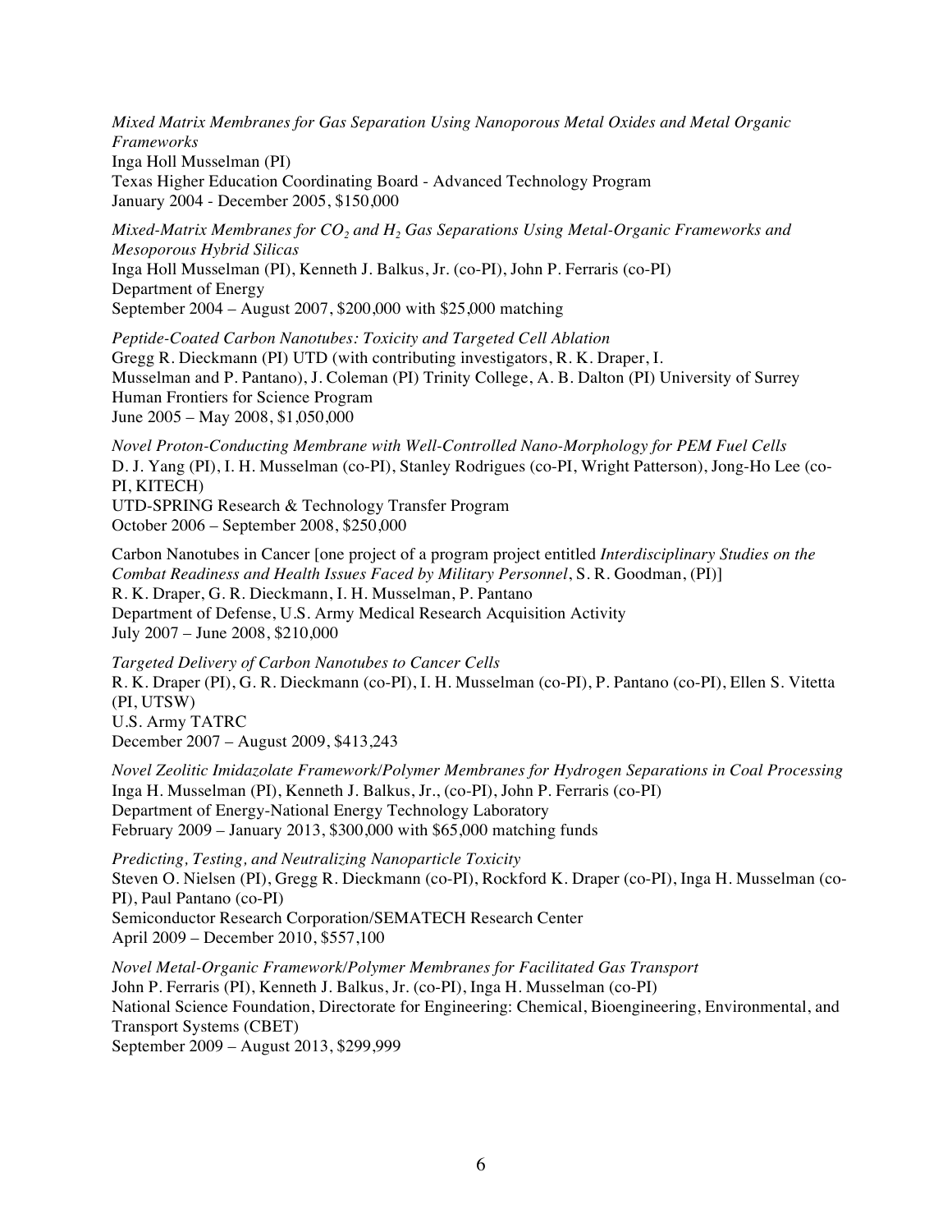*Mixed Matrix Membranes for Gas Separation Using Nanoporous Metal Oxides and Metal Organic Frameworks*
Inga Holl Musselman (PI)
Texas Higher Education Coordinating Board - Advanced Technology Program
January 2004 - December 2005, $150,000

*Mixed-Matrix Membranes for $CO_2$ and $H_2$ Gas Separations Using Metal-Organic Frameworks and Mesoporous Hybrid Silicas*
Inga Holl Musselman (PI), Kenneth J. Balkus, Jr. (co-PI), John P. Ferraris (co-PI)
Department of Energy
September 2004 – August 2007, $200,000 with $25,000 matching

*Peptide-Coated Carbon Nanotubes: Toxicity and Targeted Cell Ablation*
Gregg R. Dieckmann (PI) UTD (with contributing investigators, R. K. Draper, I. Musselman and P. Pantano), J. Coleman (PI) Trinity College, A. B. Dalton (PI) University of Surrey
Human Frontiers for Science Program
June 2005 – May 2008, $1,050,000

*Novel Proton-Conducting Membrane with Well-Controlled Nano-Morphology for PEM Fuel Cells*
D. J. Yang (PI), I. H. Musselman (co-PI), Stanley Rodrigues (co-PI, Wright Patterson), Jong-Ho Lee (co-PI, KITECH)
UTD-SPRING Research & Technology Transfer Program
October 2006 – September 2008, $250,000

Carbon Nanotubes in Cancer [one project of a program project entitled *Interdisciplinary Studies on the Combat Readiness and Health Issues Faced by Military Personnel*, S. R. Goodman, (PI)]
R. K. Draper, G. R. Dieckmann, I. H. Musselman, P. Pantano
Department of Defense, U.S. Army Medical Research Acquisition Activity
July 2007 – June 2008, $210,000

*Targeted Delivery of Carbon Nanotubes to Cancer Cells*
R. K. Draper (PI), G. R. Dieckmann (co-PI), I. H. Musselman (co-PI), P. Pantano (co-PI), Ellen S. Vitetta (PI, UTSW)
U.S. Army TATRC
December 2007 – August 2009, $413,243

*Novel Zeolitic Imidazolate Framework/Polymer Membranes for Hydrogen Separations in Coal Processing*
Inga H. Musselman (PI), Kenneth J. Balkus, Jr., (co-PI), John P. Ferraris (co-PI)
Department of Energy-National Energy Technology Laboratory
February 2009 – January 2013, $300,000 with $65,000 matching funds

*Predicting, Testing, and Neutralizing Nanoparticle Toxicity*
Steven O. Nielsen (PI), Gregg R. Dieckmann (co-PI), Rockford K. Draper (co-PI), Inga H. Musselman (co-PI), Paul Pantano (co-PI)
Semiconductor Research Corporation/SEMATECH Research Center
April 2009 – December 2010, $557,100

*Novel Metal-Organic Framework/Polymer Membranes for Facilitated Gas Transport*
John P. Ferraris (PI), Kenneth J. Balkus, Jr. (co-PI), Inga H. Musselman (co-PI)
National Science Foundation, Directorate for Engineering: Chemical, Bioengineering, Environmental, and Transport Systems (CBET)
September 2009 – August 2013, $299,999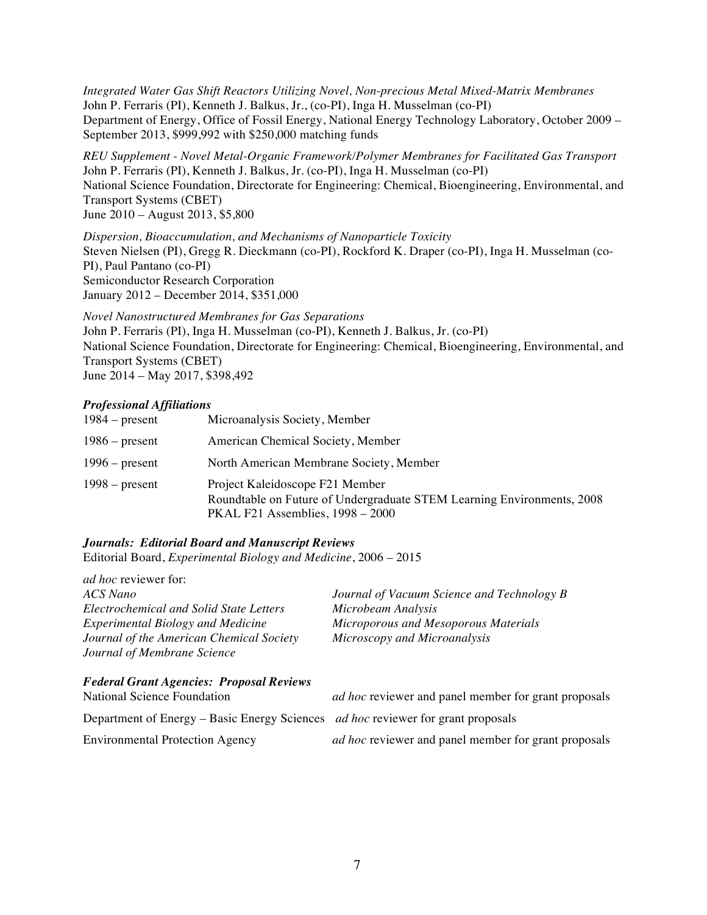*Integrated Water Gas Shift Reactors Utilizing Novel, Non-precious Metal Mixed-Matrix Membranes*
John P. Ferraris (PI), Kenneth J. Balkus, Jr., (co-PI), Inga H. Musselman (co-PI)
Department of Energy, Office of Fossil Energy, National Energy Technology Laboratory, October 2009 – September 2013, $999,992 with $250,000 matching funds

*REU Supplement - Novel Metal-Organic Framework/Polymer Membranes for Facilitated Gas Transport*
John P. Ferraris (PI), Kenneth J. Balkus, Jr. (co-PI), Inga H. Musselman (co-PI)
National Science Foundation, Directorate for Engineering: Chemical, Bioengineering, Environmental, and Transport Systems (CBET)
June 2010 – August 2013, $5,800

*Dispersion, Bioaccumulation, and Mechanisms of Nanoparticle Toxicity*
Steven Nielsen (PI), Gregg R. Dieckmann (co-PI), Rockford K. Draper (co-PI), Inga H. Musselman (co-PI), Paul Pantano (co-PI)
Semiconductor Research Corporation
January 2012 – December 2014, $351,000

*Novel Nanostructured Membranes for Gas Separations*
John P. Ferraris (PI), Inga H. Musselman (co-PI), Kenneth J. Balkus, Jr. (co-PI)
National Science Foundation, Directorate for Engineering: Chemical, Bioengineering, Environmental, and Transport Systems (CBET)
June 2014 – May 2017, $398,492

### ***Professional Affiliations***

| | |
|---|---|
| 1984 – present | Microanalysis Society, Member |
| 1986 – present | American Chemical Society, Member |
| 1996 – present | North American Membrane Society, Member |
| 1998 – present | Project Kaleidoscope F21 Member<br>Roundtable on Future of Undergraduate STEM Learning Environments, 2008<br>PKAL F21 Assemblies, 1998 – 2000 |

### ***Journals: Editorial Board and Manuscript Reviews***

Editorial Board, *Experimental Biology and Medicine*, 2006 – 2015

*ad hoc* reviewer for:

*ACS Nano*
*Electrochemical and Solid State Letters*
*Experimental Biology and Medicine*
*Journal of the American Chemical Society*
*Journal of Membrane Science*
*Journal of Vacuum Science and Technology B*
*Microbeam Analysis*
*Microporous and Mesoporous Materials*
*Microscopy and Microanalysis*

### ***Federal Grant Agencies: Proposal Reviews***

| | |
|---|---|
| National Science Foundation | *ad hoc* reviewer and panel member for grant proposals |
| Department of Energy – Basic Energy Sciences | *ad hoc* reviewer for grant proposals |
| Environmental Protection Agency | *ad hoc* reviewer and panel member for grant proposals |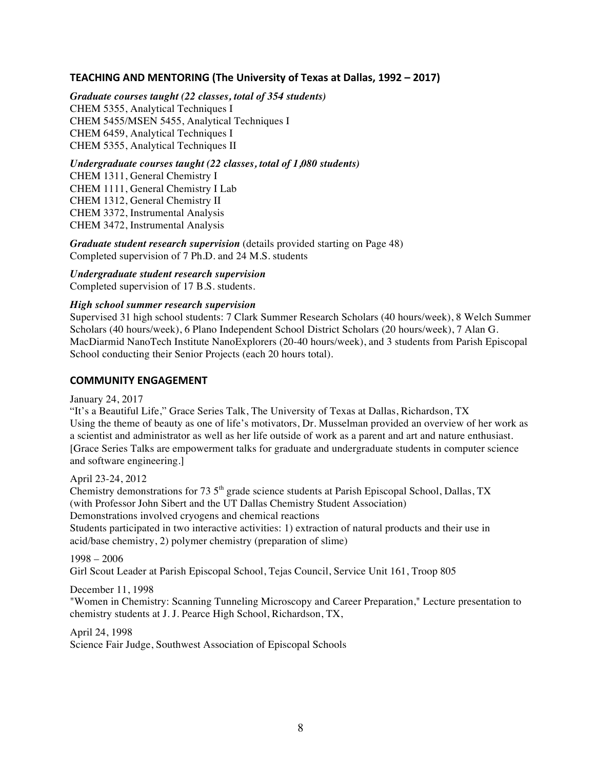## TEACHING AND MENTORING (The University of Texas at Dallas, 1992 – 2017)

***Graduate courses taught (22 classes, total of 354 students)***

CHEM 5355, Analytical Techniques I
CHEM 5455/MSEN 5455, Analytical Techniques I
CHEM 6459, Analytical Techniques I
CHEM 5355, Analytical Techniques II

***Undergraduate courses taught (22 classes, total of 1,080 students)***

CHEM 1311, General Chemistry I
CHEM 1111, General Chemistry I Lab
CHEM 1312, General Chemistry II
CHEM 3372, Instrumental Analysis
CHEM 3472, Instrumental Analysis

***Graduate student research supervision*** (details provided starting on Page 48)
Completed supervision of 7 Ph.D. and 24 M.S. students

***Undergraduate student research supervision***
Completed supervision of 17 B.S. students.

***High school summer research supervision***
Supervised 31 high school students: 7 Clark Summer Research Scholars (40 hours/week), 8 Welch Summer Scholars (40 hours/week), 6 Plano Independent School District Scholars (20 hours/week), 7 Alan G. MacDiarmid NanoTech Institute NanoExplorers (20-40 hours/week), and 3 students from Parish Episcopal School conducting their Senior Projects (each 20 hours total).

## COMMUNITY ENGAGEMENT

January 24, 2017
"It's a Beautiful Life," Grace Series Talk, The University of Texas at Dallas, Richardson, TX
Using the theme of beauty as one of life's motivators, Dr. Musselman provided an overview of her work as a scientist and administrator as well as her life outside of work as a parent and art and nature enthusiast. [Grace Series Talks are empowerment talks for graduate and undergraduate students in computer science and software engineering.]

April 23-24, 2012
Chemistry demonstrations for 73 5$^{th}$ grade science students at Parish Episcopal School, Dallas, TX (with Professor John Sibert and the UT Dallas Chemistry Student Association)
Demonstrations involved cryogens and chemical reactions
Students participated in two interactive activities: 1) extraction of natural products and their use in acid/base chemistry, 2) polymer chemistry (preparation of slime)

1998 – 2006
Girl Scout Leader at Parish Episcopal School, Tejas Council, Service Unit 161, Troop 805

December 11, 1998
"Women in Chemistry: Scanning Tunneling Microscopy and Career Preparation," Lecture presentation to chemistry students at J. J. Pearce High School, Richardson, TX,

April 24, 1998
Science Fair Judge, Southwest Association of Episcopal Schools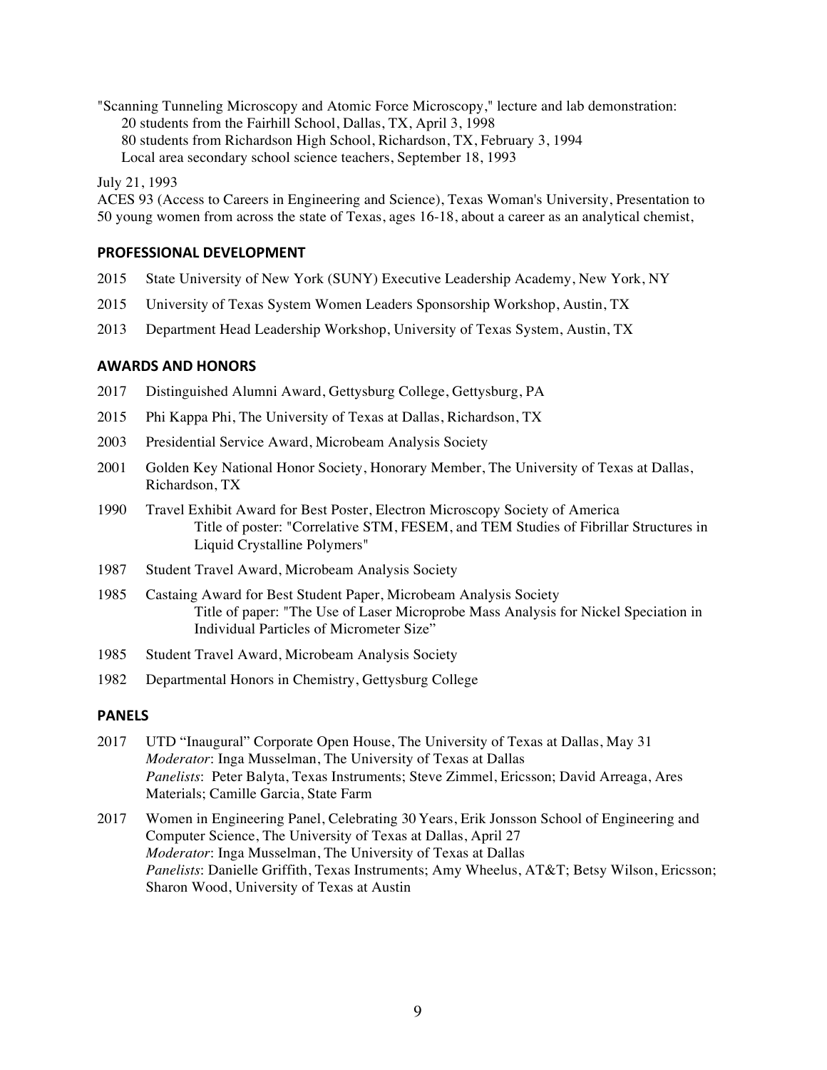"Scanning Tunneling Microscopy and Atomic Force Microscopy," lecture and lab demonstration:
20 students from the Fairhill School, Dallas, TX, April 3, 1998
80 students from Richardson High School, Richardson, TX, February 3, 1994
Local area secondary school science teachers, September 18, 1993

July 21, 1993
ACES 93 (Access to Careers in Engineering and Science), Texas Woman's University, Presentation to 50 young women from across the state of Texas, ages 16-18, about a career as an analytical chemist,

## PROFESSIONAL DEVELOPMENT

2015 State University of New York (SUNY) Executive Leadership Academy, New York, NY

2015 University of Texas System Women Leaders Sponsorship Workshop, Austin, TX

2013 Department Head Leadership Workshop, University of Texas System, Austin, TX

## AWARDS AND HONORS

2017 Distinguished Alumni Award, Gettysburg College, Gettysburg, PA

2015 Phi Kappa Phi, The University of Texas at Dallas, Richardson, TX

2003 Presidential Service Award, Microbeam Analysis Society

2001 Golden Key National Honor Society, Honorary Member, The University of Texas at Dallas, Richardson, TX

1990 Travel Exhibit Award for Best Poster, Electron Microscopy Society of America
Title of poster: "Correlative STM, FESEM, and TEM Studies of Fibrillar Structures in Liquid Crystalline Polymers"

1987 Student Travel Award, Microbeam Analysis Society

1985 Castaing Award for Best Student Paper, Microbeam Analysis Society
Title of paper: "The Use of Laser Microprobe Mass Analysis for Nickel Speciation in Individual Particles of Micrometer Size"

1985 Student Travel Award, Microbeam Analysis Society

1982 Departmental Honors in Chemistry, Gettysburg College

## PANELS

2017 UTD "Inaugural" Corporate Open House, The University of Texas at Dallas, May 31
*Moderator*: Inga Musselman, The University of Texas at Dallas
*Panelists*: Peter Balyta, Texas Instruments; Steve Zimmel, Ericsson; David Arreaga, Ares Materials; Camille Garcia, State Farm

2017 Women in Engineering Panel, Celebrating 30 Years, Erik Jonsson School of Engineering and Computer Science, The University of Texas at Dallas, April 27
*Moderator*: Inga Musselman, The University of Texas at Dallas
*Panelists*: Danielle Griffith, Texas Instruments; Amy Wheelus, AT&T; Betsy Wilson, Ericsson; Sharon Wood, University of Texas at Austin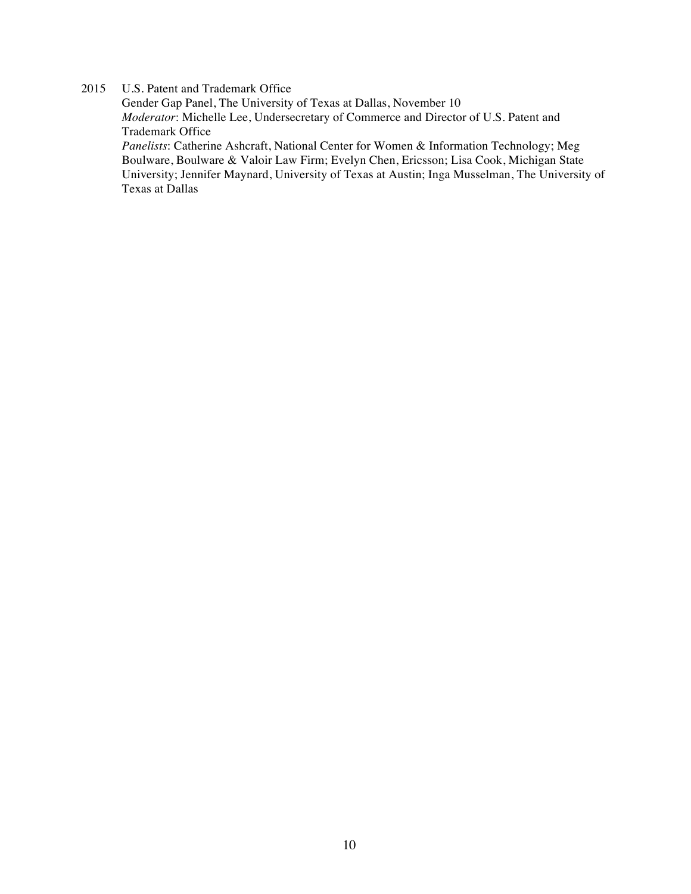2015 U.S. Patent and Trademark Office
Gender Gap Panel, The University of Texas at Dallas, November 10
*Moderator*: Michelle Lee, Undersecretary of Commerce and Director of U.S. Patent and Trademark Office
*Panelists*: Catherine Ashcraft, National Center for Women & Information Technology; Meg Boulware, Boulware & Valoir Law Firm; Evelyn Chen, Ericsson; Lisa Cook, Michigan State University; Jennifer Maynard, University of Texas at Austin; Inga Musselman, The University of Texas at Dallas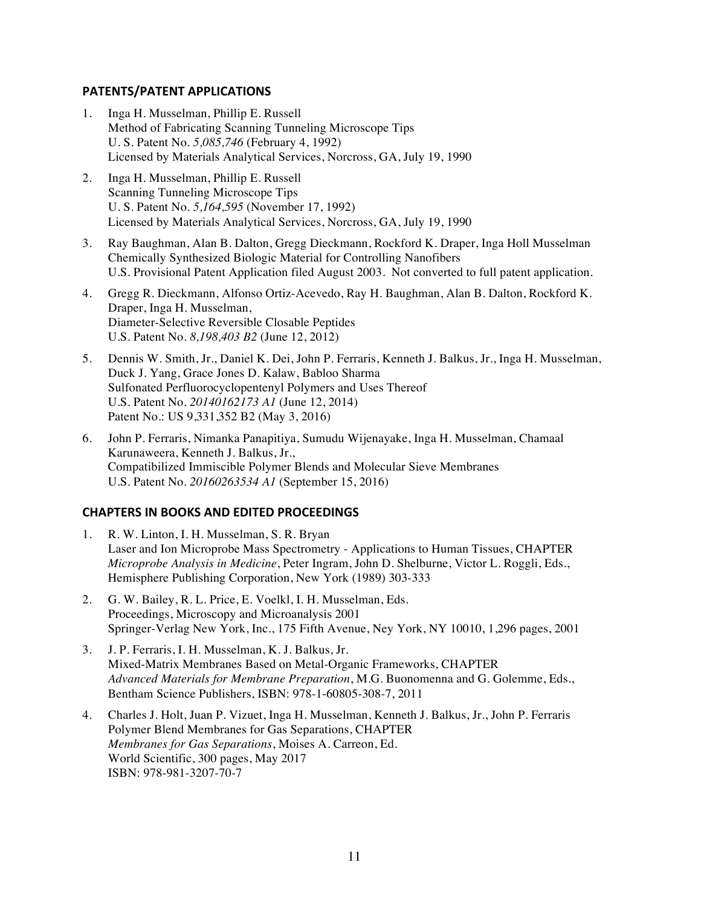## PATENTS/PATENT APPLICATIONS

1. Inga H. Musselman, Phillip E. Russell
   Method of Fabricating Scanning Tunneling Microscope Tips
   U. S. Patent No. *5,085,746* (February 4, 1992)
   Licensed by Materials Analytical Services, Norcross, GA, July 19, 1990

2. Inga H. Musselman, Phillip E. Russell
   Scanning Tunneling Microscope Tips
   U. S. Patent No. *5,164,595* (November 17, 1992)
   Licensed by Materials Analytical Services, Norcross, GA, July 19, 1990

3. Ray Baughman, Alan B. Dalton, Gregg Dieckmann, Rockford K. Draper, Inga Holl Musselman
   Chemically Synthesized Biologic Material for Controlling Nanofibers
   U.S. Provisional Patent Application filed August 2003. Not converted to full patent application.

4. Gregg R. Dieckmann, Alfonso Ortiz-Acevedo, Ray H. Baughman, Alan B. Dalton, Rockford K. Draper, Inga H. Musselman,
   Diameter-Selective Reversible Closable Peptides
   U.S. Patent No. *8,198,403 B2* (June 12, 2012)

5. Dennis W. Smith, Jr., Daniel K. Dei, John P. Ferraris, Kenneth J. Balkus, Jr., Inga H. Musselman, Duck J. Yang, Grace Jones D. Kalaw, Babloo Sharma
   Sulfonated Perfluorocyclopentenyl Polymers and Uses Thereof
   U.S. Patent No. *20140162173 A1* (June 12, 2014)
   Patent No.: US 9,331,352 B2 (May 3, 2016)

6. John P. Ferraris, Nimanka Panapitiya, Sumudu Wijenayake, Inga H. Musselman, Chamaal Karunaweera, Kenneth J. Balkus, Jr.,
   Compatibilized Immiscible Polymer Blends and Molecular Sieve Membranes
   U.S. Patent No. *20160263534 A1* (September 15, 2016)

## CHAPTERS IN BOOKS AND EDITED PROCEEDINGS

1. R. W. Linton, I. H. Musselman, S. R. Bryan
   Laser and Ion Microprobe Mass Spectrometry - Applications to Human Tissues, CHAPTER
   *Microprobe Analysis in Medicine*, Peter Ingram, John D. Shelburne, Victor L. Roggli, Eds., Hemisphere Publishing Corporation, New York (1989) 303-333

2. G. W. Bailey, R. L. Price, E. Voelkl, I. H. Musselman, Eds.
   Proceedings, Microscopy and Microanalysis 2001
   Springer-Verlag New York, Inc., 175 Fifth Avenue, Ney York, NY 10010, 1,296 pages, 2001

3. J. P. Ferraris, I. H. Musselman, K. J. Balkus, Jr.
   Mixed-Matrix Membranes Based on Metal-Organic Frameworks, CHAPTER
   *Advanced Materials for Membrane Preparation*, M.G. Buonomenna and G. Golemme, Eds., Bentham Science Publishers, ISBN: 978-1-60805-308-7, 2011

4. Charles J. Holt, Juan P. Vizuet, Inga H. Musselman, Kenneth J. Balkus, Jr., John P. Ferraris
   Polymer Blend Membranes for Gas Separations, CHAPTER
   *Membranes for Gas Separations*, Moises A. Carreon, Ed.
   World Scientific, 300 pages, May 2017
   ISBN: 978-981-3207-70-7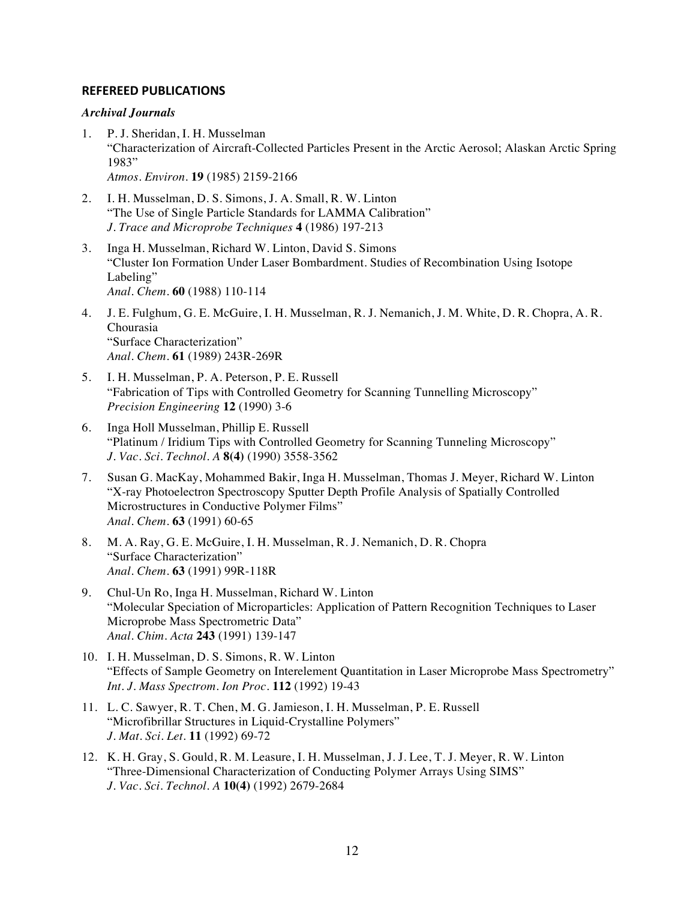## REFEREED PUBLICATIONS

### *Archival Journals*

1. P. J. Sheridan, I. H. Musselman
   "Characterization of Aircraft-Collected Particles Present in the Arctic Aerosol; Alaskan Arctic Spring 1983"
   *Atmos. Environ.* **19** (1985) 2159-2166

2. I. H. Musselman, D. S. Simons, J. A. Small, R. W. Linton
   "The Use of Single Particle Standards for LAMMA Calibration"
   *J. Trace and Microprobe Techniques* **4** (1986) 197-213

3. Inga H. Musselman, Richard W. Linton, David S. Simons
   "Cluster Ion Formation Under Laser Bombardment. Studies of Recombination Using Isotope Labeling"
   *Anal. Chem.* **60** (1988) 110-114

4. J. E. Fulghum, G. E. McGuire, I. H. Musselman, R. J. Nemanich, J. M. White, D. R. Chopra, A. R. Chourasia
   "Surface Characterization"
   *Anal. Chem.* **61** (1989) 243R-269R

5. I. H. Musselman, P. A. Peterson, P. E. Russell
   "Fabrication of Tips with Controlled Geometry for Scanning Tunnelling Microscopy"
   *Precision Engineering* **12** (1990) 3-6

6. Inga Holl Musselman, Phillip E. Russell
   "Platinum / Iridium Tips with Controlled Geometry for Scanning Tunneling Microscopy"
   *J. Vac. Sci. Technol. A* **8(4)** (1990) 3558-3562

7. Susan G. MacKay, Mohammed Bakir, Inga H. Musselman, Thomas J. Meyer, Richard W. Linton
   "X-ray Photoelectron Spectroscopy Sputter Depth Profile Analysis of Spatially Controlled Microstructures in Conductive Polymer Films"
   *Anal. Chem.* **63** (1991) 60-65

8. M. A. Ray, G. E. McGuire, I. H. Musselman, R. J. Nemanich, D. R. Chopra
   "Surface Characterization"
   *Anal. Chem.* **63** (1991) 99R-118R

9. Chul-Un Ro, Inga H. Musselman, Richard W. Linton
   "Molecular Speciation of Microparticles: Application of Pattern Recognition Techniques to Laser Microprobe Mass Spectrometric Data"
   *Anal. Chim. Acta* **243** (1991) 139-147

10. I. H. Musselman, D. S. Simons, R. W. Linton
    "Effects of Sample Geometry on Interelement Quantitation in Laser Microprobe Mass Spectrometry"
    *Int. J. Mass Spectrom. Ion Proc.* **112** (1992) 19-43

11. L. C. Sawyer, R. T. Chen, M. G. Jamieson, I. H. Musselman, P. E. Russell
    "Microfibrillar Structures in Liquid-Crystalline Polymers"
    *J. Mat. Sci. Let.* **11** (1992) 69-72

12. K. H. Gray, S. Gould, R. M. Leasure, I. H. Musselman, J. J. Lee, T. J. Meyer, R. W. Linton
    "Three-Dimensional Characterization of Conducting Polymer Arrays Using SIMS"
    *J. Vac. Sci. Technol. A* **10(4)** (1992) 2679-2684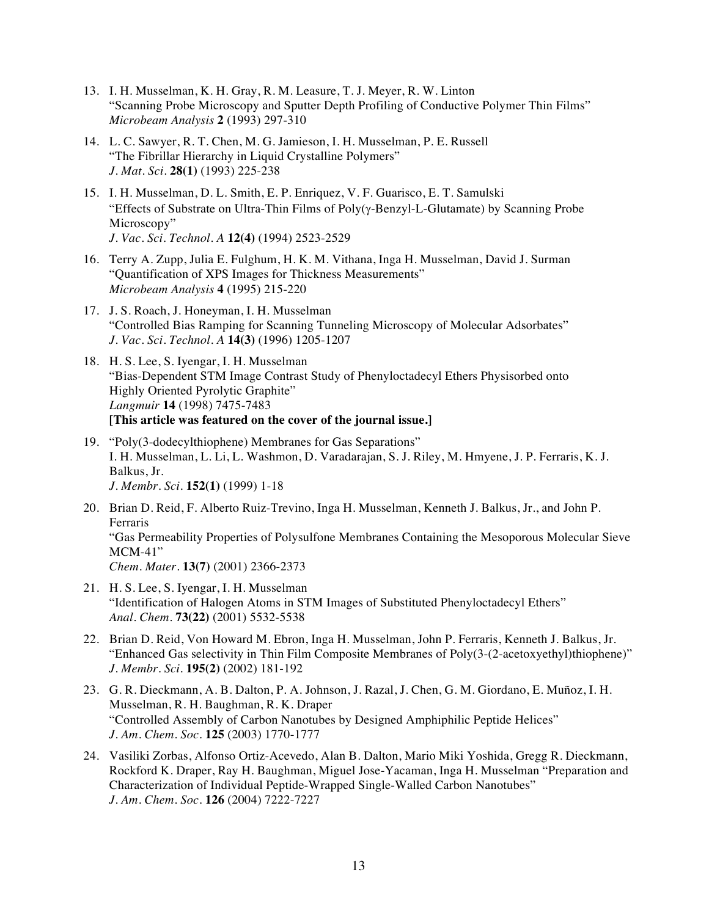13. I. H. Musselman, K. H. Gray, R. M. Leasure, T. J. Meyer, R. W. Linton
    "Scanning Probe Microscopy and Sputter Depth Profiling of Conductive Polymer Thin Films"
    *Microbeam Analysis* **2** (1993) 297-310

14. L. C. Sawyer, R. T. Chen, M. G. Jamieson, I. H. Musselman, P. E. Russell
    "The Fibrillar Hierarchy in Liquid Crystalline Polymers"
    *J. Mat. Sci.* **28(1)** (1993) 225-238

15. I. H. Musselman, D. L. Smith, E. P. Enriquez, V. F. Guarisco, E. T. Samulski
    "Effects of Substrate on Ultra-Thin Films of Poly(γ-Benzyl-L-Glutamate) by Scanning Probe Microscopy"
    *J. Vac. Sci. Technol. A* **12(4)** (1994) 2523-2529

16. Terry A. Zupp, Julia E. Fulghum, H. K. M. Vithana, Inga H. Musselman, David J. Surman
    "Quantification of XPS Images for Thickness Measurements"
    *Microbeam Analysis* **4** (1995) 215-220

17. J. S. Roach, J. Honeyman, I. H. Musselman
    "Controlled Bias Ramping for Scanning Tunneling Microscopy of Molecular Adsorbates"
    *J. Vac. Sci. Technol. A* **14(3)** (1996) 1205-1207

18. H. S. Lee, S. Iyengar, I. H. Musselman
    "Bias-Dependent STM Image Contrast Study of Phenyloctadecyl Ethers Physisorbed onto Highly Oriented Pyrolytic Graphite"
    *Langmuir* **14** (1998) 7475-7483
    **[This article was featured on the cover of the journal issue.]**

19. "Poly(3-dodecylthiophene) Membranes for Gas Separations"
    I. H. Musselman, L. Li, L. Washmon, D. Varadarajan, S. J. Riley, M. Hmyene, J. P. Ferraris, K. J. Balkus, Jr.
    *J. Membr. Sci.* **152(1)** (1999) 1-18

20. Brian D. Reid, F. Alberto Ruiz-Trevino, Inga H. Musselman, Kenneth J. Balkus, Jr., and John P. Ferraris
    "Gas Permeability Properties of Polysulfone Membranes Containing the Mesoporous Molecular Sieve MCM-41"
    *Chem. Mater.* **13(7)** (2001) 2366-2373

21. H. S. Lee, S. Iyengar, I. H. Musselman
    "Identification of Halogen Atoms in STM Images of Substituted Phenyloctadecyl Ethers"
    *Anal. Chem.* **73(22)** (2001) 5532-5538

22. Brian D. Reid, Von Howard M. Ebron, Inga H. Musselman, John P. Ferraris, Kenneth J. Balkus, Jr.
    "Enhanced Gas selectivity in Thin Film Composite Membranes of Poly(3-(2-acetoxyethyl)thiophene)"
    *J. Membr. Sci.* **195(2)** (2002) 181-192

23. G. R. Dieckmann, A. B. Dalton, P. A. Johnson, J. Razal, J. Chen, G. M. Giordano, E. Muñoz, I. H. Musselman, R. H. Baughman, R. K. Draper
    "Controlled Assembly of Carbon Nanotubes by Designed Amphiphilic Peptide Helices"
    *J. Am. Chem. Soc.* **125** (2003) 1770-1777

24. Vasiliki Zorbas, Alfonso Ortiz-Acevedo, Alan B. Dalton, Mario Miki Yoshida, Gregg R. Dieckmann, Rockford K. Draper, Ray H. Baughman, Miguel Jose-Yacaman, Inga H. Musselman "Preparation and Characterization of Individual Peptide-Wrapped Single-Walled Carbon Nanotubes"
    *J. Am. Chem. Soc.* **126** (2004) 7222-7227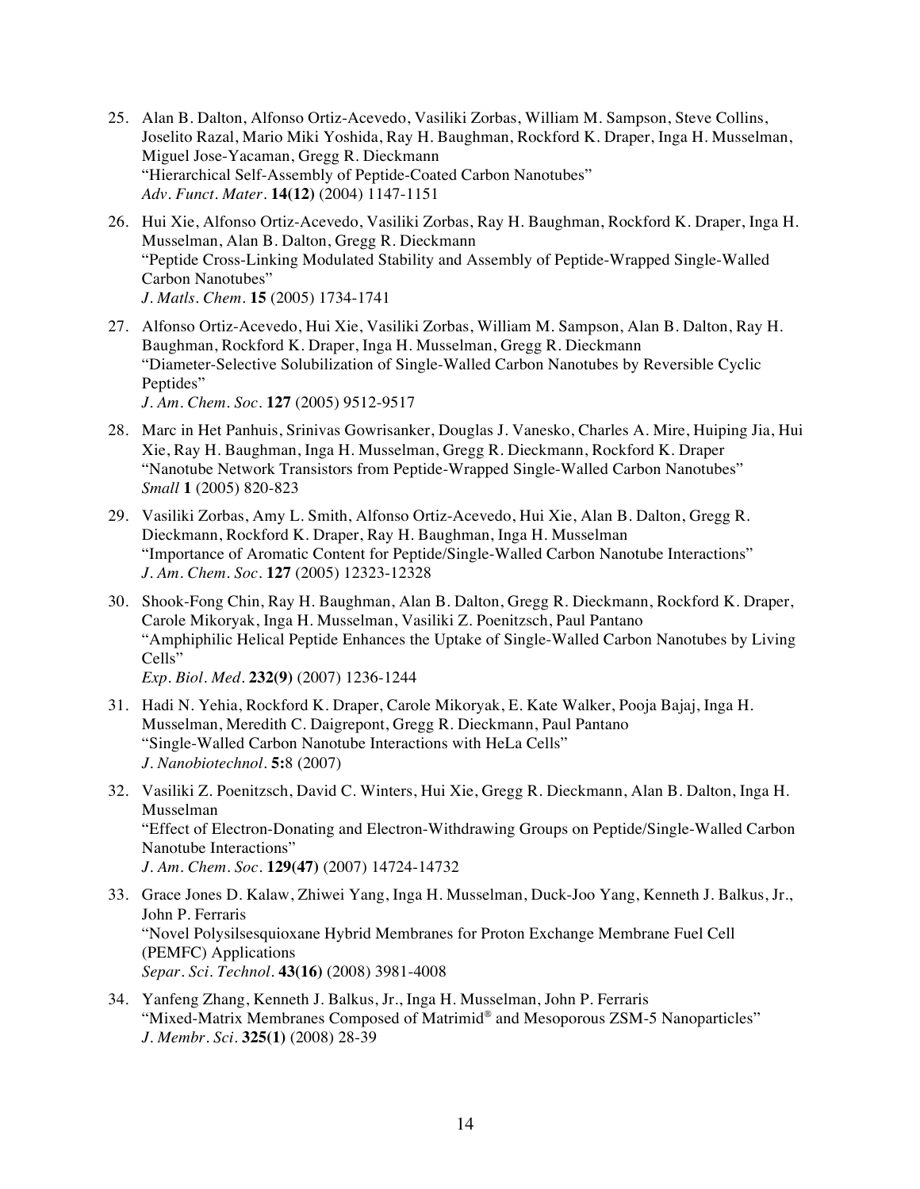25. Alan B. Dalton, Alfonso Ortiz-Acevedo, Vasiliki Zorbas, William M. Sampson, Steve Collins, Joselito Razal, Mario Miki Yoshida, Ray H. Baughman, Rockford K. Draper, Inga H. Musselman, Miguel Jose-Yacaman, Gregg R. Dieckmann
"Hierarchical Self-Assembly of Peptide-Coated Carbon Nanotubes"
*Adv. Funct. Mater.* **14(12)** (2004) 1147-1151

26. Hui Xie, Alfonso Ortiz-Acevedo, Vasiliki Zorbas, Ray H. Baughman, Rockford K. Draper, Inga H. Musselman, Alan B. Dalton, Gregg R. Dieckmann
"Peptide Cross-Linking Modulated Stability and Assembly of Peptide-Wrapped Single-Walled Carbon Nanotubes"
*J. Matls. Chem.* **15** (2005) 1734-1741

27. Alfonso Ortiz-Acevedo, Hui Xie, Vasiliki Zorbas, William M. Sampson, Alan B. Dalton, Ray H. Baughman, Rockford K. Draper, Inga H. Musselman, Gregg R. Dieckmann
"Diameter-Selective Solubilization of Single-Walled Carbon Nanotubes by Reversible Cyclic Peptides"
*J. Am. Chem. Soc.* **127** (2005) 9512-9517

28. Marc in Het Panhuis, Srinivas Gowrisanker, Douglas J. Vanesko, Charles A. Mire, Huiping Jia, Hui Xie, Ray H. Baughman, Inga H. Musselman, Gregg R. Dieckmann, Rockford K. Draper
"Nanotube Network Transistors from Peptide-Wrapped Single-Walled Carbon Nanotubes"
*Small* **1** (2005) 820-823

29. Vasiliki Zorbas, Amy L. Smith, Alfonso Ortiz-Acevedo, Hui Xie, Alan B. Dalton, Gregg R. Dieckmann, Rockford K. Draper, Ray H. Baughman, Inga H. Musselman
"Importance of Aromatic Content for Peptide/Single-Walled Carbon Nanotube Interactions"
*J. Am. Chem. Soc.* **127** (2005) 12323-12328

30. Shook-Fong Chin, Ray H. Baughman, Alan B. Dalton, Gregg R. Dieckmann, Rockford K. Draper, Carole Mikoryak, Inga H. Musselman, Vasiliki Z. Poenitzsch, Paul Pantano
"Amphiphilic Helical Peptide Enhances the Uptake of Single-Walled Carbon Nanotubes by Living Cells"
*Exp. Biol. Med.* **232(9)** (2007) 1236-1244

31. Hadi N. Yehia, Rockford K. Draper, Carole Mikoryak, E. Kate Walker, Pooja Bajaj, Inga H. Musselman, Meredith C. Daigrepont, Gregg R. Dieckmann, Paul Pantano
"Single-Walled Carbon Nanotube Interactions with HeLa Cells"
*J. Nanobiotechnol.* **5:**8 (2007)

32. Vasiliki Z. Poenitzsch, David C. Winters, Hui Xie, Gregg R. Dieckmann, Alan B. Dalton, Inga H. Musselman
"Effect of Electron-Donating and Electron-Withdrawing Groups on Peptide/Single-Walled Carbon Nanotube Interactions"
*J. Am. Chem. Soc.* **129(47)** (2007) 14724-14732

33. Grace Jones D. Kalaw, Zhiwei Yang, Inga H. Musselman, Duck-Joo Yang, Kenneth J. Balkus, Jr., John P. Ferraris
"Novel Polysilsesquioxane Hybrid Membranes for Proton Exchange Membrane Fuel Cell (PEMFC) Applications
*Separ. Sci. Technol.* **43(16)** (2008) 3981-4008

34. Yanfeng Zhang, Kenneth J. Balkus, Jr., Inga H. Musselman, John P. Ferraris
"Mixed-Matrix Membranes Composed of Matrimid® and Mesoporous ZSM-5 Nanoparticles"
*J. Membr. Sci.* **325(1)** (2008) 28-39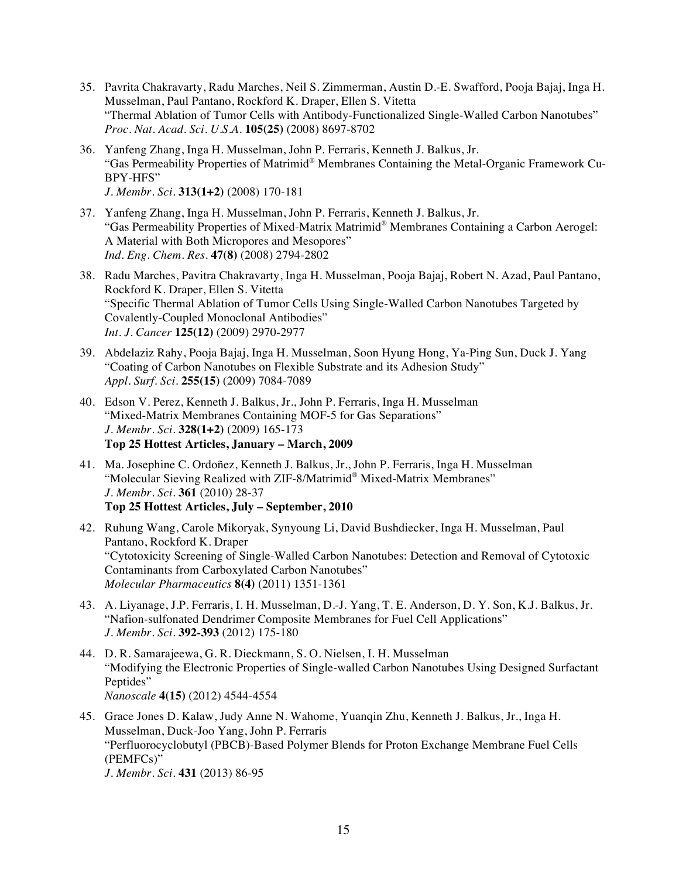35. Pavrita Chakravarty, Radu Marches, Neil S. Zimmerman, Austin D.-E. Swafford, Pooja Bajaj, Inga H. Musselman, Paul Pantano, Rockford K. Draper, Ellen S. Vitetta
"Thermal Ablation of Tumor Cells with Antibody-Functionalized Single-Walled Carbon Nanotubes"
*Proc. Nat. Acad. Sci. U.S.A.* **105(25)** (2008) 8697-8702

36. Yanfeng Zhang, Inga H. Musselman, John P. Ferraris, Kenneth J. Balkus, Jr.
"Gas Permeability Properties of Matrimid® Membranes Containing the Metal-Organic Framework Cu-BPY-HFS"
*J. Membr. Sci.* **313(1+2)** (2008) 170-181

37. Yanfeng Zhang, Inga H. Musselman, John P. Ferraris, Kenneth J. Balkus, Jr.
"Gas Permeability Properties of Mixed-Matrix Matrimid® Membranes Containing a Carbon Aerogel: A Material with Both Micropores and Mesopores"
*Ind. Eng. Chem. Res.* **47(8)** (2008) 2794-2802

38. Radu Marches, Pavitra Chakravarty, Inga H. Musselman, Pooja Bajaj, Robert N. Azad, Paul Pantano, Rockford K. Draper, Ellen S. Vitetta
"Specific Thermal Ablation of Tumor Cells Using Single-Walled Carbon Nanotubes Targeted by Covalently-Coupled Monoclonal Antibodies"
*Int. J. Cancer* **125(12)** (2009) 2970-2977

39. Abdelaziz Rahy, Pooja Bajaj, Inga H. Musselman, Soon Hyung Hong, Ya-Ping Sun, Duck J. Yang
"Coating of Carbon Nanotubes on Flexible Substrate and its Adhesion Study"
*Appl. Surf. Sci.* **255(15)** (2009) 7084-7089

40. Edson V. Perez, Kenneth J. Balkus, Jr., John P. Ferraris, Inga H. Musselman
"Mixed-Matrix Membranes Containing MOF-5 for Gas Separations"
*J. Membr. Sci.* **328(1+2)** (2009) 165-173
**Top 25 Hottest Articles, January – March, 2009**

41. Ma. Josephine C. Ordoñez, Kenneth J. Balkus, Jr., John P. Ferraris, Inga H. Musselman
"Molecular Sieving Realized with ZIF-8/Matrimid® Mixed-Matrix Membranes"
*J. Membr. Sci.* **361** (2010) 28-37
**Top 25 Hottest Articles, July – September, 2010**

42. Ruhung Wang, Carole Mikoryak, Synyoung Li, David Bushdiecker, Inga H. Musselman, Paul Pantano, Rockford K. Draper
"Cytotoxicity Screening of Single-Walled Carbon Nanotubes: Detection and Removal of Cytotoxic Contaminants from Carboxylated Carbon Nanotubes"
*Molecular Pharmaceutics* **8(4)** (2011) 1351-1361

43. A. Liyanage, J.P. Ferraris, I. H. Musselman, D.-J. Yang, T. E. Anderson, D. Y. Son, K.J. Balkus, Jr.
"Nafion-sulfonated Dendrimer Composite Membranes for Fuel Cell Applications"
*J. Membr. Sci.* **392-393** (2012) 175-180

44. D. R. Samarajeewa, G. R. Dieckmann, S. O. Nielsen, I. H. Musselman
"Modifying the Electronic Properties of Single-walled Carbon Nanotubes Using Designed Surfactant Peptides"
*Nanoscale* **4(15)** (2012) 4544-4554

45. Grace Jones D. Kalaw, Judy Anne N. Wahome, Yuanqin Zhu, Kenneth J. Balkus, Jr., Inga H. Musselman, Duck-Joo Yang, John P. Ferraris
"Perfluorocyclobutyl (PBCB)-Based Polymer Blends for Proton Exchange Membrane Fuel Cells (PEMFCs)"
*J. Membr. Sci.* **431** (2013) 86-95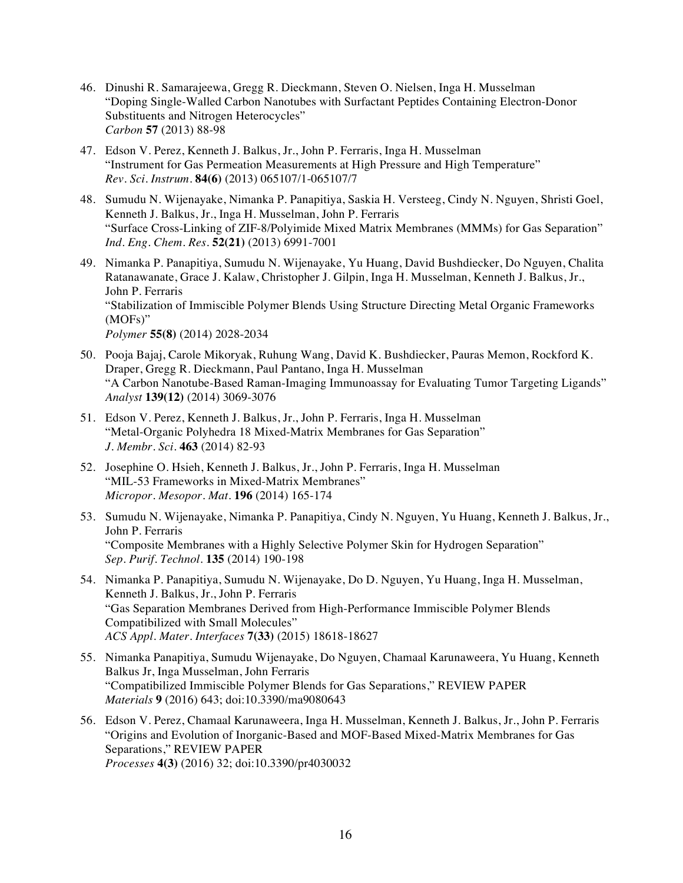46. Dinushi R. Samarajeewa, Gregg R. Dieckmann, Steven O. Nielsen, Inga H. Musselman
"Doping Single-Walled Carbon Nanotubes with Surfactant Peptides Containing Electron-Donor Substituents and Nitrogen Heterocycles"
*Carbon* **57** (2013) 88-98

47. Edson V. Perez, Kenneth J. Balkus, Jr., John P. Ferraris, Inga H. Musselman
"Instrument for Gas Permeation Measurements at High Pressure and High Temperature"
*Rev. Sci. Instrum.* **84(6)** (2013) 065107/1-065107/7

48. Sumudu N. Wijenayake, Nimanka P. Panapitiya, Saskia H. Versteeg, Cindy N. Nguyen, Shristi Goel, Kenneth J. Balkus, Jr., Inga H. Musselman, John P. Ferraris
"Surface Cross-Linking of ZIF-8/Polyimide Mixed Matrix Membranes (MMMs) for Gas Separation"
*Ind. Eng. Chem. Res.* **52(21)** (2013) 6991-7001

49. Nimanka P. Panapitiya, Sumudu N. Wijenayake, Yu Huang, David Bushdiecker, Do Nguyen, Chalita Ratanawanate, Grace J. Kalaw, Christopher J. Gilpin, Inga H. Musselman, Kenneth J. Balkus, Jr., John P. Ferraris
"Stabilization of Immiscible Polymer Blends Using Structure Directing Metal Organic Frameworks (MOFs)"
*Polymer* **55(8)** (2014) 2028-2034

50. Pooja Bajaj, Carole Mikoryak, Ruhung Wang, David K. Bushdiecker, Pauras Memon, Rockford K. Draper, Gregg R. Dieckmann, Paul Pantano, Inga H. Musselman
"A Carbon Nanotube-Based Raman-Imaging Immunoassay for Evaluating Tumor Targeting Ligands"
*Analyst* **139(12)** (2014) 3069-3076

51. Edson V. Perez, Kenneth J. Balkus, Jr., John P. Ferraris, Inga H. Musselman
"Metal-Organic Polyhedra 18 Mixed-Matrix Membranes for Gas Separation"
*J. Membr. Sci.* **463** (2014) 82-93

52. Josephine O. Hsieh, Kenneth J. Balkus, Jr., John P. Ferraris, Inga H. Musselman
"MIL-53 Frameworks in Mixed-Matrix Membranes"
*Micropor. Mesopor. Mat.* **196** (2014) 165-174

53. Sumudu N. Wijenayake, Nimanka P. Panapitiya, Cindy N. Nguyen, Yu Huang, Kenneth J. Balkus, Jr., John P. Ferraris
"Composite Membranes with a Highly Selective Polymer Skin for Hydrogen Separation"
*Sep. Purif. Technol.* **135** (2014) 190-198

54. Nimanka P. Panapitiya, Sumudu N. Wijenayake, Do D. Nguyen, Yu Huang, Inga H. Musselman, Kenneth J. Balkus, Jr., John P. Ferraris
"Gas Separation Membranes Derived from High-Performance Immiscible Polymer Blends Compatibilized with Small Molecules"
*ACS Appl. Mater. Interfaces* **7(33)** (2015) 18618-18627

55. Nimanka Panapitiya, Sumudu Wijenayake, Do Nguyen, Chamaal Karunaweera, Yu Huang, Kenneth Balkus Jr, Inga Musselman, John Ferraris
"Compatibilized Immiscible Polymer Blends for Gas Separations," REVIEW PAPER
*Materials* **9** (2016) 643; doi:10.3390/ma9080643

56. Edson V. Perez, Chamaal Karunaweera, Inga H. Musselman, Kenneth J. Balkus, Jr., John P. Ferraris
"Origins and Evolution of Inorganic-Based and MOF-Based Mixed-Matrix Membranes for Gas Separations," REVIEW PAPER
*Processes* **4(3)** (2016) 32; doi:10.3390/pr4030032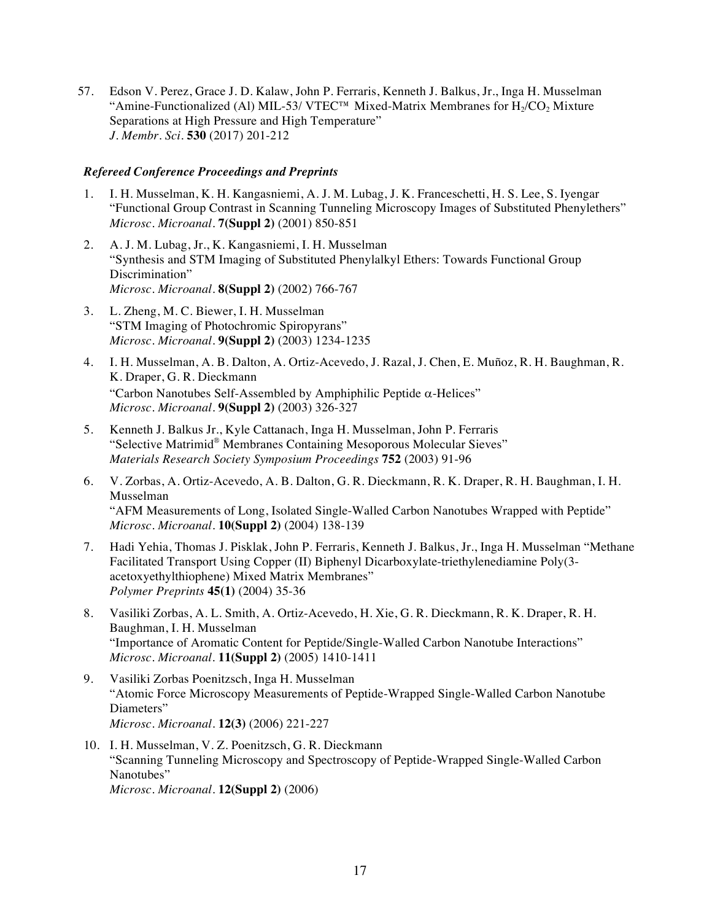57. Edson V. Perez, Grace J. D. Kalaw, John P. Ferraris, Kenneth J. Balkus, Jr., Inga H. Musselman "Amine-Functionalized (Al) MIL-53/ VTEC™ Mixed-Matrix Membranes for $H_2/CO_2$ Mixture Separations at High Pressure and High Temperature" *J. Membr. Sci.* **530** (2017) 201-212

***Refereed Conference Proceedings and Preprints***

1. I. H. Musselman, K. H. Kangasniemi, A. J. M. Lubag, J. K. Franceschetti, H. S. Lee, S. Iyengar "Functional Group Contrast in Scanning Tunneling Microscopy Images of Substituted Phenylethers" *Microsc. Microanal.* **7(Suppl 2)** (2001) 850-851

2. A. J. M. Lubag, Jr., K. Kangasniemi, I. H. Musselman "Synthesis and STM Imaging of Substituted Phenylalkyl Ethers: Towards Functional Group Discrimination" *Microsc. Microanal.* **8(Suppl 2)** (2002) 766-767

3. L. Zheng, M. C. Biewer, I. H. Musselman "STM Imaging of Photochromic Spiropyrans" *Microsc. Microanal.* **9(Suppl 2)** (2003) 1234-1235

4. I. H. Musselman, A. B. Dalton, A. Ortiz-Acevedo, J. Razal, J. Chen, E. Muñoz, R. H. Baughman, R. K. Draper, G. R. Dieckmann "Carbon Nanotubes Self-Assembled by Amphiphilic Peptide $\alpha$-Helices" *Microsc. Microanal.* **9(Suppl 2)** (2003) 326-327

5. Kenneth J. Balkus Jr., Kyle Cattanach, Inga H. Musselman, John P. Ferraris "Selective Matrimid® Membranes Containing Mesoporous Molecular Sieves" *Materials Research Society Symposium Proceedings* **752** (2003) 91-96

6. V. Zorbas, A. Ortiz-Acevedo, A. B. Dalton, G. R. Dieckmann, R. K. Draper, R. H. Baughman, I. H. Musselman "AFM Measurements of Long, Isolated Single-Walled Carbon Nanotubes Wrapped with Peptide" *Microsc. Microanal.* **10(Suppl 2)** (2004) 138-139

7. Hadi Yehia, Thomas J. Pisklak, John P. Ferraris, Kenneth J. Balkus, Jr., Inga H. Musselman "Methane Facilitated Transport Using Copper (II) Biphenyl Dicarboxylate-triethylenediamine Poly(3-acetoxyethylthiophene) Mixed Matrix Membranes" *Polymer Preprints* **45(1)** (2004) 35-36

8. Vasiliki Zorbas, A. L. Smith, A. Ortiz-Acevedo, H. Xie, G. R. Dieckmann, R. K. Draper, R. H. Baughman, I. H. Musselman "Importance of Aromatic Content for Peptide/Single-Walled Carbon Nanotube Interactions" *Microsc. Microanal.* **11(Suppl 2)** (2005) 1410-1411

9. Vasiliki Zorbas Poenitzsch, Inga H. Musselman "Atomic Force Microscopy Measurements of Peptide-Wrapped Single-Walled Carbon Nanotube Diameters" *Microsc. Microanal.* **12(3)** (2006) 221-227

10. I. H. Musselman, V. Z. Poenitzsch, G. R. Dieckmann "Scanning Tunneling Microscopy and Spectroscopy of Peptide-Wrapped Single-Walled Carbon Nanotubes" *Microsc. Microanal.* **12(Suppl 2)** (2006)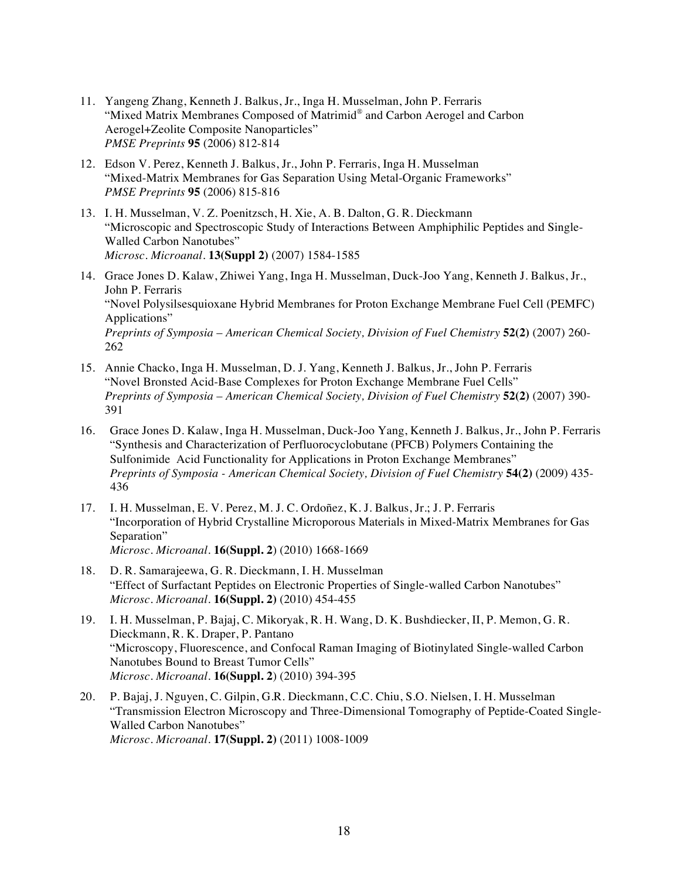11. Yangeng Zhang, Kenneth J. Balkus, Jr., Inga H. Musselman, John P. Ferraris
    "Mixed Matrix Membranes Composed of Matrimid® and Carbon Aerogel and Carbon Aerogel+Zeolite Composite Nanoparticles"
    *PMSE Preprints* **95** (2006) 812-814

12. Edson V. Perez, Kenneth J. Balkus, Jr., John P. Ferraris, Inga H. Musselman
    "Mixed-Matrix Membranes for Gas Separation Using Metal-Organic Frameworks"
    *PMSE Preprints* **95** (2006) 815-816

13. I. H. Musselman, V. Z. Poenitzsch, H. Xie, A. B. Dalton, G. R. Dieckmann
    "Microscopic and Spectroscopic Study of Interactions Between Amphiphilic Peptides and Single-Walled Carbon Nanotubes"
    *Microsc. Microanal.* **13(Suppl 2)** (2007) 1584-1585

14. Grace Jones D. Kalaw, Zhiwei Yang, Inga H. Musselman, Duck-Joo Yang, Kenneth J. Balkus, Jr., John P. Ferraris
    "Novel Polysilsesquioxane Hybrid Membranes for Proton Exchange Membrane Fuel Cell (PEMFC) Applications"
    *Preprints of Symposia – American Chemical Society, Division of Fuel Chemistry* **52(2)** (2007) 260-262

15. Annie Chacko, Inga H. Musselman, D. J. Yang, Kenneth J. Balkus, Jr., John P. Ferraris
    "Novel Bronsted Acid-Base Complexes for Proton Exchange Membrane Fuel Cells"
    *Preprints of Symposia – American Chemical Society, Division of Fuel Chemistry* **52(2)** (2007) 390-391

16. Grace Jones D. Kalaw, Inga H. Musselman, Duck-Joo Yang, Kenneth J. Balkus, Jr., John P. Ferraris
    "Synthesis and Characterization of Perfluorocyclobutane (PFCB) Polymers Containing the Sulfonimide Acid Functionality for Applications in Proton Exchange Membranes"
    *Preprints of Symposia - American Chemical Society, Division of Fuel Chemistry* **54(2)** (2009) 435-436

17. I. H. Musselman, E. V. Perez, M. J. C. Ordoñez, K. J. Balkus, Jr.; J. P. Ferraris
    "Incorporation of Hybrid Crystalline Microporous Materials in Mixed-Matrix Membranes for Gas Separation"
    *Microsc. Microanal.* **16(Suppl. 2**) (2010) 1668-1669

18. D. R. Samarajeewa, G. R. Dieckmann, I. H. Musselman
    "Effect of Surfactant Peptides on Electronic Properties of Single-walled Carbon Nanotubes"
    *Microsc. Microanal.* **16(Suppl. 2)** (2010) 454-455

19. I. H. Musselman, P. Bajaj, C. Mikoryak, R. H. Wang, D. K. Bushdiecker, II, P. Memon, G. R. Dieckmann, R. K. Draper, P. Pantano
    "Microscopy, Fluorescence, and Confocal Raman Imaging of Biotinylated Single-walled Carbon Nanotubes Bound to Breast Tumor Cells"
    *Microsc. Microanal.* **16(Suppl. 2**) (2010) 394-395

20. P. Bajaj, J. Nguyen, C. Gilpin, G.R. Dieckmann, C.C. Chiu, S.O. Nielsen, I. H. Musselman
    "Transmission Electron Microscopy and Three-Dimensional Tomography of Peptide-Coated Single-Walled Carbon Nanotubes"
    *Microsc. Microanal.* **17(Suppl. 2)** (2011) 1008-1009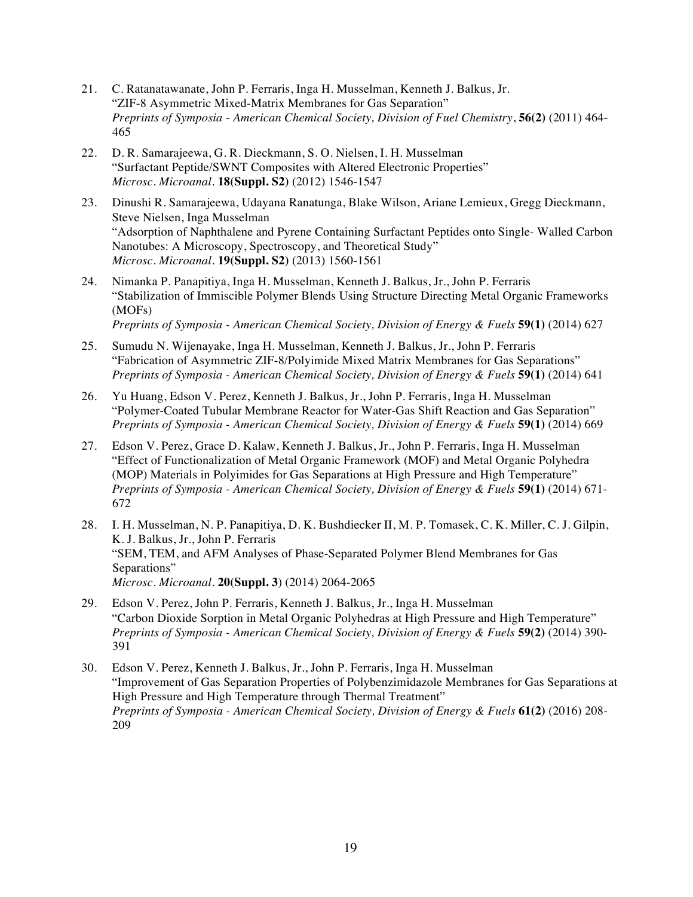21. C. Ratanatawanate, John P. Ferraris, Inga H. Musselman, Kenneth J. Balkus, Jr.
"ZIF-8 Asymmetric Mixed-Matrix Membranes for Gas Separation"
*Preprints of Symposia - American Chemical Society, Division of Fuel Chemistry*, **56(2)** (2011) 464-465

22. D. R. Samarajeewa, G. R. Dieckmann, S. O. Nielsen, I. H. Musselman
"Surfactant Peptide/SWNT Composites with Altered Electronic Properties"
*Microsc. Microanal.* **18(Suppl. S2)** (2012) 1546-1547

23. Dinushi R. Samarajeewa, Udayana Ranatunga, Blake Wilson, Ariane Lemieux, Gregg Dieckmann, Steve Nielsen, Inga Musselman
"Adsorption of Naphthalene and Pyrene Containing Surfactant Peptides onto Single- Walled Carbon Nanotubes: A Microscopy, Spectroscopy, and Theoretical Study"
*Microsc. Microanal.* **19(Suppl. S2)** (2013) 1560-1561

24. Nimanka P. Panapitiya, Inga H. Musselman, Kenneth J. Balkus, Jr., John P. Ferraris
"Stabilization of Immiscible Polymer Blends Using Structure Directing Metal Organic Frameworks (MOFs)
*Preprints of Symposia - American Chemical Society, Division of Energy & Fuels* **59(1)** (2014) 627

25. Sumudu N. Wijenayake, Inga H. Musselman, Kenneth J. Balkus, Jr., John P. Ferraris
"Fabrication of Asymmetric ZIF-8/Polyimide Mixed Matrix Membranes for Gas Separations"
*Preprints of Symposia - American Chemical Society, Division of Energy & Fuels* **59(1)** (2014) 641

26. Yu Huang, Edson V. Perez, Kenneth J. Balkus, Jr., John P. Ferraris, Inga H. Musselman
"Polymer-Coated Tubular Membrane Reactor for Water-Gas Shift Reaction and Gas Separation"
*Preprints of Symposia - American Chemical Society, Division of Energy & Fuels* **59(1)** (2014) 669

27. Edson V. Perez, Grace D. Kalaw, Kenneth J. Balkus, Jr., John P. Ferraris, Inga H. Musselman
"Effect of Functionalization of Metal Organic Framework (MOF) and Metal Organic Polyhedra (MOP) Materials in Polyimides for Gas Separations at High Pressure and High Temperature"
*Preprints of Symposia - American Chemical Society, Division of Energy & Fuels* **59(1)** (2014) 671-672

28. I. H. Musselman, N. P. Panapitiya, D. K. Bushdiecker II, M. P. Tomasek, C. K. Miller, C. J. Gilpin, K. J. Balkus, Jr., John P. Ferraris
"SEM, TEM, and AFM Analyses of Phase-Separated Polymer Blend Membranes for Gas Separations"
*Microsc. Microanal.* **20(Suppl. 3**) (2014) 2064-2065

29. Edson V. Perez, John P. Ferraris, Kenneth J. Balkus, Jr., Inga H. Musselman
"Carbon Dioxide Sorption in Metal Organic Polyhedras at High Pressure and High Temperature"
*Preprints of Symposia - American Chemical Society, Division of Energy & Fuels* **59(2)** (2014) 390-391

30. Edson V. Perez, Kenneth J. Balkus, Jr., John P. Ferraris, Inga H. Musselman
"Improvement of Gas Separation Properties of Polybenzimidazole Membranes for Gas Separations at High Pressure and High Temperature through Thermal Treatment"
*Preprints of Symposia - American Chemical Society, Division of Energy & Fuels* **61(2)** (2016) 208-209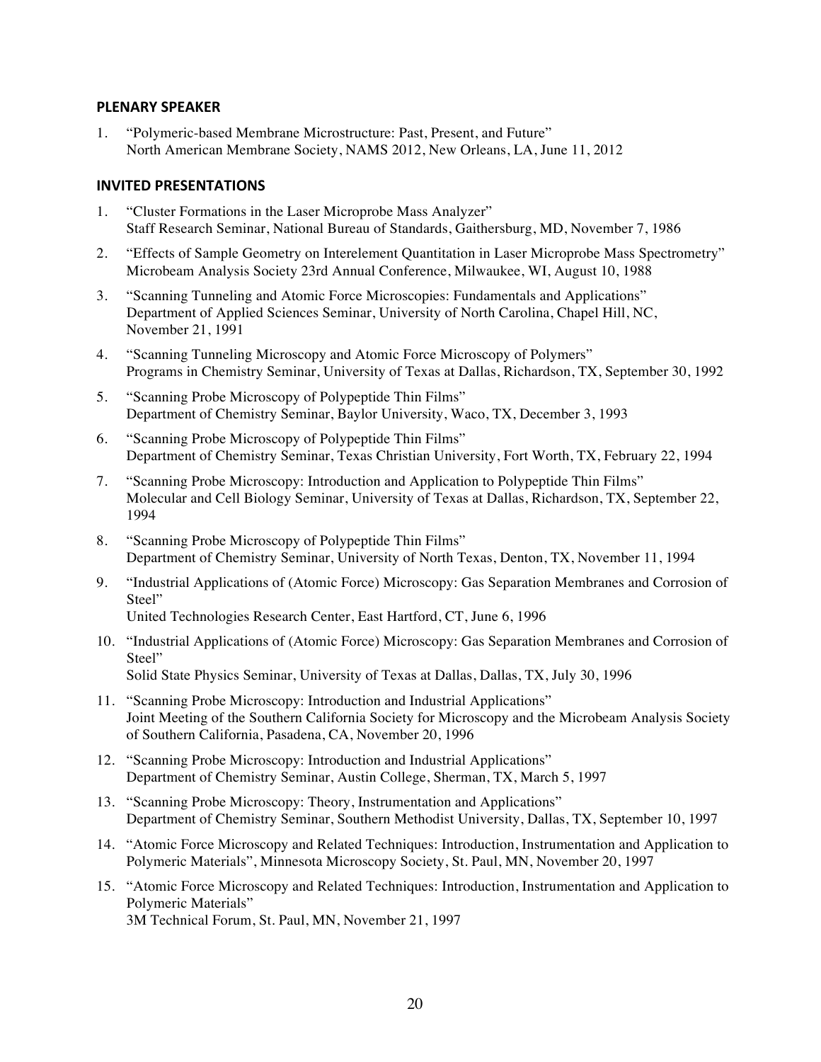## PLENARY SPEAKER

1. "Polymeric-based Membrane Microstructure: Past, Present, and Future"
   North American Membrane Society, NAMS 2012, New Orleans, LA, June 11, 2012

## INVITED PRESENTATIONS

1. "Cluster Formations in the Laser Microprobe Mass Analyzer"
   Staff Research Seminar, National Bureau of Standards, Gaithersburg, MD, November 7, 1986
2. "Effects of Sample Geometry on Interelement Quantitation in Laser Microprobe Mass Spectrometry"
   Microbeam Analysis Society 23rd Annual Conference, Milwaukee, WI, August 10, 1988
3. "Scanning Tunneling and Atomic Force Microscopies: Fundamentals and Applications"
   Department of Applied Sciences Seminar, University of North Carolina, Chapel Hill, NC, November 21, 1991
4. "Scanning Tunneling Microscopy and Atomic Force Microscopy of Polymers"
   Programs in Chemistry Seminar, University of Texas at Dallas, Richardson, TX, September 30, 1992
5. "Scanning Probe Microscopy of Polypeptide Thin Films"
   Department of Chemistry Seminar, Baylor University, Waco, TX, December 3, 1993
6. "Scanning Probe Microscopy of Polypeptide Thin Films"
   Department of Chemistry Seminar, Texas Christian University, Fort Worth, TX, February 22, 1994
7. "Scanning Probe Microscopy: Introduction and Application to Polypeptide Thin Films"
   Molecular and Cell Biology Seminar, University of Texas at Dallas, Richardson, TX, September 22, 1994
8. "Scanning Probe Microscopy of Polypeptide Thin Films"
   Department of Chemistry Seminar, University of North Texas, Denton, TX, November 11, 1994
9. "Industrial Applications of (Atomic Force) Microscopy: Gas Separation Membranes and Corrosion of Steel"
   United Technologies Research Center, East Hartford, CT, June 6, 1996
10. "Industrial Applications of (Atomic Force) Microscopy: Gas Separation Membranes and Corrosion of Steel"
    Solid State Physics Seminar, University of Texas at Dallas, Dallas, TX, July 30, 1996
11. "Scanning Probe Microscopy: Introduction and Industrial Applications"
    Joint Meeting of the Southern California Society for Microscopy and the Microbeam Analysis Society of Southern California, Pasadena, CA, November 20, 1996
12. "Scanning Probe Microscopy: Introduction and Industrial Applications"
    Department of Chemistry Seminar, Austin College, Sherman, TX, March 5, 1997
13. "Scanning Probe Microscopy: Theory, Instrumentation and Applications"
    Department of Chemistry Seminar, Southern Methodist University, Dallas, TX, September 10, 1997
14. "Atomic Force Microscopy and Related Techniques: Introduction, Instrumentation and Application to Polymeric Materials", Minnesota Microscopy Society, St. Paul, MN, November 20, 1997
15. "Atomic Force Microscopy and Related Techniques: Introduction, Instrumentation and Application to Polymeric Materials"
    3M Technical Forum, St. Paul, MN, November 21, 1997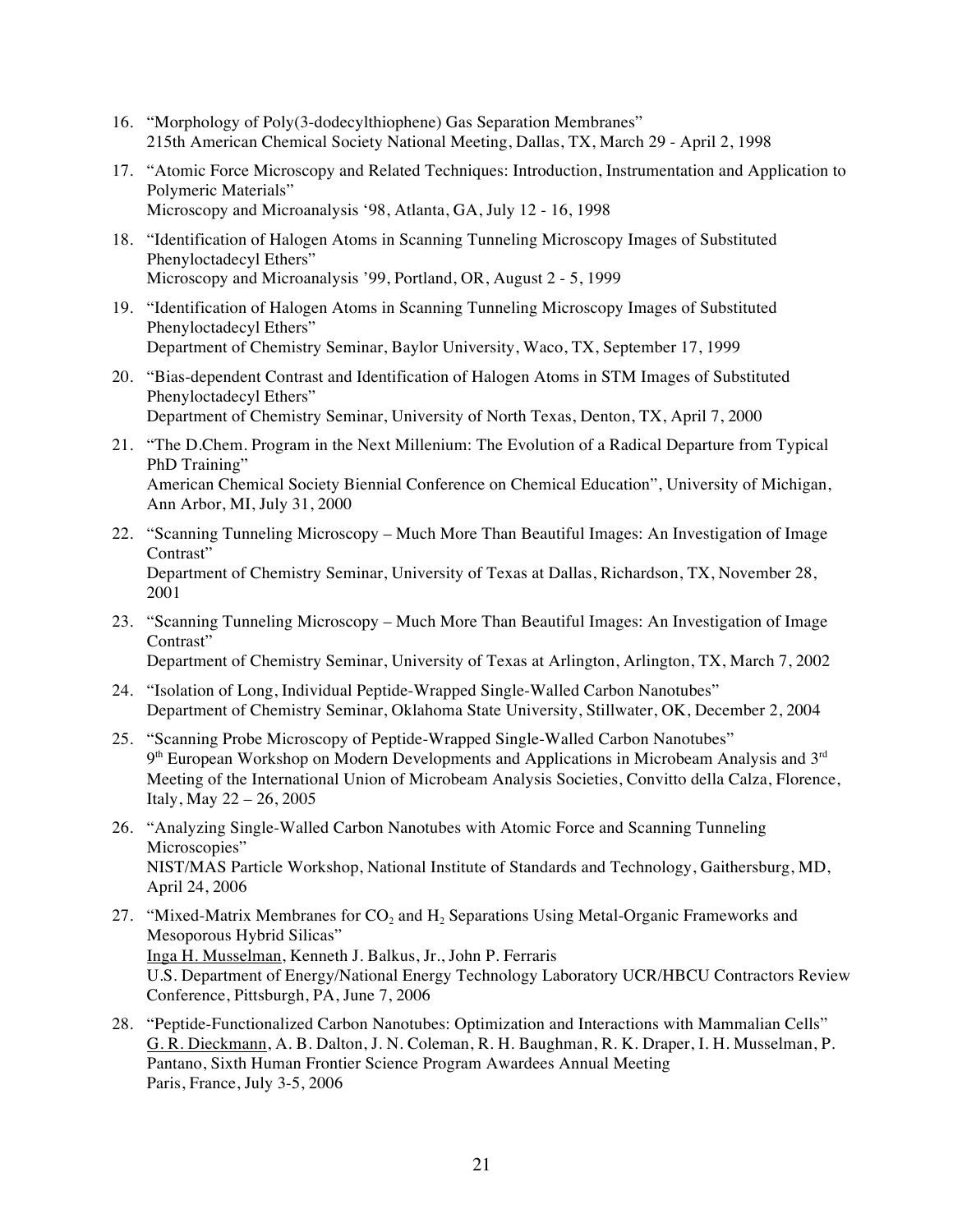16. "Morphology of Poly(3-dodecylthiophene) Gas Separation Membranes"
    215th American Chemical Society National Meeting, Dallas, TX, March 29 - April 2, 1998

17. "Atomic Force Microscopy and Related Techniques: Introduction, Instrumentation and Application to Polymeric Materials"
    Microscopy and Microanalysis '98, Atlanta, GA, July 12 - 16, 1998

18. "Identification of Halogen Atoms in Scanning Tunneling Microscopy Images of Substituted Phenyloctadecyl Ethers"
    Microscopy and Microanalysis '99, Portland, OR, August 2 - 5, 1999

19. "Identification of Halogen Atoms in Scanning Tunneling Microscopy Images of Substituted Phenyloctadecyl Ethers"
    Department of Chemistry Seminar, Baylor University, Waco, TX, September 17, 1999

20. "Bias-dependent Contrast and Identification of Halogen Atoms in STM Images of Substituted Phenyloctadecyl Ethers"
    Department of Chemistry Seminar, University of North Texas, Denton, TX, April 7, 2000

21. "The D.Chem. Program in the Next Millenium: The Evolution of a Radical Departure from Typical PhD Training"
    American Chemical Society Biennial Conference on Chemical Education", University of Michigan, Ann Arbor, MI, July 31, 2000

22. "Scanning Tunneling Microscopy – Much More Than Beautiful Images: An Investigation of Image Contrast"
    Department of Chemistry Seminar, University of Texas at Dallas, Richardson, TX, November 28, 2001

23. "Scanning Tunneling Microscopy – Much More Than Beautiful Images: An Investigation of Image Contrast"
    Department of Chemistry Seminar, University of Texas at Arlington, Arlington, TX, March 7, 2002

24. "Isolation of Long, Individual Peptide-Wrapped Single-Walled Carbon Nanotubes"
    Department of Chemistry Seminar, Oklahoma State University, Stillwater, OK, December 2, 2004

25. "Scanning Probe Microscopy of Peptide-Wrapped Single-Walled Carbon Nanotubes"
    9th European Workshop on Modern Developments and Applications in Microbeam Analysis and 3rd Meeting of the International Union of Microbeam Analysis Societies, Convitto della Calza, Florence, Italy, May 22 – 26, 2005

26. "Analyzing Single-Walled Carbon Nanotubes with Atomic Force and Scanning Tunneling Microscopies"
    NIST/MAS Particle Workshop, National Institute of Standards and Technology, Gaithersburg, MD, April 24, 2006

27. "Mixed-Matrix Membranes for $CO_2$ and $H_2$ Separations Using Metal-Organic Frameworks and Mesoporous Hybrid Silicas"
    Inga H. Musselman, Kenneth J. Balkus, Jr., John P. Ferraris
    U.S. Department of Energy/National Energy Technology Laboratory UCR/HBCU Contractors Review Conference, Pittsburgh, PA, June 7, 2006

28. "Peptide-Functionalized Carbon Nanotubes: Optimization and Interactions with Mammalian Cells"
    G. R. Dieckmann, A. B. Dalton, J. N. Coleman, R. H. Baughman, R. K. Draper, I. H. Musselman, P. Pantano, Sixth Human Frontier Science Program Awardees Annual Meeting
    Paris, France, July 3-5, 2006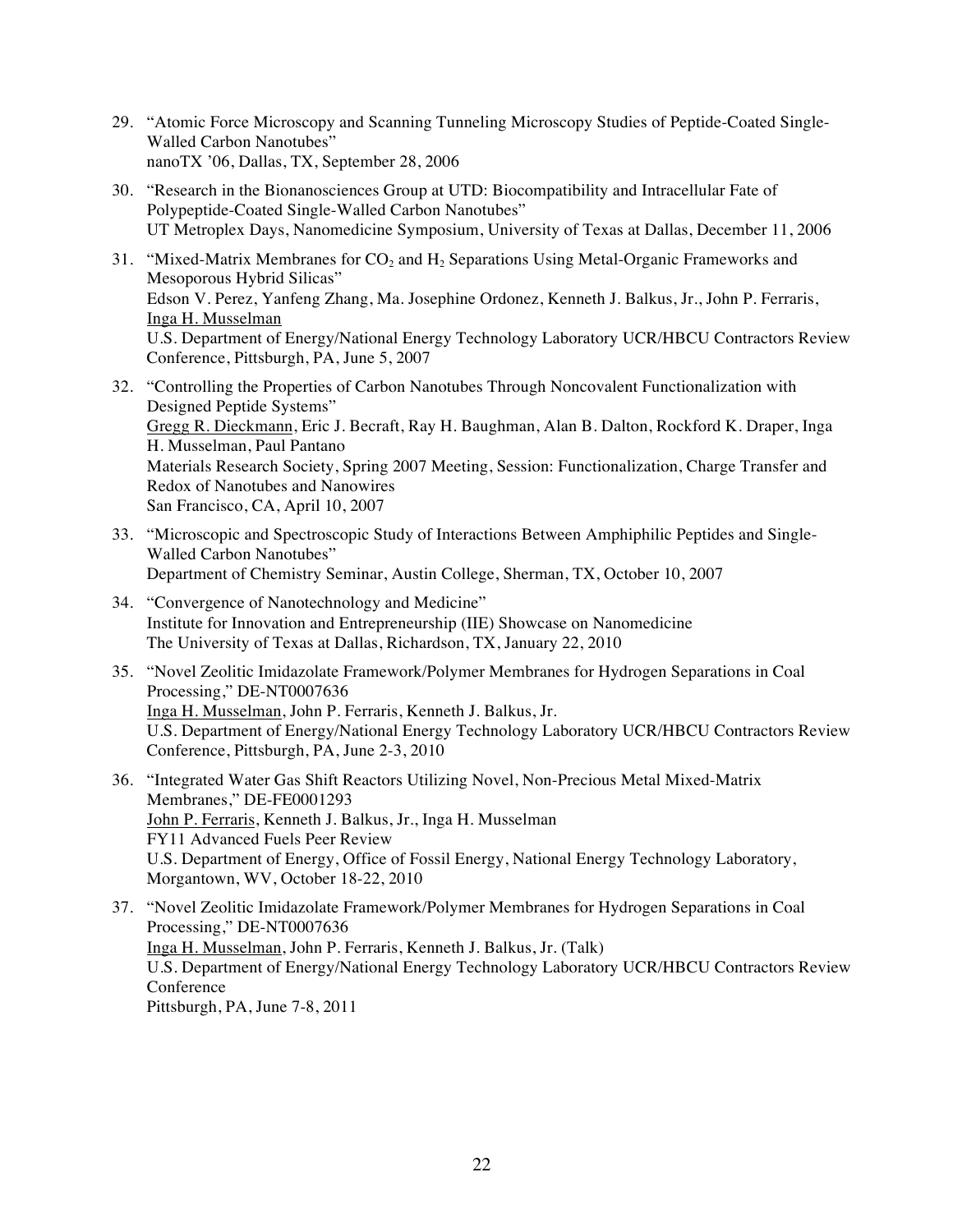29. "Atomic Force Microscopy and Scanning Tunneling Microscopy Studies of Peptide-Coated Single-Walled Carbon Nanotubes"
    nanoTX '06, Dallas, TX, September 28, 2006

30. "Research in the Bionanosciences Group at UTD: Biocompatibility and Intracellular Fate of Polypeptide-Coated Single-Walled Carbon Nanotubes"
    UT Metroplex Days, Nanomedicine Symposium, University of Texas at Dallas, December 11, 2006

31. "Mixed-Matrix Membranes for $CO_2$ and $H_2$ Separations Using Metal-Organic Frameworks and Mesoporous Hybrid Silicas"
    Edson V. Perez, Yanfeng Zhang, Ma. Josephine Ordonez, Kenneth J. Balkus, Jr., John P. Ferraris, <u>Inga H. Musselman</u>
    U.S. Department of Energy/National Energy Technology Laboratory UCR/HBCU Contractors Review Conference, Pittsburgh, PA, June 5, 2007

32. "Controlling the Properties of Carbon Nanotubes Through Noncovalent Functionalization with Designed Peptide Systems"
    <u>Gregg R. Dieckmann</u>, Eric J. Becraft, Ray H. Baughman, Alan B. Dalton, Rockford K. Draper, Inga H. Musselman, Paul Pantano
    Materials Research Society, Spring 2007 Meeting, Session: Functionalization, Charge Transfer and Redox of Nanotubes and Nanowires
    San Francisco, CA, April 10, 2007

33. "Microscopic and Spectroscopic Study of Interactions Between Amphiphilic Peptides and Single-Walled Carbon Nanotubes"
    Department of Chemistry Seminar, Austin College, Sherman, TX, October 10, 2007

34. "Convergence of Nanotechnology and Medicine"
    Institute for Innovation and Entrepreneurship (IIE) Showcase on Nanomedicine
    The University of Texas at Dallas, Richardson, TX, January 22, 2010

35. "Novel Zeolitic Imidazolate Framework/Polymer Membranes for Hydrogen Separations in Coal Processing," DE-NT0007636
    <u>Inga H. Musselman</u>, John P. Ferraris, Kenneth J. Balkus, Jr.
    U.S. Department of Energy/National Energy Technology Laboratory UCR/HBCU Contractors Review Conference, Pittsburgh, PA, June 2-3, 2010

36. "Integrated Water Gas Shift Reactors Utilizing Novel, Non-Precious Metal Mixed-Matrix Membranes," DE-FE0001293
    <u>John P. Ferraris</u>, Kenneth J. Balkus, Jr., Inga H. Musselman
    FY11 Advanced Fuels Peer Review
    U.S. Department of Energy, Office of Fossil Energy, National Energy Technology Laboratory, Morgantown, WV, October 18-22, 2010

37. "Novel Zeolitic Imidazolate Framework/Polymer Membranes for Hydrogen Separations in Coal Processing," DE-NT0007636
    <u>Inga H. Musselman</u>, John P. Ferraris, Kenneth J. Balkus, Jr. (Talk)
    U.S. Department of Energy/National Energy Technology Laboratory UCR/HBCU Contractors Review Conference
    Pittsburgh, PA, June 7-8, 2011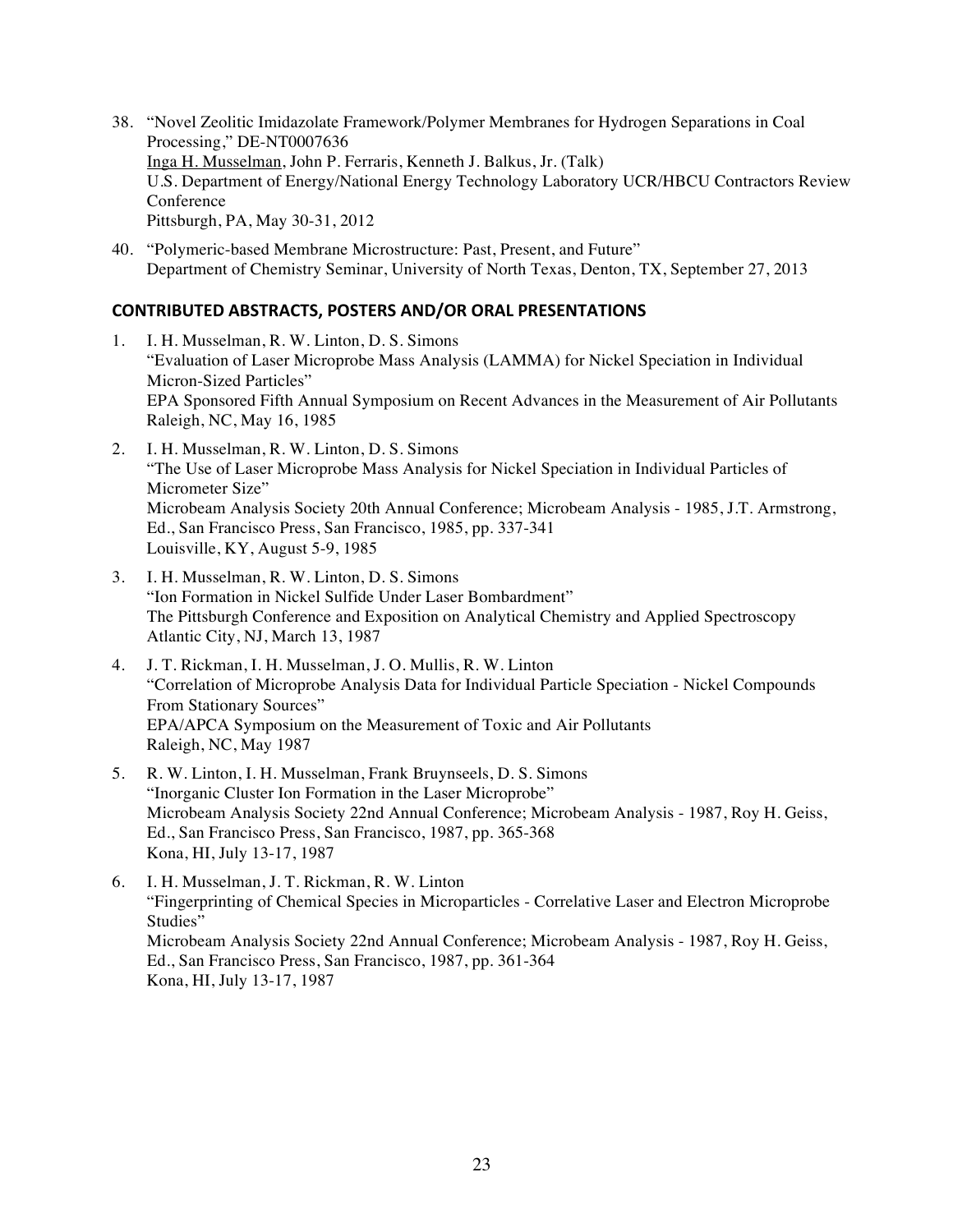38. "Novel Zeolitic Imidazolate Framework/Polymer Membranes for Hydrogen Separations in Coal Processing," DE-NT0007636
    <u>Inga H. Musselman</u>, John P. Ferraris, Kenneth J. Balkus, Jr. (Talk)
    U.S. Department of Energy/National Energy Technology Laboratory UCR/HBCU Contractors Review Conference
    Pittsburgh, PA, May 30-31, 2012

40. "Polymeric-based Membrane Microstructure: Past, Present, and Future"
    Department of Chemistry Seminar, University of North Texas, Denton, TX, September 27, 2013

## CONTRIBUTED ABSTRACTS, POSTERS AND/OR ORAL PRESENTATIONS

1. I. H. Musselman, R. W. Linton, D. S. Simons
   "Evaluation of Laser Microprobe Mass Analysis (LAMMA) for Nickel Speciation in Individual Micron-Sized Particles"
   EPA Sponsored Fifth Annual Symposium on Recent Advances in the Measurement of Air Pollutants
   Raleigh, NC, May 16, 1985

2. I. H. Musselman, R. W. Linton, D. S. Simons
   "The Use of Laser Microprobe Mass Analysis for Nickel Speciation in Individual Particles of Micrometer Size"
   Microbeam Analysis Society 20th Annual Conference; Microbeam Analysis - 1985, J.T. Armstrong, Ed., San Francisco Press, San Francisco, 1985, pp. 337-341
   Louisville, KY, August 5-9, 1985

3. I. H. Musselman, R. W. Linton, D. S. Simons
   "Ion Formation in Nickel Sulfide Under Laser Bombardment"
   The Pittsburgh Conference and Exposition on Analytical Chemistry and Applied Spectroscopy
   Atlantic City, NJ, March 13, 1987

4. J. T. Rickman, I. H. Musselman, J. O. Mullis, R. W. Linton
   "Correlation of Microprobe Analysis Data for Individual Particle Speciation - Nickel Compounds From Stationary Sources"
   EPA/APCA Symposium on the Measurement of Toxic and Air Pollutants
   Raleigh, NC, May 1987

5. R. W. Linton, I. H. Musselman, Frank Bruynseels, D. S. Simons
   "Inorganic Cluster Ion Formation in the Laser Microprobe"
   Microbeam Analysis Society 22nd Annual Conference; Microbeam Analysis - 1987, Roy H. Geiss, Ed., San Francisco Press, San Francisco, 1987, pp. 365-368
   Kona, HI, July 13-17, 1987

6. I. H. Musselman, J. T. Rickman, R. W. Linton
   "Fingerprinting of Chemical Species in Microparticles - Correlative Laser and Electron Microprobe Studies"
   Microbeam Analysis Society 22nd Annual Conference; Microbeam Analysis - 1987, Roy H. Geiss, Ed., San Francisco Press, San Francisco, 1987, pp. 361-364
   Kona, HI, July 13-17, 1987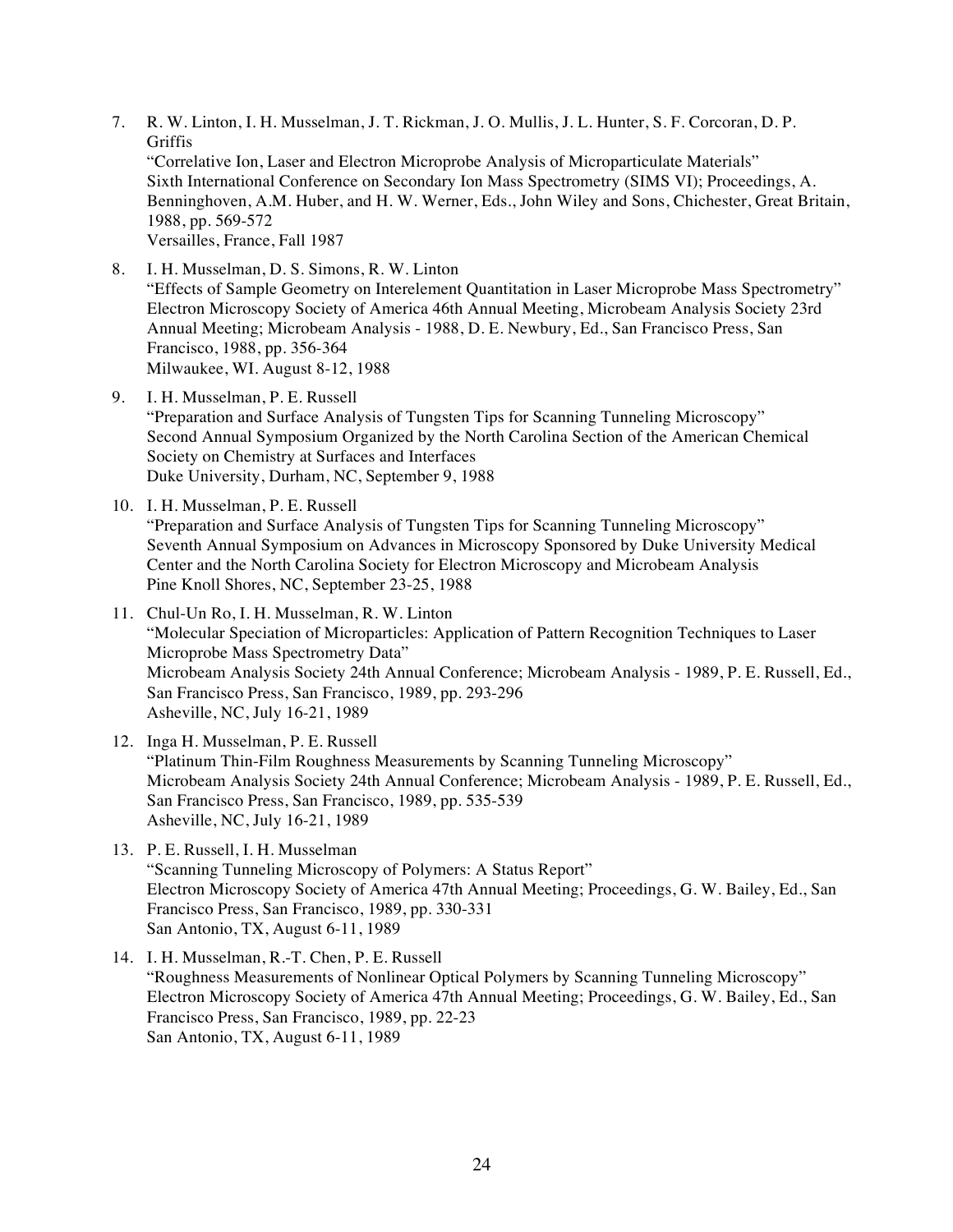7. R. W. Linton, I. H. Musselman, J. T. Rickman, J. O. Mullis, J. L. Hunter, S. F. Corcoran, D. P. Griffis
   "Correlative Ion, Laser and Electron Microprobe Analysis of Microparticulate Materials"
   Sixth International Conference on Secondary Ion Mass Spectrometry (SIMS VI); Proceedings, A. Benninghoven, A.M. Huber, and H. W. Werner, Eds., John Wiley and Sons, Chichester, Great Britain, 1988, pp. 569-572
   Versailles, France, Fall 1987

8. I. H. Musselman, D. S. Simons, R. W. Linton
   "Effects of Sample Geometry on Interelement Quantitation in Laser Microprobe Mass Spectrometry"
   Electron Microscopy Society of America 46th Annual Meeting, Microbeam Analysis Society 23rd Annual Meeting; Microbeam Analysis - 1988, D. E. Newbury, Ed., San Francisco Press, San Francisco, 1988, pp. 356-364
   Milwaukee, WI. August 8-12, 1988

9. I. H. Musselman, P. E. Russell
   "Preparation and Surface Analysis of Tungsten Tips for Scanning Tunneling Microscopy"
   Second Annual Symposium Organized by the North Carolina Section of the American Chemical Society on Chemistry at Surfaces and Interfaces
   Duke University, Durham, NC, September 9, 1988

10. I. H. Musselman, P. E. Russell
    "Preparation and Surface Analysis of Tungsten Tips for Scanning Tunneling Microscopy"
    Seventh Annual Symposium on Advances in Microscopy Sponsored by Duke University Medical Center and the North Carolina Society for Electron Microscopy and Microbeam Analysis
    Pine Knoll Shores, NC, September 23-25, 1988

11. Chul-Un Ro, I. H. Musselman, R. W. Linton
    "Molecular Speciation of Microparticles: Application of Pattern Recognition Techniques to Laser Microprobe Mass Spectrometry Data"
    Microbeam Analysis Society 24th Annual Conference; Microbeam Analysis - 1989, P. E. Russell, Ed., San Francisco Press, San Francisco, 1989, pp. 293-296
    Asheville, NC, July 16-21, 1989

12. Inga H. Musselman, P. E. Russell
    "Platinum Thin-Film Roughness Measurements by Scanning Tunneling Microscopy"
    Microbeam Analysis Society 24th Annual Conference; Microbeam Analysis - 1989, P. E. Russell, Ed., San Francisco Press, San Francisco, 1989, pp. 535-539
    Asheville, NC, July 16-21, 1989

13. P. E. Russell, I. H. Musselman
    "Scanning Tunneling Microscopy of Polymers: A Status Report"
    Electron Microscopy Society of America 47th Annual Meeting; Proceedings, G. W. Bailey, Ed., San Francisco Press, San Francisco, 1989, pp. 330-331
    San Antonio, TX, August 6-11, 1989

14. I. H. Musselman, R.-T. Chen, P. E. Russell
    "Roughness Measurements of Nonlinear Optical Polymers by Scanning Tunneling Microscopy"
    Electron Microscopy Society of America 47th Annual Meeting; Proceedings, G. W. Bailey, Ed., San Francisco Press, San Francisco, 1989, pp. 22-23
    San Antonio, TX, August 6-11, 1989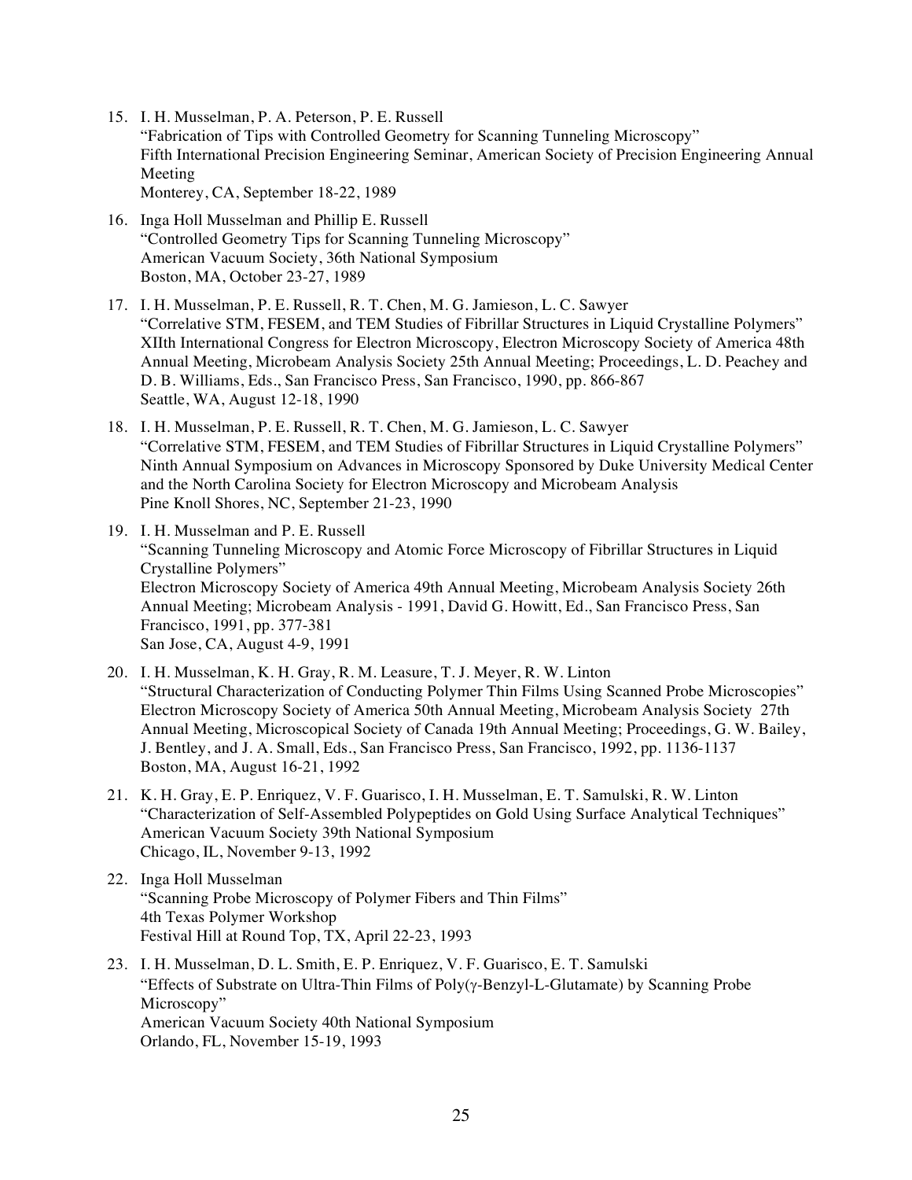15. I. H. Musselman, P. A. Peterson, P. E. Russell
"Fabrication of Tips with Controlled Geometry for Scanning Tunneling Microscopy"
Fifth International Precision Engineering Seminar, American Society of Precision Engineering Annual Meeting
Monterey, CA, September 18-22, 1989

16. Inga Holl Musselman and Phillip E. Russell
"Controlled Geometry Tips for Scanning Tunneling Microscopy"
American Vacuum Society, 36th National Symposium
Boston, MA, October 23-27, 1989

17. I. H. Musselman, P. E. Russell, R. T. Chen, M. G. Jamieson, L. C. Sawyer
"Correlative STM, FESEM, and TEM Studies of Fibrillar Structures in Liquid Crystalline Polymers"
XIIth International Congress for Electron Microscopy, Electron Microscopy Society of America 48th Annual Meeting, Microbeam Analysis Society 25th Annual Meeting; Proceedings, L. D. Peachey and D. B. Williams, Eds., San Francisco Press, San Francisco, 1990, pp. 866-867
Seattle, WA, August 12-18, 1990

18. I. H. Musselman, P. E. Russell, R. T. Chen, M. G. Jamieson, L. C. Sawyer
"Correlative STM, FESEM, and TEM Studies of Fibrillar Structures in Liquid Crystalline Polymers"
Ninth Annual Symposium on Advances in Microscopy Sponsored by Duke University Medical Center and the North Carolina Society for Electron Microscopy and Microbeam Analysis
Pine Knoll Shores, NC, September 21-23, 1990

19. I. H. Musselman and P. E. Russell
"Scanning Tunneling Microscopy and Atomic Force Microscopy of Fibrillar Structures in Liquid Crystalline Polymers"
Electron Microscopy Society of America 49th Annual Meeting, Microbeam Analysis Society 26th Annual Meeting; Microbeam Analysis - 1991, David G. Howitt, Ed., San Francisco Press, San Francisco, 1991, pp. 377-381
San Jose, CA, August 4-9, 1991

20. I. H. Musselman, K. H. Gray, R. M. Leasure, T. J. Meyer, R. W. Linton
"Structural Characterization of Conducting Polymer Thin Films Using Scanned Probe Microscopies"
Electron Microscopy Society of America 50th Annual Meeting, Microbeam Analysis Society 27th Annual Meeting, Microscopical Society of Canada 19th Annual Meeting; Proceedings, G. W. Bailey, J. Bentley, and J. A. Small, Eds., San Francisco Press, San Francisco, 1992, pp. 1136-1137
Boston, MA, August 16-21, 1992

21. K. H. Gray, E. P. Enriquez, V. F. Guarisco, I. H. Musselman, E. T. Samulski, R. W. Linton
"Characterization of Self-Assembled Polypeptides on Gold Using Surface Analytical Techniques"
American Vacuum Society 39th National Symposium
Chicago, IL, November 9-13, 1992

22. Inga Holl Musselman
"Scanning Probe Microscopy of Polymer Fibers and Thin Films"
4th Texas Polymer Workshop
Festival Hill at Round Top, TX, April 22-23, 1993

23. I. H. Musselman, D. L. Smith, E. P. Enriquez, V. F. Guarisco, E. T. Samulski
"Effects of Substrate on Ultra-Thin Films of Poly($\gamma$-Benzyl-L-Glutamate) by Scanning Probe Microscopy"
American Vacuum Society 40th National Symposium
Orlando, FL, November 15-19, 1993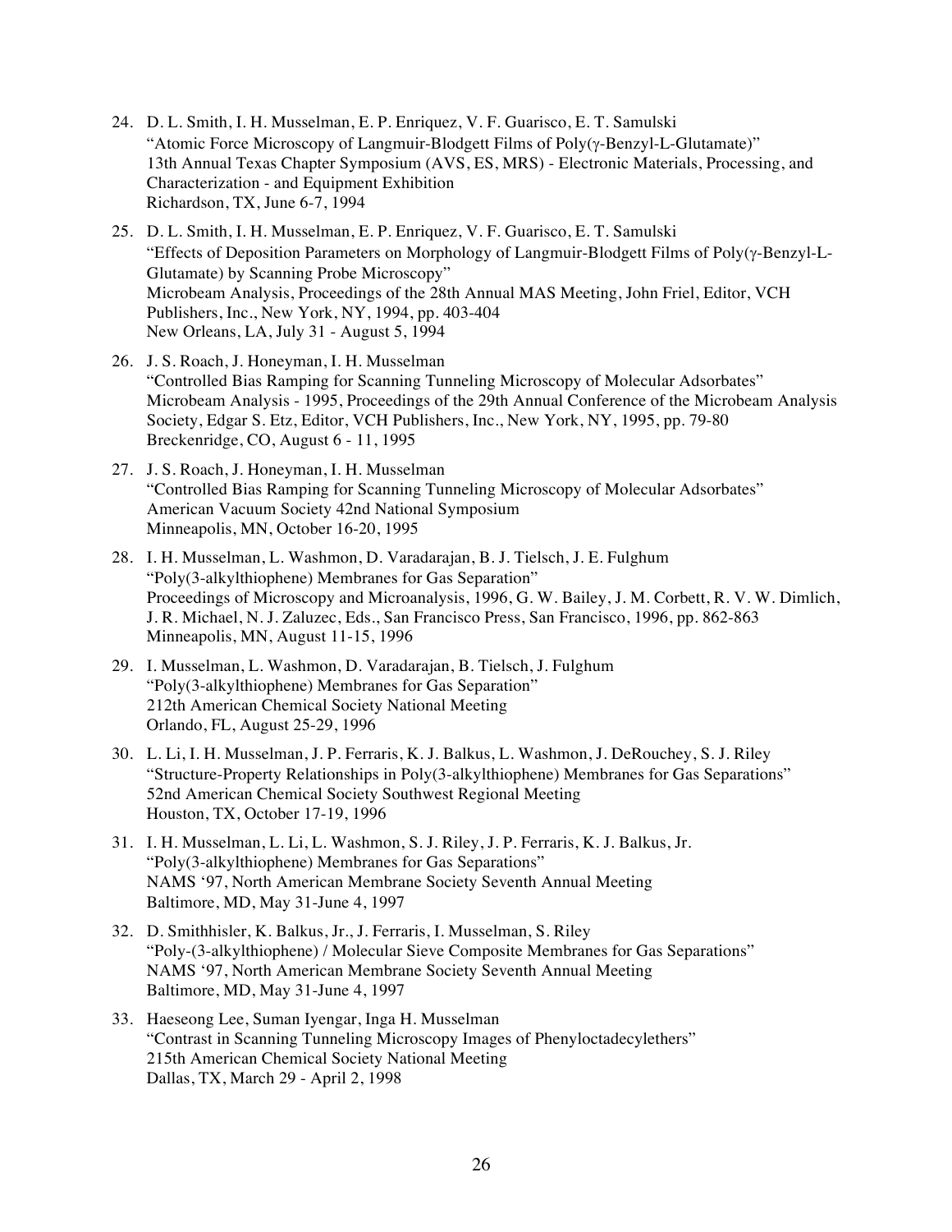24. D. L. Smith, I. H. Musselman, E. P. Enriquez, V. F. Guarisco, E. T. Samulski
    "Atomic Force Microscopy of Langmuir-Blodgett Films of Poly(γ-Benzyl-L-Glutamate)"
    13th Annual Texas Chapter Symposium (AVS, ES, MRS) - Electronic Materials, Processing, and Characterization - and Equipment Exhibition
    Richardson, TX, June 6-7, 1994

25. D. L. Smith, I. H. Musselman, E. P. Enriquez, V. F. Guarisco, E. T. Samulski
    "Effects of Deposition Parameters on Morphology of Langmuir-Blodgett Films of Poly(γ-Benzyl-L-Glutamate) by Scanning Probe Microscopy"
    Microbeam Analysis, Proceedings of the 28th Annual MAS Meeting, John Friel, Editor, VCH Publishers, Inc., New York, NY, 1994, pp. 403-404
    New Orleans, LA, July 31 - August 5, 1994

26. J. S. Roach, J. Honeyman, I. H. Musselman
    "Controlled Bias Ramping for Scanning Tunneling Microscopy of Molecular Adsorbates"
    Microbeam Analysis - 1995, Proceedings of the 29th Annual Conference of the Microbeam Analysis Society, Edgar S. Etz, Editor, VCH Publishers, Inc., New York, NY, 1995, pp. 79-80
    Breckenridge, CO, August 6 - 11, 1995

27. J. S. Roach, J. Honeyman, I. H. Musselman
    "Controlled Bias Ramping for Scanning Tunneling Microscopy of Molecular Adsorbates"
    American Vacuum Society 42nd National Symposium
    Minneapolis, MN, October 16-20, 1995

28. I. H. Musselman, L. Washmon, D. Varadarajan, B. J. Tielsch, J. E. Fulghum
    "Poly(3-alkylthiophene) Membranes for Gas Separation"
    Proceedings of Microscopy and Microanalysis, 1996, G. W. Bailey, J. M. Corbett, R. V. W. Dimlich, J. R. Michael, N. J. Zaluzec, Eds., San Francisco Press, San Francisco, 1996, pp. 862-863
    Minneapolis, MN, August 11-15, 1996

29. I. Musselman, L. Washmon, D. Varadarajan, B. Tielsch, J. Fulghum
    "Poly(3-alkylthiophene) Membranes for Gas Separation"
    212th American Chemical Society National Meeting
    Orlando, FL, August 25-29, 1996

30. L. Li, I. H. Musselman, J. P. Ferraris, K. J. Balkus, L. Washmon, J. DeRouchey, S. J. Riley
    "Structure-Property Relationships in Poly(3-alkylthiophene) Membranes for Gas Separations"
    52nd American Chemical Society Southwest Regional Meeting
    Houston, TX, October 17-19, 1996

31. I. H. Musselman, L. Li, L. Washmon, S. J. Riley, J. P. Ferraris, K. J. Balkus, Jr.
    "Poly(3-alkylthiophene) Membranes for Gas Separations"
    NAMS '97, North American Membrane Society Seventh Annual Meeting
    Baltimore, MD, May 31-June 4, 1997

32. D. Smithhisler, K. Balkus, Jr., J. Ferraris, I. Musselman, S. Riley
    "Poly-(3-alkylthiophene) / Molecular Sieve Composite Membranes for Gas Separations"
    NAMS '97, North American Membrane Society Seventh Annual Meeting
    Baltimore, MD, May 31-June 4, 1997

33. Haeseong Lee, Suman Iyengar, Inga H. Musselman
    "Contrast in Scanning Tunneling Microscopy Images of Phenyloctadecylethers"
    215th American Chemical Society National Meeting
    Dallas, TX, March 29 - April 2, 1998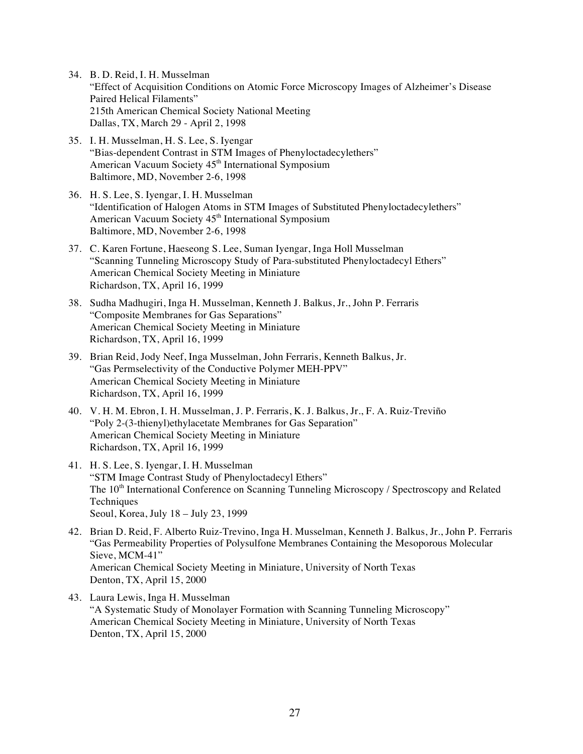34. B. D. Reid, I. H. Musselman
"Effect of Acquisition Conditions on Atomic Force Microscopy Images of Alzheimer's Disease Paired Helical Filaments"
215th American Chemical Society National Meeting
Dallas, TX, March 29 - April 2, 1998

35. I. H. Musselman, H. S. Lee, S. Iyengar
"Bias-dependent Contrast in STM Images of Phenyloctadecylethers"
American Vacuum Society 45th International Symposium
Baltimore, MD, November 2-6, 1998

36. H. S. Lee, S. Iyengar, I. H. Musselman
"Identification of Halogen Atoms in STM Images of Substituted Phenyloctadecylethers"
American Vacuum Society 45th International Symposium
Baltimore, MD, November 2-6, 1998

37. C. Karen Fortune, Haeseong S. Lee, Suman Iyengar, Inga Holl Musselman
"Scanning Tunneling Microscopy Study of Para-substituted Phenyloctadecyl Ethers"
American Chemical Society Meeting in Miniature
Richardson, TX, April 16, 1999

38. Sudha Madhugiri, Inga H. Musselman, Kenneth J. Balkus, Jr., John P. Ferraris
"Composite Membranes for Gas Separations"
American Chemical Society Meeting in Miniature
Richardson, TX, April 16, 1999

39. Brian Reid, Jody Neef, Inga Musselman, John Ferraris, Kenneth Balkus, Jr.
"Gas Permselectivity of the Conductive Polymer MEH-PPV"
American Chemical Society Meeting in Miniature
Richardson, TX, April 16, 1999

40. V. H. M. Ebron, I. H. Musselman, J. P. Ferraris, K. J. Balkus, Jr., F. A. Ruiz-Treviño
"Poly 2-(3-thienyl)ethylacetate Membranes for Gas Separation"
American Chemical Society Meeting in Miniature
Richardson, TX, April 16, 1999

41. H. S. Lee, S. Iyengar, I. H. Musselman
"STM Image Contrast Study of Phenyloctadecyl Ethers"
The 10th International Conference on Scanning Tunneling Microscopy / Spectroscopy and Related Techniques
Seoul, Korea, July 18 – July 23, 1999

42. Brian D. Reid, F. Alberto Ruiz-Trevino, Inga H. Musselman, Kenneth J. Balkus, Jr., John P. Ferraris
"Gas Permeability Properties of Polysulfone Membranes Containing the Mesoporous Molecular Sieve, MCM-41"
American Chemical Society Meeting in Miniature, University of North Texas
Denton, TX, April 15, 2000

43. Laura Lewis, Inga H. Musselman
"A Systematic Study of Monolayer Formation with Scanning Tunneling Microscopy"
American Chemical Society Meeting in Miniature, University of North Texas
Denton, TX, April 15, 2000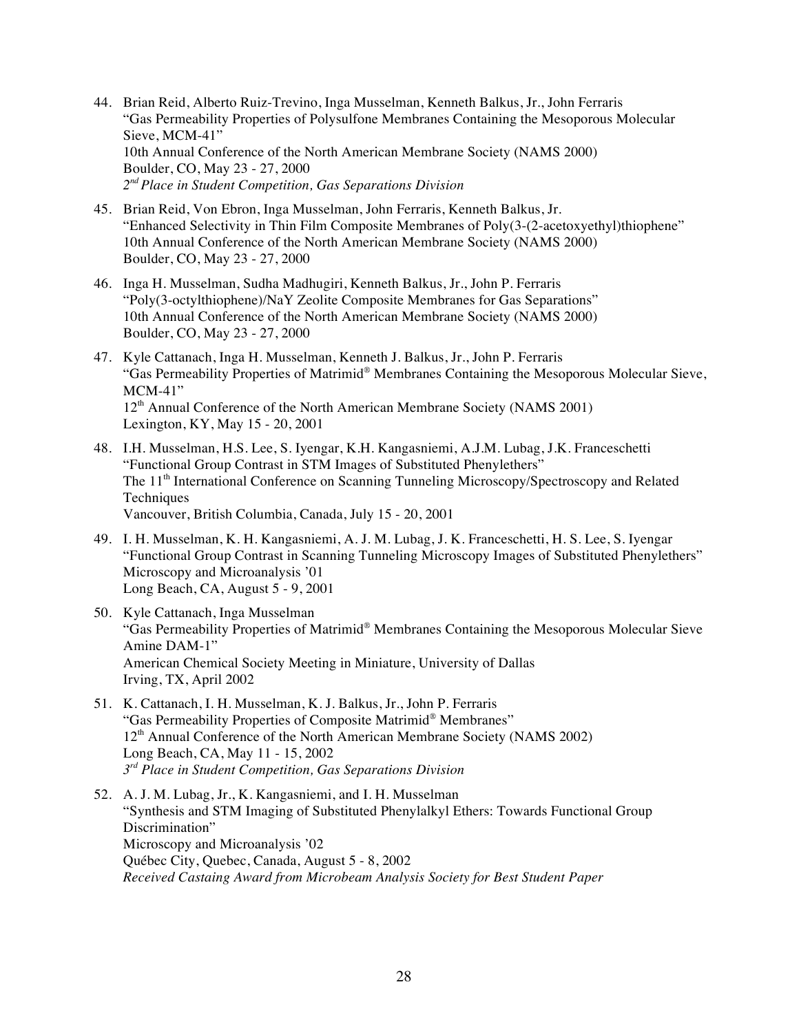44. Brian Reid, Alberto Ruiz-Trevino, Inga Musselman, Kenneth Balkus, Jr., John Ferraris
    "Gas Permeability Properties of Polysulfone Membranes Containing the Mesoporous Molecular Sieve, MCM-41"
    10th Annual Conference of the North American Membrane Society (NAMS 2000)
    Boulder, CO, May 23 - 27, 2000
    *2nd Place in Student Competition, Gas Separations Division*

45. Brian Reid, Von Ebron, Inga Musselman, John Ferraris, Kenneth Balkus, Jr.
    "Enhanced Selectivity in Thin Film Composite Membranes of Poly(3-(2-acetoxyethyl)thiophene"
    10th Annual Conference of the North American Membrane Society (NAMS 2000)
    Boulder, CO, May 23 - 27, 2000

46. Inga H. Musselman, Sudha Madhugiri, Kenneth Balkus, Jr., John P. Ferraris
    "Poly(3-octylthiophene)/NaY Zeolite Composite Membranes for Gas Separations"
    10th Annual Conference of the North American Membrane Society (NAMS 2000)
    Boulder, CO, May 23 - 27, 2000

47. Kyle Cattanach, Inga H. Musselman, Kenneth J. Balkus, Jr., John P. Ferraris
    "Gas Permeability Properties of Matrimid® Membranes Containing the Mesoporous Molecular Sieve, MCM-41"
    12th Annual Conference of the North American Membrane Society (NAMS 2001)
    Lexington, KY, May 15 - 20, 2001

48. I.H. Musselman, H.S. Lee, S. Iyengar, K.H. Kangasniemi, A.J.M. Lubag, J.K. Franceschetti
    "Functional Group Contrast in STM Images of Substituted Phenylethers"
    The 11th International Conference on Scanning Tunneling Microscopy/Spectroscopy and Related Techniques
    Vancouver, British Columbia, Canada, July 15 - 20, 2001

49. I. H. Musselman, K. H. Kangasniemi, A. J. M. Lubag, J. K. Franceschetti, H. S. Lee, S. Iyengar
    "Functional Group Contrast in Scanning Tunneling Microscopy Images of Substituted Phenylethers"
    Microscopy and Microanalysis '01
    Long Beach, CA, August 5 - 9, 2001

50. Kyle Cattanach, Inga Musselman
    "Gas Permeability Properties of Matrimid® Membranes Containing the Mesoporous Molecular Sieve Amine DAM-1"
    American Chemical Society Meeting in Miniature, University of Dallas
    Irving, TX, April 2002

51. K. Cattanach, I. H. Musselman, K. J. Balkus, Jr., John P. Ferraris
    "Gas Permeability Properties of Composite Matrimid® Membranes"
    12th Annual Conference of the North American Membrane Society (NAMS 2002)
    Long Beach, CA, May 11 - 15, 2002
    *3rd Place in Student Competition, Gas Separations Division*

52. A. J. M. Lubag, Jr., K. Kangasniemi, and I. H. Musselman
    "Synthesis and STM Imaging of Substituted Phenylalkyl Ethers: Towards Functional Group Discrimination"
    Microscopy and Microanalysis '02
    Québec City, Quebec, Canada, August 5 - 8, 2002
    *Received Castaing Award from Microbeam Analysis Society for Best Student Paper*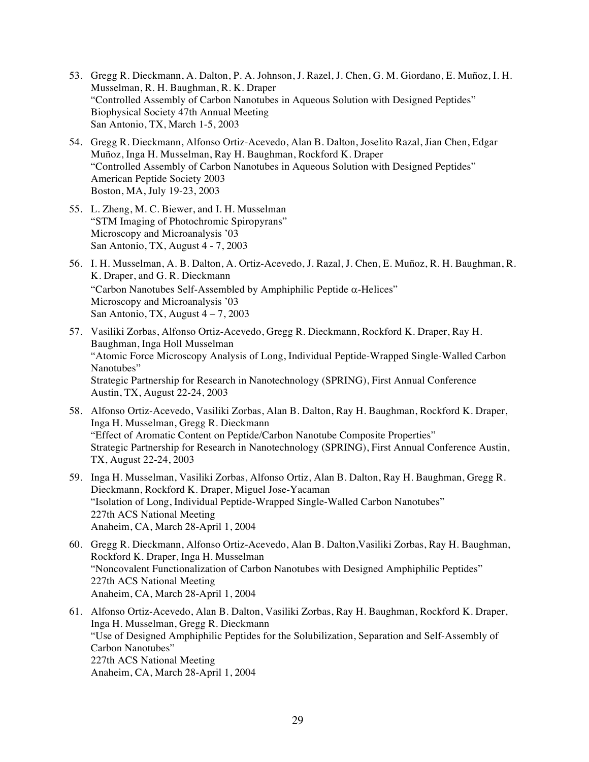53. Gregg R. Dieckmann, A. Dalton, P. A. Johnson, J. Razel, J. Chen, G. M. Giordano, E. Muñoz, I. H. Musselman, R. H. Baughman, R. K. Draper
"Controlled Assembly of Carbon Nanotubes in Aqueous Solution with Designed Peptides"
Biophysical Society 47th Annual Meeting
San Antonio, TX, March 1-5, 2003

54. Gregg R. Dieckmann, Alfonso Ortiz-Acevedo, Alan B. Dalton, Joselito Razal, Jian Chen, Edgar Muñoz, Inga H. Musselman, Ray H. Baughman, Rockford K. Draper
"Controlled Assembly of Carbon Nanotubes in Aqueous Solution with Designed Peptides"
American Peptide Society 2003
Boston, MA, July 19-23, 2003

55. L. Zheng, M. C. Biewer, and I. H. Musselman
"STM Imaging of Photochromic Spiropyrans"
Microscopy and Microanalysis '03
San Antonio, TX, August 4 - 7, 2003

56. I. H. Musselman, A. B. Dalton, A. Ortiz-Acevedo, J. Razal, J. Chen, E. Muñoz, R. H. Baughman, R. K. Draper, and G. R. Dieckmann
"Carbon Nanotubes Self-Assembled by Amphiphilic Peptide $\alpha$-Helices"
Microscopy and Microanalysis '03
San Antonio, TX, August 4 – 7, 2003

57. Vasiliki Zorbas, Alfonso Ortiz-Acevedo, Gregg R. Dieckmann, Rockford K. Draper, Ray H. Baughman, Inga Holl Musselman
"Atomic Force Microscopy Analysis of Long, Individual Peptide-Wrapped Single-Walled Carbon Nanotubes"
Strategic Partnership for Research in Nanotechnology (SPRING), First Annual Conference
Austin, TX, August 22-24, 2003

58. Alfonso Ortiz-Acevedo, Vasiliki Zorbas, Alan B. Dalton, Ray H. Baughman, Rockford K. Draper, Inga H. Musselman, Gregg R. Dieckmann
"Effect of Aromatic Content on Peptide/Carbon Nanotube Composite Properties"
Strategic Partnership for Research in Nanotechnology (SPRING), First Annual Conference Austin, TX, August 22-24, 2003

59. Inga H. Musselman, Vasiliki Zorbas, Alfonso Ortiz, Alan B. Dalton, Ray H. Baughman, Gregg R. Dieckmann, Rockford K. Draper, Miguel Jose-Yacaman
"Isolation of Long, Individual Peptide-Wrapped Single-Walled Carbon Nanotubes"
227th ACS National Meeting
Anaheim, CA, March 28-April 1, 2004

60. Gregg R. Dieckmann, Alfonso Ortiz-Acevedo, Alan B. Dalton,Vasiliki Zorbas, Ray H. Baughman, Rockford K. Draper, Inga H. Musselman
"Noncovalent Functionalization of Carbon Nanotubes with Designed Amphiphilic Peptides"
227th ACS National Meeting
Anaheim, CA, March 28-April 1, 2004

61. Alfonso Ortiz-Acevedo, Alan B. Dalton, Vasiliki Zorbas, Ray H. Baughman, Rockford K. Draper, Inga H. Musselman, Gregg R. Dieckmann
"Use of Designed Amphiphilic Peptides for the Solubilization, Separation and Self-Assembly of Carbon Nanotubes"
227th ACS National Meeting
Anaheim, CA, March 28-April 1, 2004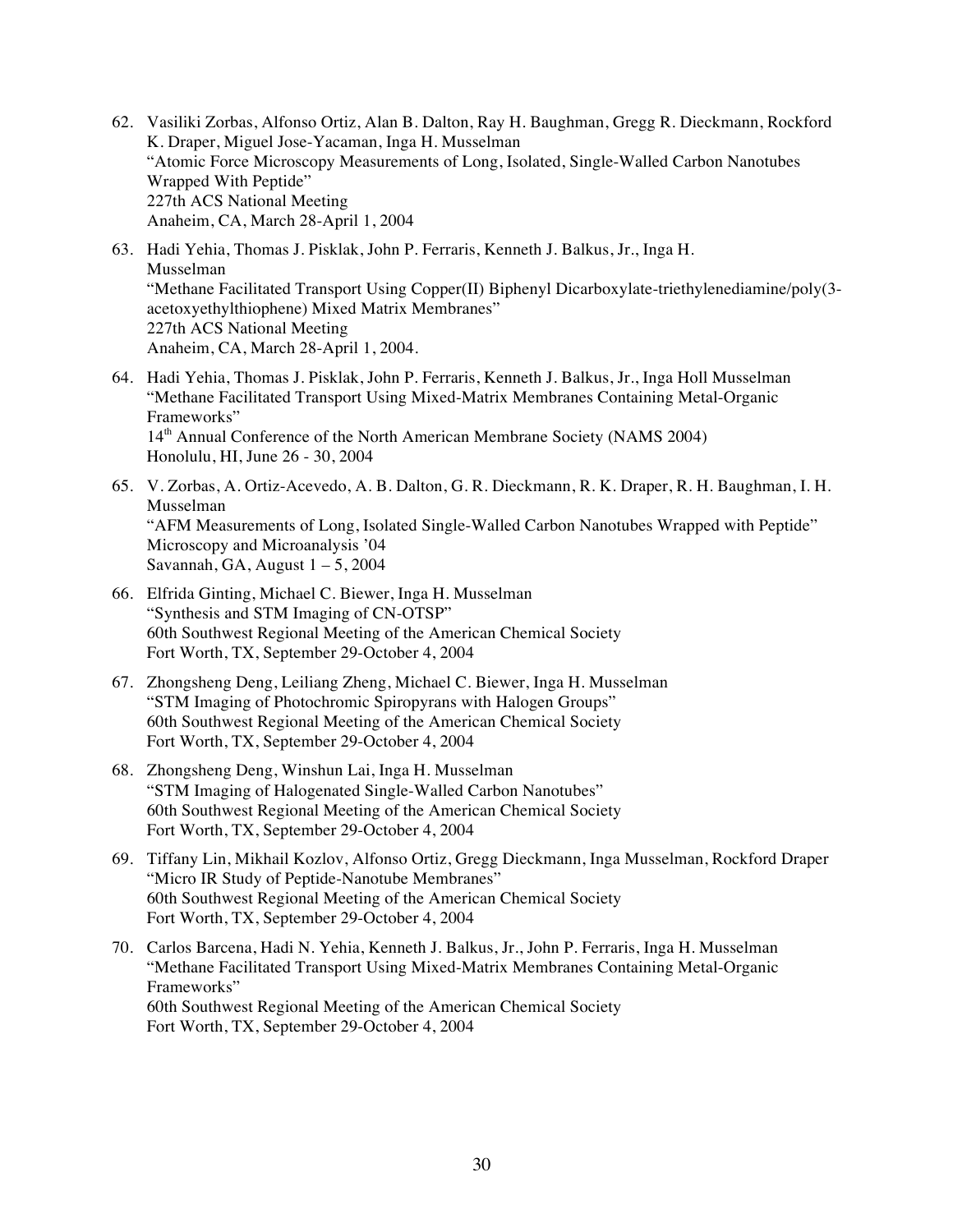62. Vasiliki Zorbas, Alfonso Ortiz, Alan B. Dalton, Ray H. Baughman, Gregg R. Dieckmann, Rockford K. Draper, Miguel Jose-Yacaman, Inga H. Musselman
    "Atomic Force Microscopy Measurements of Long, Isolated, Single-Walled Carbon Nanotubes Wrapped With Peptide"
    227th ACS National Meeting
    Anaheim, CA, March 28-April 1, 2004

63. Hadi Yehia, Thomas J. Pisklak, John P. Ferraris, Kenneth J. Balkus, Jr., Inga H. Musselman
    "Methane Facilitated Transport Using Copper(II) Biphenyl Dicarboxylate-triethylenediamine/poly(3-acetoxyethylthiophene) Mixed Matrix Membranes"
    227th ACS National Meeting
    Anaheim, CA, March 28-April 1, 2004.

64. Hadi Yehia, Thomas J. Pisklak, John P. Ferraris, Kenneth J. Balkus, Jr., Inga Holl Musselman
    "Methane Facilitated Transport Using Mixed-Matrix Membranes Containing Metal-Organic Frameworks"
    14th Annual Conference of the North American Membrane Society (NAMS 2004)
    Honolulu, HI, June 26 - 30, 2004

65. V. Zorbas, A. Ortiz-Acevedo, A. B. Dalton, G. R. Dieckmann, R. K. Draper, R. H. Baughman, I. H. Musselman
    "AFM Measurements of Long, Isolated Single-Walled Carbon Nanotubes Wrapped with Peptide"
    Microscopy and Microanalysis '04
    Savannah, GA, August 1 – 5, 2004

66. Elfrida Ginting, Michael C. Biewer, Inga H. Musselman
    "Synthesis and STM Imaging of CN-OTSP"
    60th Southwest Regional Meeting of the American Chemical Society
    Fort Worth, TX, September 29-October 4, 2004

67. Zhongsheng Deng, Leiliang Zheng, Michael C. Biewer, Inga H. Musselman
    "STM Imaging of Photochromic Spiropyrans with Halogen Groups"
    60th Southwest Regional Meeting of the American Chemical Society
    Fort Worth, TX, September 29-October 4, 2004

68. Zhongsheng Deng, Winshun Lai, Inga H. Musselman
    "STM Imaging of Halogenated Single-Walled Carbon Nanotubes"
    60th Southwest Regional Meeting of the American Chemical Society
    Fort Worth, TX, September 29-October 4, 2004

69. Tiffany Lin, Mikhail Kozlov, Alfonso Ortiz, Gregg Dieckmann, Inga Musselman, Rockford Draper
    "Micro IR Study of Peptide-Nanotube Membranes"
    60th Southwest Regional Meeting of the American Chemical Society
    Fort Worth, TX, September 29-October 4, 2004

70. Carlos Barcena, Hadi N. Yehia, Kenneth J. Balkus, Jr., John P. Ferraris, Inga H. Musselman
    "Methane Facilitated Transport Using Mixed-Matrix Membranes Containing Metal-Organic Frameworks"
    60th Southwest Regional Meeting of the American Chemical Society
    Fort Worth, TX, September 29-October 4, 2004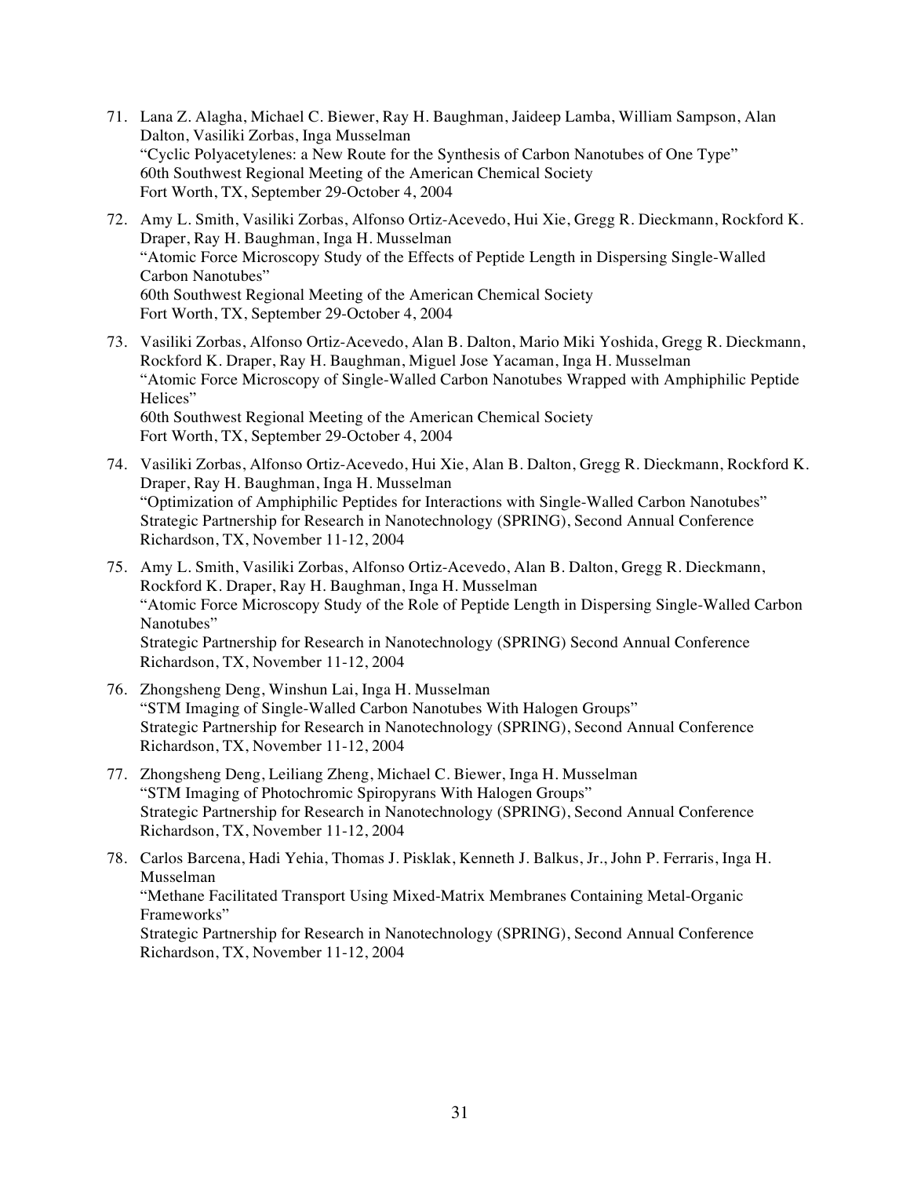71. Lana Z. Alagha, Michael C. Biewer, Ray H. Baughman, Jaideep Lamba, William Sampson, Alan Dalton, Vasiliki Zorbas, Inga Musselman
    "Cyclic Polyacetylenes: a New Route for the Synthesis of Carbon Nanotubes of One Type"
    60th Southwest Regional Meeting of the American Chemical Society
    Fort Worth, TX, September 29-October 4, 2004

72. Amy L. Smith, Vasiliki Zorbas, Alfonso Ortiz-Acevedo, Hui Xie, Gregg R. Dieckmann, Rockford K. Draper, Ray H. Baughman, Inga H. Musselman
    "Atomic Force Microscopy Study of the Effects of Peptide Length in Dispersing Single-Walled Carbon Nanotubes"
    60th Southwest Regional Meeting of the American Chemical Society
    Fort Worth, TX, September 29-October 4, 2004

73. Vasiliki Zorbas, Alfonso Ortiz-Acevedo, Alan B. Dalton, Mario Miki Yoshida, Gregg R. Dieckmann, Rockford K. Draper, Ray H. Baughman, Miguel Jose Yacaman, Inga H. Musselman
    "Atomic Force Microscopy of Single-Walled Carbon Nanotubes Wrapped with Amphiphilic Peptide Helices"
    60th Southwest Regional Meeting of the American Chemical Society
    Fort Worth, TX, September 29-October 4, 2004

74. Vasiliki Zorbas, Alfonso Ortiz-Acevedo, Hui Xie, Alan B. Dalton, Gregg R. Dieckmann, Rockford K. Draper, Ray H. Baughman, Inga H. Musselman
    "Optimization of Amphiphilic Peptides for Interactions with Single-Walled Carbon Nanotubes"
    Strategic Partnership for Research in Nanotechnology (SPRING), Second Annual Conference
    Richardson, TX, November 11-12, 2004

75. Amy L. Smith, Vasiliki Zorbas, Alfonso Ortiz-Acevedo, Alan B. Dalton, Gregg R. Dieckmann, Rockford K. Draper, Ray H. Baughman, Inga H. Musselman
    "Atomic Force Microscopy Study of the Role of Peptide Length in Dispersing Single-Walled Carbon Nanotubes"
    Strategic Partnership for Research in Nanotechnology (SPRING) Second Annual Conference
    Richardson, TX, November 11-12, 2004

76. Zhongsheng Deng, Winshun Lai, Inga H. Musselman
    "STM Imaging of Single-Walled Carbon Nanotubes With Halogen Groups"
    Strategic Partnership for Research in Nanotechnology (SPRING), Second Annual Conference
    Richardson, TX, November 11-12, 2004

77. Zhongsheng Deng, Leiliang Zheng, Michael C. Biewer, Inga H. Musselman
    "STM Imaging of Photochromic Spiropyrans With Halogen Groups"
    Strategic Partnership for Research in Nanotechnology (SPRING), Second Annual Conference
    Richardson, TX, November 11-12, 2004

78. Carlos Barcena, Hadi Yehia, Thomas J. Pisklak, Kenneth J. Balkus, Jr., John P. Ferraris, Inga H. Musselman
    "Methane Facilitated Transport Using Mixed-Matrix Membranes Containing Metal-Organic Frameworks"
    Strategic Partnership for Research in Nanotechnology (SPRING), Second Annual Conference
    Richardson, TX, November 11-12, 2004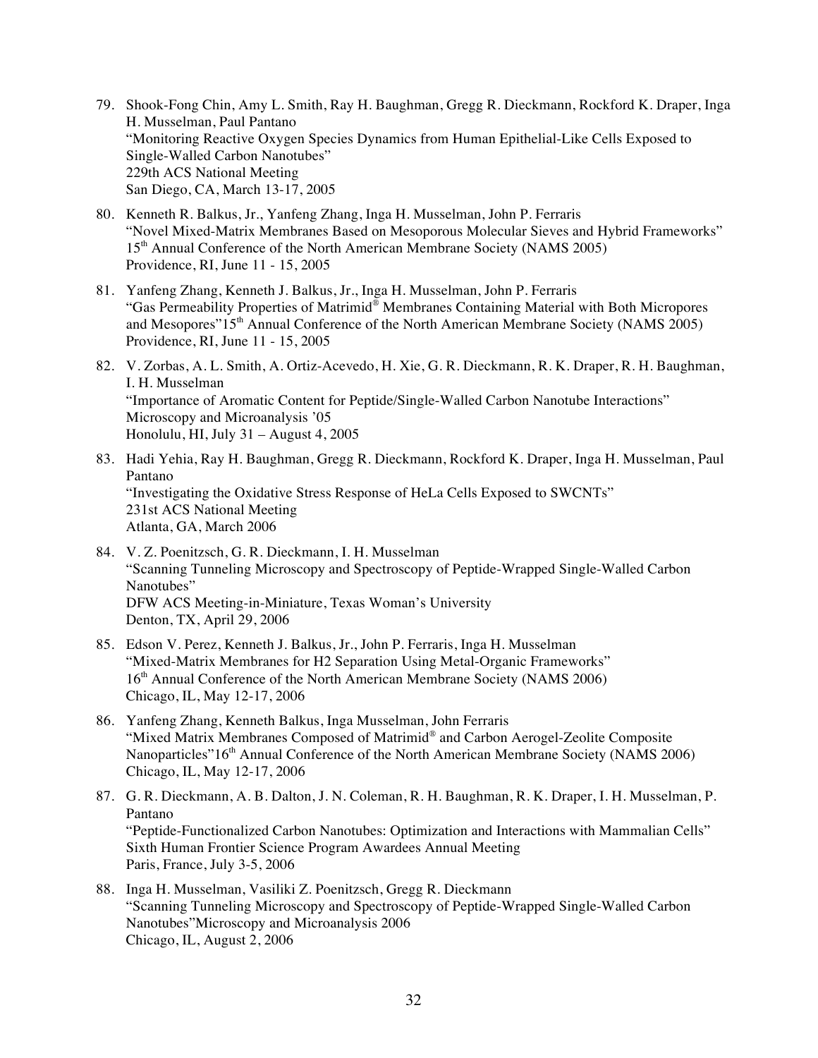79. Shook-Fong Chin, Amy L. Smith, Ray H. Baughman, Gregg R. Dieckmann, Rockford K. Draper, Inga H. Musselman, Paul Pantano
   "Monitoring Reactive Oxygen Species Dynamics from Human Epithelial-Like Cells Exposed to Single-Walled Carbon Nanotubes"
   229th ACS National Meeting
   San Diego, CA, March 13-17, 2005

80. Kenneth R. Balkus, Jr., Yanfeng Zhang, Inga H. Musselman, John P. Ferraris
   "Novel Mixed-Matrix Membranes Based on Mesoporous Molecular Sieves and Hybrid Frameworks"
   15th Annual Conference of the North American Membrane Society (NAMS 2005)
   Providence, RI, June 11 - 15, 2005

81. Yanfeng Zhang, Kenneth J. Balkus, Jr., Inga H. Musselman, John P. Ferraris
   "Gas Permeability Properties of Matrimid® Membranes Containing Material with Both Micropores and Mesopores"15th Annual Conference of the North American Membrane Society (NAMS 2005)
   Providence, RI, June 11 - 15, 2005

82. V. Zorbas, A. L. Smith, A. Ortiz-Acevedo, H. Xie, G. R. Dieckmann, R. K. Draper, R. H. Baughman, I. H. Musselman
   "Importance of Aromatic Content for Peptide/Single-Walled Carbon Nanotube Interactions"
   Microscopy and Microanalysis '05
   Honolulu, HI, July 31 – August 4, 2005

83. Hadi Yehia, Ray H. Baughman, Gregg R. Dieckmann, Rockford K. Draper, Inga H. Musselman, Paul Pantano
   "Investigating the Oxidative Stress Response of HeLa Cells Exposed to SWCNTs"
   231st ACS National Meeting
   Atlanta, GA, March 2006

84. V. Z. Poenitzsch, G. R. Dieckmann, I. H. Musselman
   "Scanning Tunneling Microscopy and Spectroscopy of Peptide-Wrapped Single-Walled Carbon Nanotubes"
   DFW ACS Meeting-in-Miniature, Texas Woman's University
   Denton, TX, April 29, 2006

85. Edson V. Perez, Kenneth J. Balkus, Jr., John P. Ferraris, Inga H. Musselman
   "Mixed-Matrix Membranes for H2 Separation Using Metal-Organic Frameworks"
   16th Annual Conference of the North American Membrane Society (NAMS 2006)
   Chicago, IL, May 12-17, 2006

86. Yanfeng Zhang, Kenneth Balkus, Inga Musselman, John Ferraris
   "Mixed Matrix Membranes Composed of Matrimid® and Carbon Aerogel-Zeolite Composite Nanoparticles"16th Annual Conference of the North American Membrane Society (NAMS 2006)
   Chicago, IL, May 12-17, 2006

87. G. R. Dieckmann, A. B. Dalton, J. N. Coleman, R. H. Baughman, R. K. Draper, I. H. Musselman, P. Pantano
   "Peptide-Functionalized Carbon Nanotubes: Optimization and Interactions with Mammalian Cells"
   Sixth Human Frontier Science Program Awardees Annual Meeting
   Paris, France, July 3-5, 2006

88. Inga H. Musselman, Vasiliki Z. Poenitzsch, Gregg R. Dieckmann
   "Scanning Tunneling Microscopy and Spectroscopy of Peptide-Wrapped Single-Walled Carbon Nanotubes"Microscopy and Microanalysis 2006
   Chicago, IL, August 2, 2006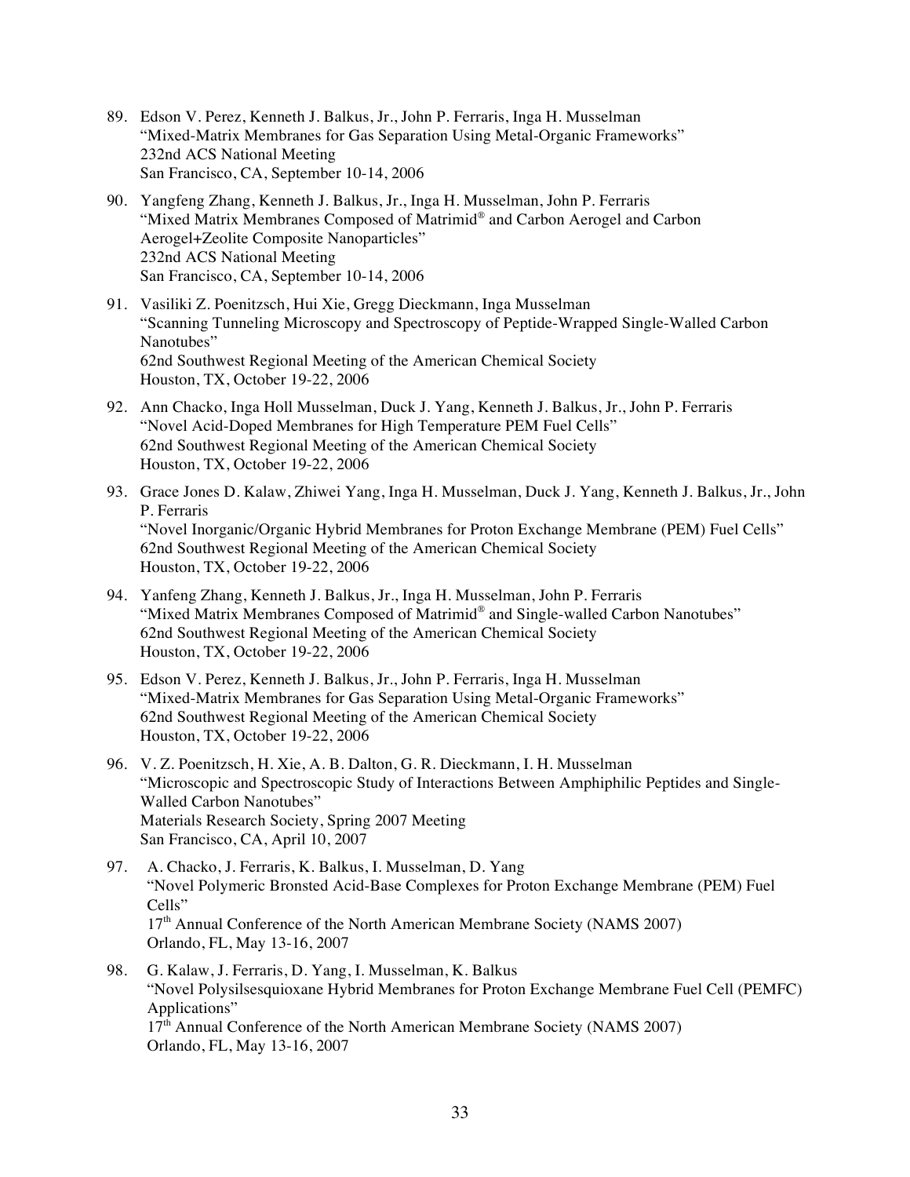89. Edson V. Perez, Kenneth J. Balkus, Jr., John P. Ferraris, Inga H. Musselman
    "Mixed-Matrix Membranes for Gas Separation Using Metal-Organic Frameworks"
    232nd ACS National Meeting
    San Francisco, CA, September 10-14, 2006

90. Yangfeng Zhang, Kenneth J. Balkus, Jr., Inga H. Musselman, John P. Ferraris
    "Mixed Matrix Membranes Composed of Matrimid® and Carbon Aerogel and Carbon Aerogel+Zeolite Composite Nanoparticles"
    232nd ACS National Meeting
    San Francisco, CA, September 10-14, 2006

91. Vasiliki Z. Poenitzsch, Hui Xie, Gregg Dieckmann, Inga Musselman
    "Scanning Tunneling Microscopy and Spectroscopy of Peptide-Wrapped Single-Walled Carbon Nanotubes"
    62nd Southwest Regional Meeting of the American Chemical Society
    Houston, TX, October 19-22, 2006

92. Ann Chacko, Inga Holl Musselman, Duck J. Yang, Kenneth J. Balkus, Jr., John P. Ferraris
    "Novel Acid-Doped Membranes for High Temperature PEM Fuel Cells"
    62nd Southwest Regional Meeting of the American Chemical Society
    Houston, TX, October 19-22, 2006

93. Grace Jones D. Kalaw, Zhiwei Yang, Inga H. Musselman, Duck J. Yang, Kenneth J. Balkus, Jr., John P. Ferraris
    "Novel Inorganic/Organic Hybrid Membranes for Proton Exchange Membrane (PEM) Fuel Cells"
    62nd Southwest Regional Meeting of the American Chemical Society
    Houston, TX, October 19-22, 2006

94. Yanfeng Zhang, Kenneth J. Balkus, Jr., Inga H. Musselman, John P. Ferraris
    "Mixed Matrix Membranes Composed of Matrimid® and Single-walled Carbon Nanotubes"
    62nd Southwest Regional Meeting of the American Chemical Society
    Houston, TX, October 19-22, 2006

95. Edson V. Perez, Kenneth J. Balkus, Jr., John P. Ferraris, Inga H. Musselman
    "Mixed-Matrix Membranes for Gas Separation Using Metal-Organic Frameworks"
    62nd Southwest Regional Meeting of the American Chemical Society
    Houston, TX, October 19-22, 2006

96. V. Z. Poenitzsch, H. Xie, A. B. Dalton, G. R. Dieckmann, I. H. Musselman
    "Microscopic and Spectroscopic Study of Interactions Between Amphiphilic Peptides and Single-Walled Carbon Nanotubes"
    Materials Research Society, Spring 2007 Meeting
    San Francisco, CA, April 10, 2007

97. A. Chacko, J. Ferraris, K. Balkus, I. Musselman, D. Yang
    "Novel Polymeric Bronsted Acid-Base Complexes for Proton Exchange Membrane (PEM) Fuel Cells"
    17th Annual Conference of the North American Membrane Society (NAMS 2007)
    Orlando, FL, May 13-16, 2007

98. G. Kalaw, J. Ferraris, D. Yang, I. Musselman, K. Balkus
    "Novel Polysilsesquioxane Hybrid Membranes for Proton Exchange Membrane Fuel Cell (PEMFC) Applications"
    17th Annual Conference of the North American Membrane Society (NAMS 2007)
    Orlando, FL, May 13-16, 2007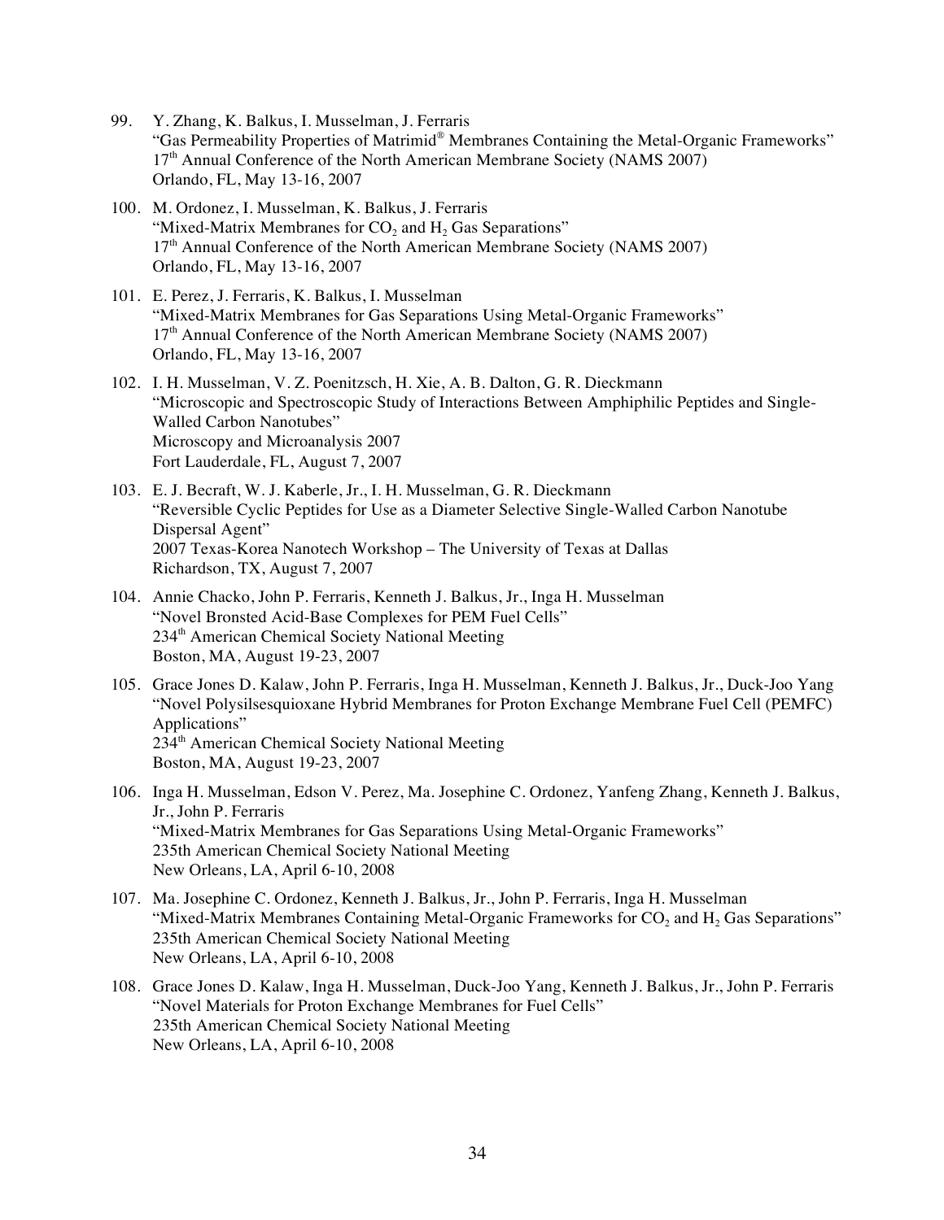99. Y. Zhang, K. Balkus, I. Musselman, J. Ferraris
    "Gas Permeability Properties of Matrimid® Membranes Containing the Metal-Organic Frameworks"
    17th Annual Conference of the North American Membrane Society (NAMS 2007)
    Orlando, FL, May 13-16, 2007

100. M. Ordonez, I. Musselman, K. Balkus, J. Ferraris
    "Mixed-Matrix Membranes for $CO_2$ and $H_2$ Gas Separations"
    17th Annual Conference of the North American Membrane Society (NAMS 2007)
    Orlando, FL, May 13-16, 2007

101. E. Perez, J. Ferraris, K. Balkus, I. Musselman
    "Mixed-Matrix Membranes for Gas Separations Using Metal-Organic Frameworks"
    17th Annual Conference of the North American Membrane Society (NAMS 2007)
    Orlando, FL, May 13-16, 2007

102. I. H. Musselman, V. Z. Poenitzsch, H. Xie, A. B. Dalton, G. R. Dieckmann
    "Microscopic and Spectroscopic Study of Interactions Between Amphiphilic Peptides and Single-Walled Carbon Nanotubes"
    Microscopy and Microanalysis 2007
    Fort Lauderdale, FL, August 7, 2007

103. E. J. Becraft, W. J. Kaberle, Jr., I. H. Musselman, G. R. Dieckmann
    "Reversible Cyclic Peptides for Use as a Diameter Selective Single-Walled Carbon Nanotube Dispersal Agent"
    2007 Texas-Korea Nanotech Workshop – The University of Texas at Dallas
    Richardson, TX, August 7, 2007

104. Annie Chacko, John P. Ferraris, Kenneth J. Balkus, Jr., Inga H. Musselman
    "Novel Bronsted Acid-Base Complexes for PEM Fuel Cells"
    234th American Chemical Society National Meeting
    Boston, MA, August 19-23, 2007

105. Grace Jones D. Kalaw, John P. Ferraris, Inga H. Musselman, Kenneth J. Balkus, Jr., Duck-Joo Yang
    "Novel Polysilsesquioxane Hybrid Membranes for Proton Exchange Membrane Fuel Cell (PEMFC) Applications"
    234th American Chemical Society National Meeting
    Boston, MA, August 19-23, 2007

106. Inga H. Musselman, Edson V. Perez, Ma. Josephine C. Ordonez, Yanfeng Zhang, Kenneth J. Balkus, Jr., John P. Ferraris
    "Mixed-Matrix Membranes for Gas Separations Using Metal-Organic Frameworks"
    235th American Chemical Society National Meeting
    New Orleans, LA, April 6-10, 2008

107. Ma. Josephine C. Ordonez, Kenneth J. Balkus, Jr., John P. Ferraris, Inga H. Musselman
    "Mixed-Matrix Membranes Containing Metal-Organic Frameworks for $CO_2$ and $H_2$ Gas Separations"
    235th American Chemical Society National Meeting
    New Orleans, LA, April 6-10, 2008

108. Grace Jones D. Kalaw, Inga H. Musselman, Duck-Joo Yang, Kenneth J. Balkus, Jr., John P. Ferraris
    "Novel Materials for Proton Exchange Membranes for Fuel Cells"
    235th American Chemical Society National Meeting
    New Orleans, LA, April 6-10, 2008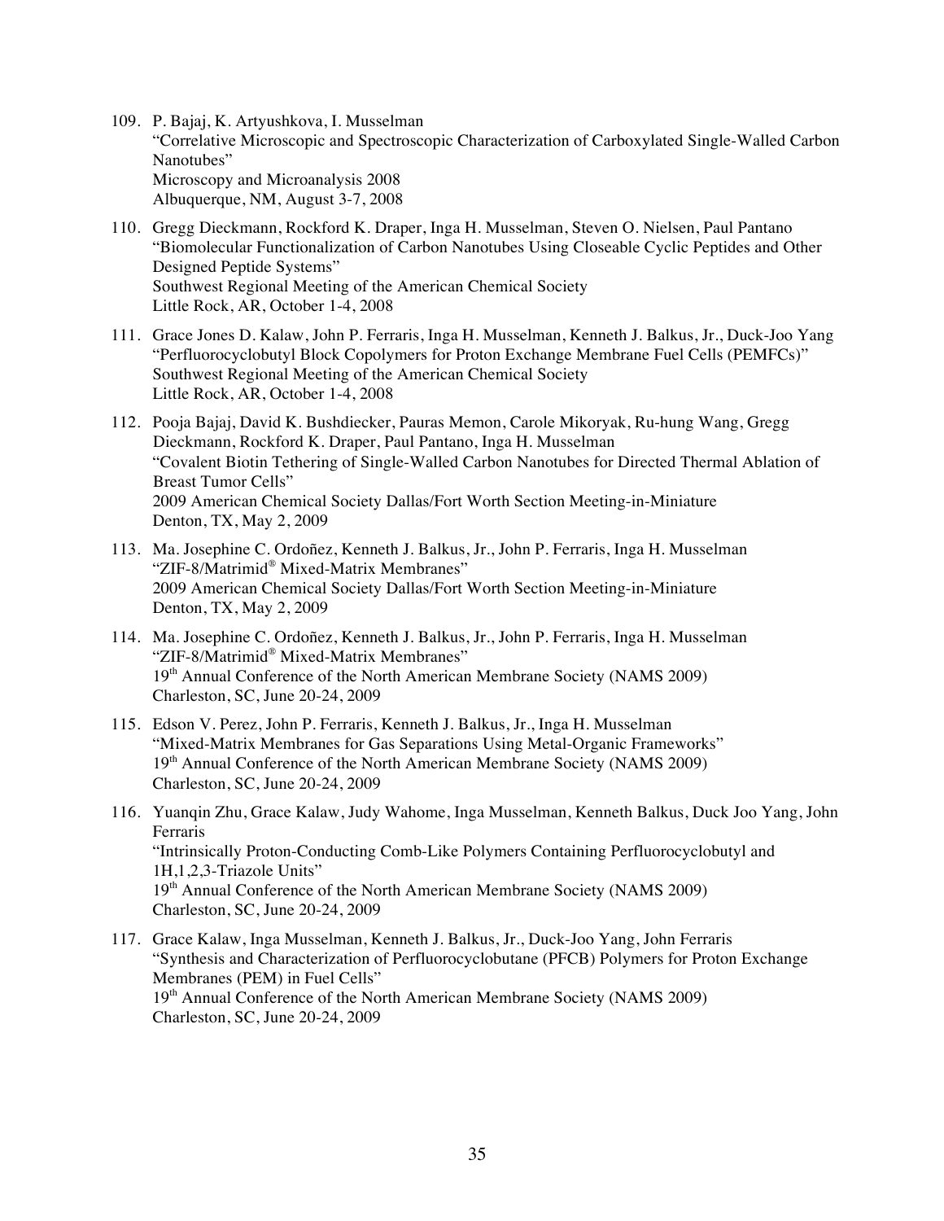109. P. Bajaj, K. Artyushkova, I. Musselman
"Correlative Microscopic and Spectroscopic Characterization of Carboxylated Single-Walled Carbon Nanotubes"
Microscopy and Microanalysis 2008
Albuquerque, NM, August 3-7, 2008

110. Gregg Dieckmann, Rockford K. Draper, Inga H. Musselman, Steven O. Nielsen, Paul Pantano
"Biomolecular Functionalization of Carbon Nanotubes Using Closeable Cyclic Peptides and Other Designed Peptide Systems"
Southwest Regional Meeting of the American Chemical Society
Little Rock, AR, October 1-4, 2008

111. Grace Jones D. Kalaw, John P. Ferraris, Inga H. Musselman, Kenneth J. Balkus, Jr., Duck-Joo Yang
"Perfluorocyclobutyl Block Copolymers for Proton Exchange Membrane Fuel Cells (PEMFCs)"
Southwest Regional Meeting of the American Chemical Society
Little Rock, AR, October 1-4, 2008

112. Pooja Bajaj, David K. Bushdiecker, Pauras Memon, Carole Mikoryak, Ru-hung Wang, Gregg Dieckmann, Rockford K. Draper, Paul Pantano, Inga H. Musselman
"Covalent Biotin Tethering of Single-Walled Carbon Nanotubes for Directed Thermal Ablation of Breast Tumor Cells"
2009 American Chemical Society Dallas/Fort Worth Section Meeting-in-Miniature
Denton, TX, May 2, 2009

113. Ma. Josephine C. Ordoñez, Kenneth J. Balkus, Jr., John P. Ferraris, Inga H. Musselman
"ZIF-8/Matrimid® Mixed-Matrix Membranes"
2009 American Chemical Society Dallas/Fort Worth Section Meeting-in-Miniature
Denton, TX, May 2, 2009

114. Ma. Josephine C. Ordoñez, Kenneth J. Balkus, Jr., John P. Ferraris, Inga H. Musselman
"ZIF-8/Matrimid® Mixed-Matrix Membranes"
19th Annual Conference of the North American Membrane Society (NAMS 2009)
Charleston, SC, June 20-24, 2009

115. Edson V. Perez, John P. Ferraris, Kenneth J. Balkus, Jr., Inga H. Musselman
"Mixed-Matrix Membranes for Gas Separations Using Metal-Organic Frameworks"
19th Annual Conference of the North American Membrane Society (NAMS 2009)
Charleston, SC, June 20-24, 2009

116. Yuanqin Zhu, Grace Kalaw, Judy Wahome, Inga Musselman, Kenneth Balkus, Duck Joo Yang, John Ferraris
"Intrinsically Proton-Conducting Comb-Like Polymers Containing Perfluorocyclobutyl and 1H,1,2,3-Triazole Units"
19th Annual Conference of the North American Membrane Society (NAMS 2009)
Charleston, SC, June 20-24, 2009

117. Grace Kalaw, Inga Musselman, Kenneth J. Balkus, Jr., Duck-Joo Yang, John Ferraris
"Synthesis and Characterization of Perfluorocyclobutane (PFCB) Polymers for Proton Exchange Membranes (PEM) in Fuel Cells"
19th Annual Conference of the North American Membrane Society (NAMS 2009)
Charleston, SC, June 20-24, 2009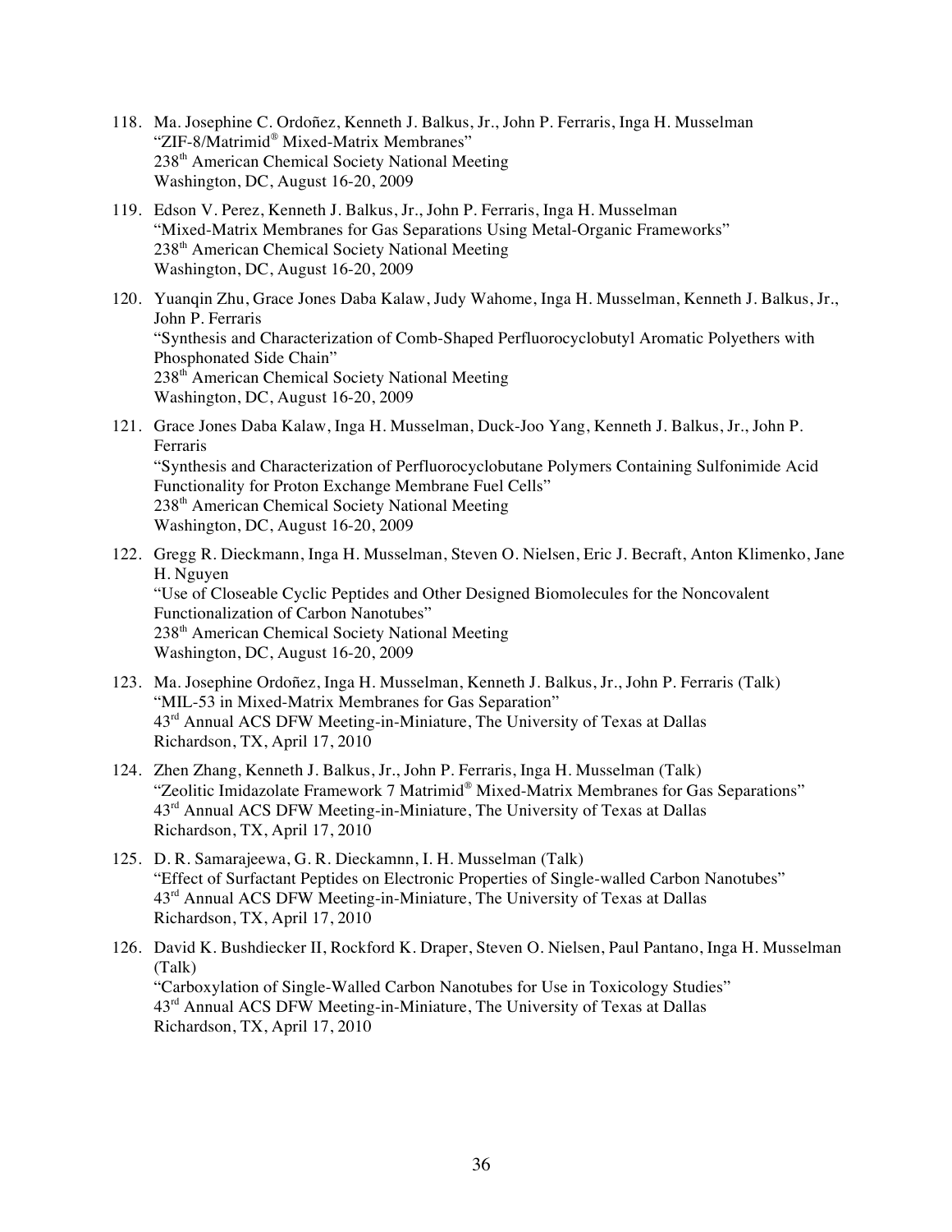118. Ma. Josephine C. Ordoñez, Kenneth J. Balkus, Jr., John P. Ferraris, Inga H. Musselman
"ZIF-8/Matrimid® Mixed-Matrix Membranes"
238th American Chemical Society National Meeting
Washington, DC, August 16-20, 2009

119. Edson V. Perez, Kenneth J. Balkus, Jr., John P. Ferraris, Inga H. Musselman
"Mixed-Matrix Membranes for Gas Separations Using Metal-Organic Frameworks"
238th American Chemical Society National Meeting
Washington, DC, August 16-20, 2009

120. Yuanqin Zhu, Grace Jones Daba Kalaw, Judy Wahome, Inga H. Musselman, Kenneth J. Balkus, Jr., John P. Ferraris
"Synthesis and Characterization of Comb-Shaped Perfluorocyclobutyl Aromatic Polyethers with Phosphonated Side Chain"
238th American Chemical Society National Meeting
Washington, DC, August 16-20, 2009

121. Grace Jones Daba Kalaw, Inga H. Musselman, Duck-Joo Yang, Kenneth J. Balkus, Jr., John P. Ferraris
"Synthesis and Characterization of Perfluorocyclobutane Polymers Containing Sulfonimide Acid Functionality for Proton Exchange Membrane Fuel Cells"
238th American Chemical Society National Meeting
Washington, DC, August 16-20, 2009

122. Gregg R. Dieckmann, Inga H. Musselman, Steven O. Nielsen, Eric J. Becraft, Anton Klimenko, Jane H. Nguyen
"Use of Closeable Cyclic Peptides and Other Designed Biomolecules for the Noncovalent Functionalization of Carbon Nanotubes"
238th American Chemical Society National Meeting
Washington, DC, August 16-20, 2009

123. Ma. Josephine Ordoñez, Inga H. Musselman, Kenneth J. Balkus, Jr., John P. Ferraris (Talk)
"MIL-53 in Mixed-Matrix Membranes for Gas Separation"
43rd Annual ACS DFW Meeting-in-Miniature, The University of Texas at Dallas
Richardson, TX, April 17, 2010

124. Zhen Zhang, Kenneth J. Balkus, Jr., John P. Ferraris, Inga H. Musselman (Talk)
"Zeolitic Imidazolate Framework 7 Matrimid® Mixed-Matrix Membranes for Gas Separations"
43rd Annual ACS DFW Meeting-in-Miniature, The University of Texas at Dallas
Richardson, TX, April 17, 2010

125. D. R. Samarajeewa, G. R. Dieckamnn, I. H. Musselman (Talk)
"Effect of Surfactant Peptides on Electronic Properties of Single-walled Carbon Nanotubes"
43rd Annual ACS DFW Meeting-in-Miniature, The University of Texas at Dallas
Richardson, TX, April 17, 2010

126. David K. Bushdiecker II, Rockford K. Draper, Steven O. Nielsen, Paul Pantano, Inga H. Musselman (Talk)
"Carboxylation of Single-Walled Carbon Nanotubes for Use in Toxicology Studies"
43rd Annual ACS DFW Meeting-in-Miniature, The University of Texas at Dallas
Richardson, TX, April 17, 2010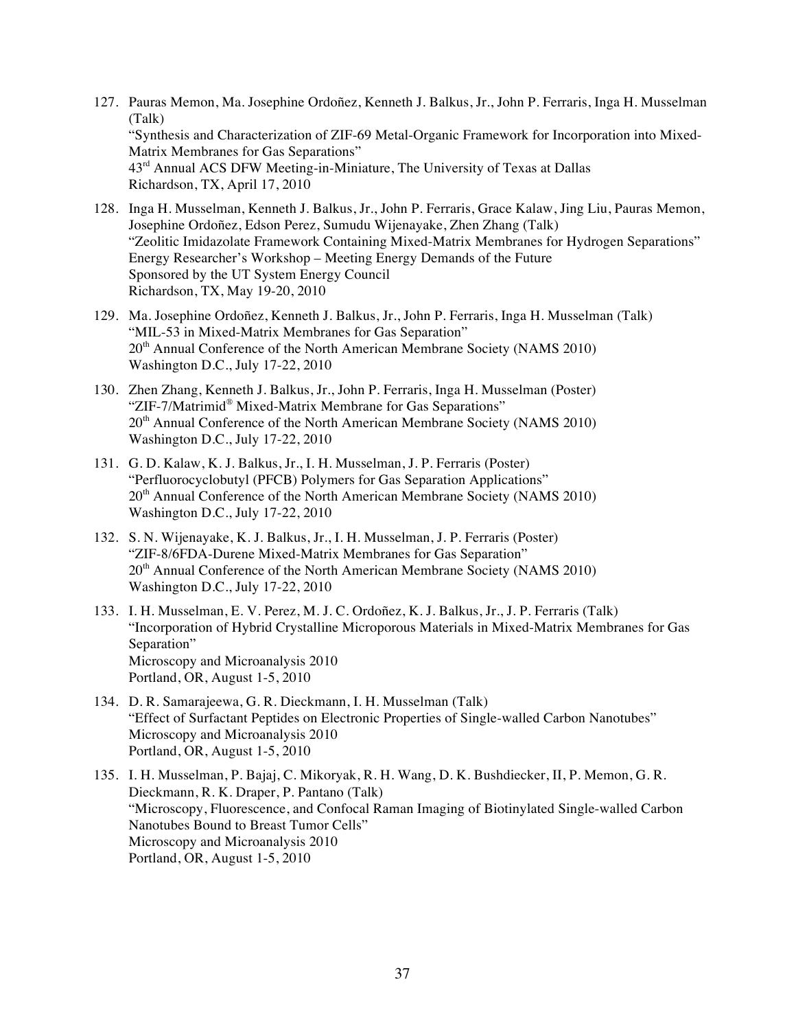127. Pauras Memon, Ma. Josephine Ordoñez, Kenneth J. Balkus, Jr., John P. Ferraris, Inga H. Musselman (Talk)
 "Synthesis and Characterization of ZIF-69 Metal-Organic Framework for Incorporation into Mixed-Matrix Membranes for Gas Separations"
 43rd Annual ACS DFW Meeting-in-Miniature, The University of Texas at Dallas
 Richardson, TX, April 17, 2010

128. Inga H. Musselman, Kenneth J. Balkus, Jr., John P. Ferraris, Grace Kalaw, Jing Liu, Pauras Memon, Josephine Ordoñez, Edson Perez, Sumudu Wijenayake, Zhen Zhang (Talk)
 "Zeolitic Imidazolate Framework Containing Mixed-Matrix Membranes for Hydrogen Separations"
 Energy Researcher's Workshop – Meeting Energy Demands of the Future
 Sponsored by the UT System Energy Council
 Richardson, TX, May 19-20, 2010

129. Ma. Josephine Ordoñez, Kenneth J. Balkus, Jr., John P. Ferraris, Inga H. Musselman (Talk)
 "MIL-53 in Mixed-Matrix Membranes for Gas Separation"
 20th Annual Conference of the North American Membrane Society (NAMS 2010)
 Washington D.C., July 17-22, 2010

130. Zhen Zhang, Kenneth J. Balkus, Jr., John P. Ferraris, Inga H. Musselman (Poster)
 "ZIF-7/Matrimid® Mixed-Matrix Membrane for Gas Separations"
 20th Annual Conference of the North American Membrane Society (NAMS 2010)
 Washington D.C., July 17-22, 2010

131. G. D. Kalaw, K. J. Balkus, Jr., I. H. Musselman, J. P. Ferraris (Poster)
 "Perfluorocyclobutyl (PFCB) Polymers for Gas Separation Applications"
 20th Annual Conference of the North American Membrane Society (NAMS 2010)
 Washington D.C., July 17-22, 2010

132. S. N. Wijenayake, K. J. Balkus, Jr., I. H. Musselman, J. P. Ferraris (Poster)
 "ZIF-8/6FDA-Durene Mixed-Matrix Membranes for Gas Separation"
 20th Annual Conference of the North American Membrane Society (NAMS 2010)
 Washington D.C., July 17-22, 2010

133. I. H. Musselman, E. V. Perez, M. J. C. Ordoñez, K. J. Balkus, Jr., J. P. Ferraris (Talk)
 "Incorporation of Hybrid Crystalline Microporous Materials in Mixed-Matrix Membranes for Gas Separation"
 Microscopy and Microanalysis 2010
 Portland, OR, August 1-5, 2010

134. D. R. Samarajeewa, G. R. Dieckmann, I. H. Musselman (Talk)
 "Effect of Surfactant Peptides on Electronic Properties of Single-walled Carbon Nanotubes"
 Microscopy and Microanalysis 2010
 Portland, OR, August 1-5, 2010

135. I. H. Musselman, P. Bajaj, C. Mikoryak, R. H. Wang, D. K. Bushdiecker, II, P. Memon, G. R. Dieckmann, R. K. Draper, P. Pantano (Talk)
 "Microscopy, Fluorescence, and Confocal Raman Imaging of Biotinylated Single-walled Carbon Nanotubes Bound to Breast Tumor Cells"
 Microscopy and Microanalysis 2010
 Portland, OR, August 1-5, 2010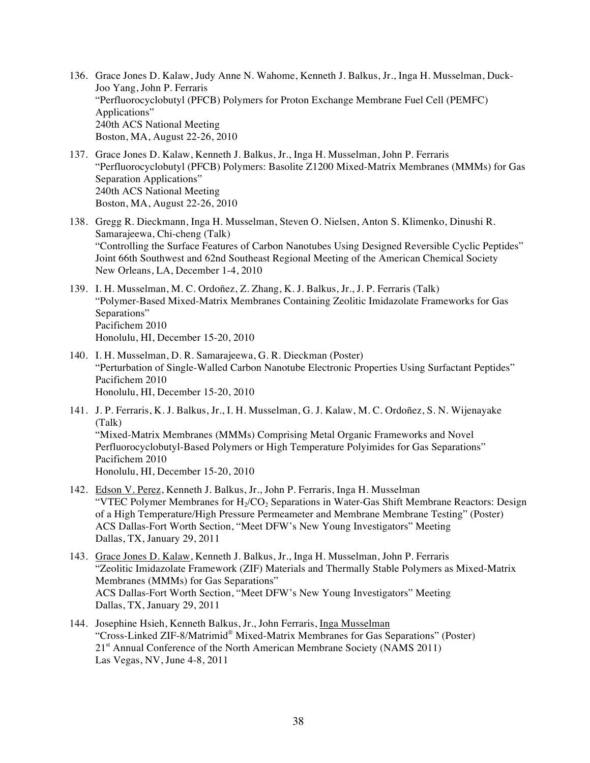136. Grace Jones D. Kalaw, Judy Anne N. Wahome, Kenneth J. Balkus, Jr., Inga H. Musselman, Duck-Joo Yang, John P. Ferraris
"Perfluorocyclobutyl (PFCB) Polymers for Proton Exchange Membrane Fuel Cell (PEMFC) Applications"
240th ACS National Meeting
Boston, MA, August 22-26, 2010

137. Grace Jones D. Kalaw, Kenneth J. Balkus, Jr., Inga H. Musselman, John P. Ferraris
"Perfluorocyclobutyl (PFCB) Polymers: Basolite Z1200 Mixed-Matrix Membranes (MMMs) for Gas Separation Applications"
240th ACS National Meeting
Boston, MA, August 22-26, 2010

138. Gregg R. Dieckmann, Inga H. Musselman, Steven O. Nielsen, Anton S. Klimenko, Dinushi R. Samarajeewa, Chi-cheng (Talk)
"Controlling the Surface Features of Carbon Nanotubes Using Designed Reversible Cyclic Peptides"
Joint 66th Southwest and 62nd Southeast Regional Meeting of the American Chemical Society
New Orleans, LA, December 1-4, 2010

139. I. H. Musselman, M. C. Ordoñez, Z. Zhang, K. J. Balkus, Jr., J. P. Ferraris (Talk)
"Polymer-Based Mixed-Matrix Membranes Containing Zeolitic Imidazolate Frameworks for Gas Separations"
Pacifichem 2010
Honolulu, HI, December 15-20, 2010

140. I. H. Musselman, D. R. Samarajeewa, G. R. Dieckman (Poster)
"Perturbation of Single-Walled Carbon Nanotube Electronic Properties Using Surfactant Peptides"
Pacifichem 2010
Honolulu, HI, December 15-20, 2010

141. J. P. Ferraris, K. J. Balkus, Jr., I. H. Musselman, G. J. Kalaw, M. C. Ordoñez, S. N. Wijenayake (Talk)
"Mixed-Matrix Membranes (MMMs) Comprising Metal Organic Frameworks and Novel Perfluorocyclobutyl-Based Polymers or High Temperature Polyimides for Gas Separations"
Pacifichem 2010
Honolulu, HI, December 15-20, 2010

142. Edson V. Perez, Kenneth J. Balkus, Jr., John P. Ferraris, Inga H. Musselman
"VTEC Polymer Membranes for $H_2/CO_2$ Separations in Water-Gas Shift Membrane Reactors: Design of a High Temperature/High Pressure Permeameter and Membrane Membrane Testing" (Poster)
ACS Dallas-Fort Worth Section, "Meet DFW's New Young Investigators" Meeting
Dallas, TX, January 29, 2011

143. Grace Jones D. Kalaw, Kenneth J. Balkus, Jr., Inga H. Musselman, John P. Ferraris
"Zeolitic Imidazolate Framework (ZIF) Materials and Thermally Stable Polymers as Mixed-Matrix Membranes (MMMs) for Gas Separations"
ACS Dallas-Fort Worth Section, "Meet DFW's New Young Investigators" Meeting
Dallas, TX, January 29, 2011

144. Josephine Hsieh, Kenneth Balkus, Jr., John Ferraris, Inga Musselman
"Cross-Linked ZIF-8/Matrimid® Mixed-Matrix Membranes for Gas Separations" (Poster)
21st Annual Conference of the North American Membrane Society (NAMS 2011)
Las Vegas, NV, June 4-8, 2011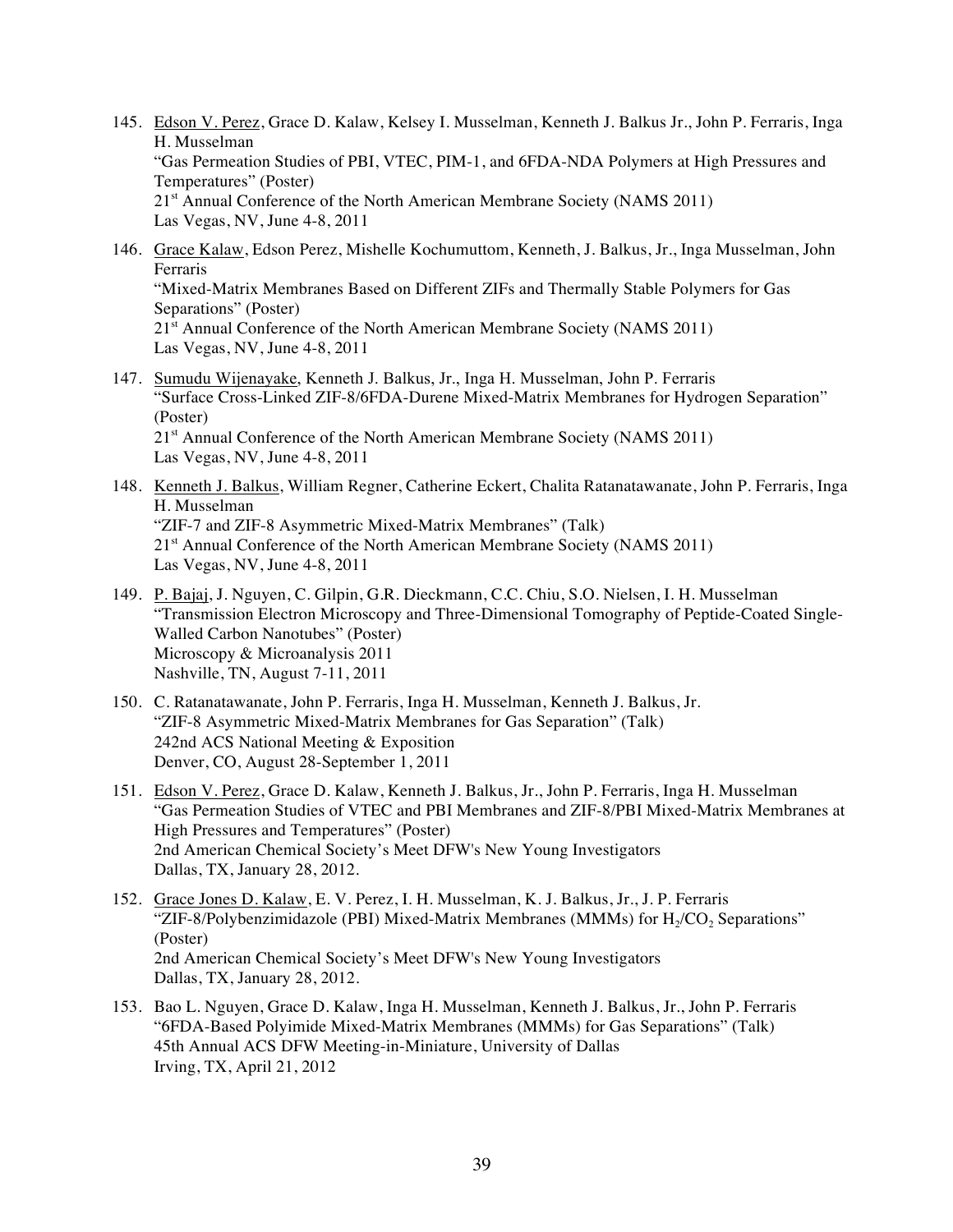145. Edson V. Perez, Grace D. Kalaw, Kelsey I. Musselman, Kenneth J. Balkus Jr., John P. Ferraris, Inga H. Musselman
"Gas Permeation Studies of PBI, VTEC, PIM-1, and 6FDA-NDA Polymers at High Pressures and Temperatures" (Poster)
21st Annual Conference of the North American Membrane Society (NAMS 2011)
Las Vegas, NV, June 4-8, 2011

146. Grace Kalaw, Edson Perez, Mishelle Kochumuttom, Kenneth, J. Balkus, Jr., Inga Musselman, John Ferraris
"Mixed-Matrix Membranes Based on Different ZIFs and Thermally Stable Polymers for Gas Separations" (Poster)
21st Annual Conference of the North American Membrane Society (NAMS 2011)
Las Vegas, NV, June 4-8, 2011

147. Sumudu Wijenayake, Kenneth J. Balkus, Jr., Inga H. Musselman, John P. Ferraris
"Surface Cross-Linked ZIF-8/6FDA-Durene Mixed-Matrix Membranes for Hydrogen Separation" (Poster)
21st Annual Conference of the North American Membrane Society (NAMS 2011)
Las Vegas, NV, June 4-8, 2011

148. Kenneth J. Balkus, William Regner, Catherine Eckert, Chalita Ratanatawanate, John P. Ferraris, Inga H. Musselman
"ZIF-7 and ZIF-8 Asymmetric Mixed-Matrix Membranes" (Talk)
21st Annual Conference of the North American Membrane Society (NAMS 2011)
Las Vegas, NV, June 4-8, 2011

149. P. Bajaj, J. Nguyen, C. Gilpin, G.R. Dieckmann, C.C. Chiu, S.O. Nielsen, I. H. Musselman
"Transmission Electron Microscopy and Three-Dimensional Tomography of Peptide-Coated Single-Walled Carbon Nanotubes" (Poster)
Microscopy & Microanalysis 2011
Nashville, TN, August 7-11, 2011

150. C. Ratanatawanate, John P. Ferraris, Inga H. Musselman, Kenneth J. Balkus, Jr.
"ZIF-8 Asymmetric Mixed-Matrix Membranes for Gas Separation" (Talk)
242nd ACS National Meeting & Exposition
Denver, CO, August 28-September 1, 2011

151. Edson V. Perez, Grace D. Kalaw, Kenneth J. Balkus, Jr., John P. Ferraris, Inga H. Musselman
"Gas Permeation Studies of VTEC and PBI Membranes and ZIF-8/PBI Mixed-Matrix Membranes at High Pressures and Temperatures" (Poster)
2nd American Chemical Society's Meet DFW's New Young Investigators
Dallas, TX, January 28, 2012.

152. Grace Jones D. Kalaw, E. V. Perez, I. H. Musselman, K. J. Balkus, Jr., J. P. Ferraris
"ZIF-8/Polybenzimidazole (PBI) Mixed-Matrix Membranes (MMMs) for $H_2/CO_2$ Separations" (Poster)
2nd American Chemical Society's Meet DFW's New Young Investigators
Dallas, TX, January 28, 2012.

153. Bao L. Nguyen, Grace D. Kalaw, Inga H. Musselman, Kenneth J. Balkus, Jr., John P. Ferraris
"6FDA-Based Polyimide Mixed-Matrix Membranes (MMMs) for Gas Separations" (Talk)
45th Annual ACS DFW Meeting-in-Miniature, University of Dallas
Irving, TX, April 21, 2012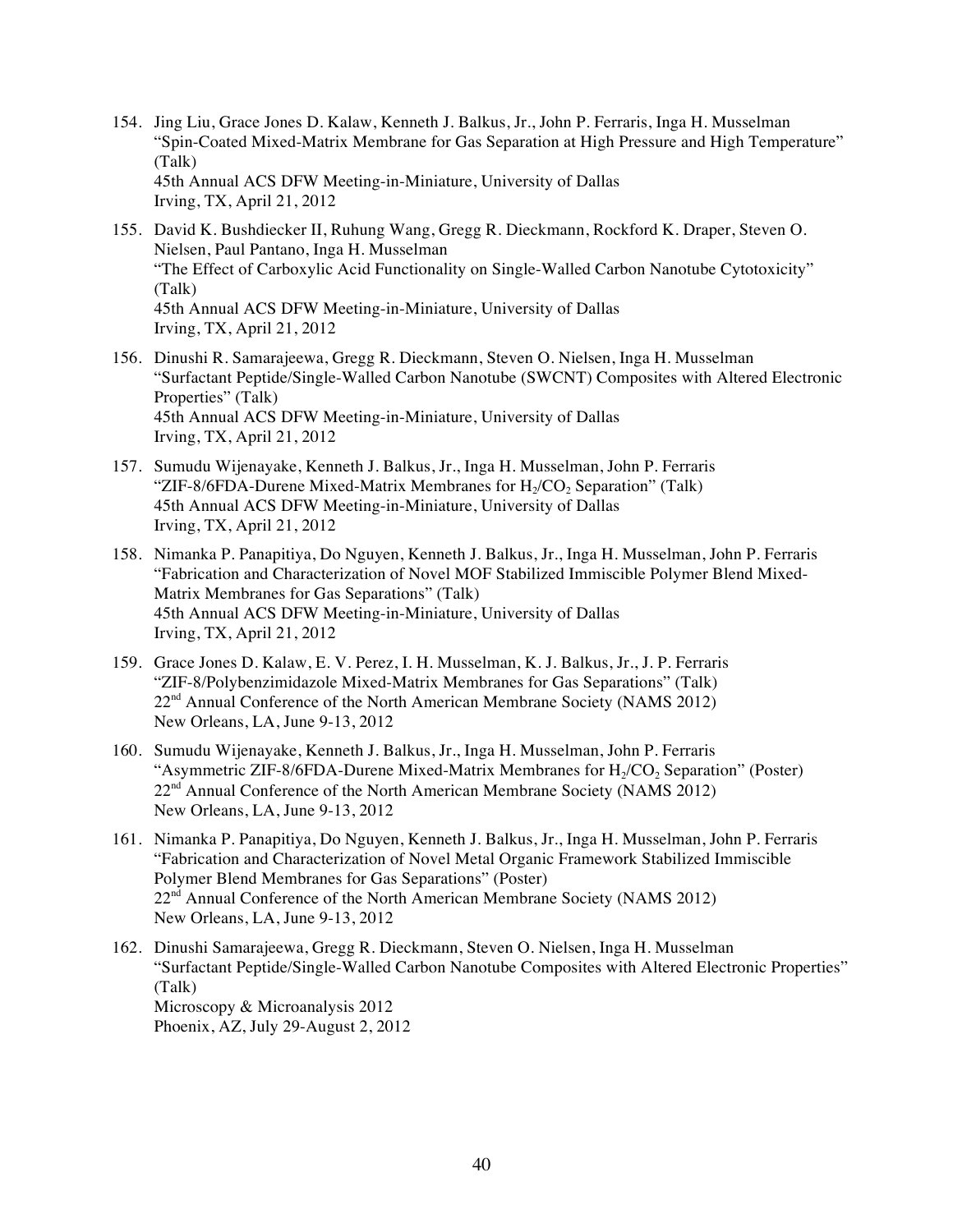154. Jing Liu, Grace Jones D. Kalaw, Kenneth J. Balkus, Jr., John P. Ferraris, Inga H. Musselman
"Spin-Coated Mixed-Matrix Membrane for Gas Separation at High Pressure and High Temperature" (Talk)
45th Annual ACS DFW Meeting-in-Miniature, University of Dallas
Irving, TX, April 21, 2012

155. David K. Bushdiecker II, Ruhung Wang, Gregg R. Dieckmann, Rockford K. Draper, Steven O. Nielsen, Paul Pantano, Inga H. Musselman
"The Effect of Carboxylic Acid Functionality on Single-Walled Carbon Nanotube Cytotoxicity" (Talk)
45th Annual ACS DFW Meeting-in-Miniature, University of Dallas
Irving, TX, April 21, 2012

156. Dinushi R. Samarajeewa, Gregg R. Dieckmann, Steven O. Nielsen, Inga H. Musselman
"Surfactant Peptide/Single-Walled Carbon Nanotube (SWCNT) Composites with Altered Electronic Properties" (Talk)
45th Annual ACS DFW Meeting-in-Miniature, University of Dallas
Irving, TX, April 21, 2012

157. Sumudu Wijenayake, Kenneth J. Balkus, Jr., Inga H. Musselman, John P. Ferraris
"ZIF-8/6FDA-Durene Mixed-Matrix Membranes for $H_2/CO_2$ Separation" (Talk)
45th Annual ACS DFW Meeting-in-Miniature, University of Dallas
Irving, TX, April 21, 2012

158. Nimanka P. Panapitiya, Do Nguyen, Kenneth J. Balkus, Jr., Inga H. Musselman, John P. Ferraris
"Fabrication and Characterization of Novel MOF Stabilized Immiscible Polymer Blend Mixed-Matrix Membranes for Gas Separations" (Talk)
45th Annual ACS DFW Meeting-in-Miniature, University of Dallas
Irving, TX, April 21, 2012

159. Grace Jones D. Kalaw, E. V. Perez, I. H. Musselman, K. J. Balkus, Jr., J. P. Ferraris
"ZIF-8/Polybenzimidazole Mixed-Matrix Membranes for Gas Separations" (Talk)
22nd Annual Conference of the North American Membrane Society (NAMS 2012)
New Orleans, LA, June 9-13, 2012

160. Sumudu Wijenayake, Kenneth J. Balkus, Jr., Inga H. Musselman, John P. Ferraris
"Asymmetric ZIF-8/6FDA-Durene Mixed-Matrix Membranes for $H_2/CO_2$ Separation" (Poster)
22nd Annual Conference of the North American Membrane Society (NAMS 2012)
New Orleans, LA, June 9-13, 2012

161. Nimanka P. Panapitiya, Do Nguyen, Kenneth J. Balkus, Jr., Inga H. Musselman, John P. Ferraris
"Fabrication and Characterization of Novel Metal Organic Framework Stabilized Immiscible Polymer Blend Membranes for Gas Separations" (Poster)
22nd Annual Conference of the North American Membrane Society (NAMS 2012)
New Orleans, LA, June 9-13, 2012

162. Dinushi Samarajeewa, Gregg R. Dieckmann, Steven O. Nielsen, Inga H. Musselman
"Surfactant Peptide/Single-Walled Carbon Nanotube Composites with Altered Electronic Properties" (Talk)
Microscopy & Microanalysis 2012
Phoenix, AZ, July 29-August 2, 2012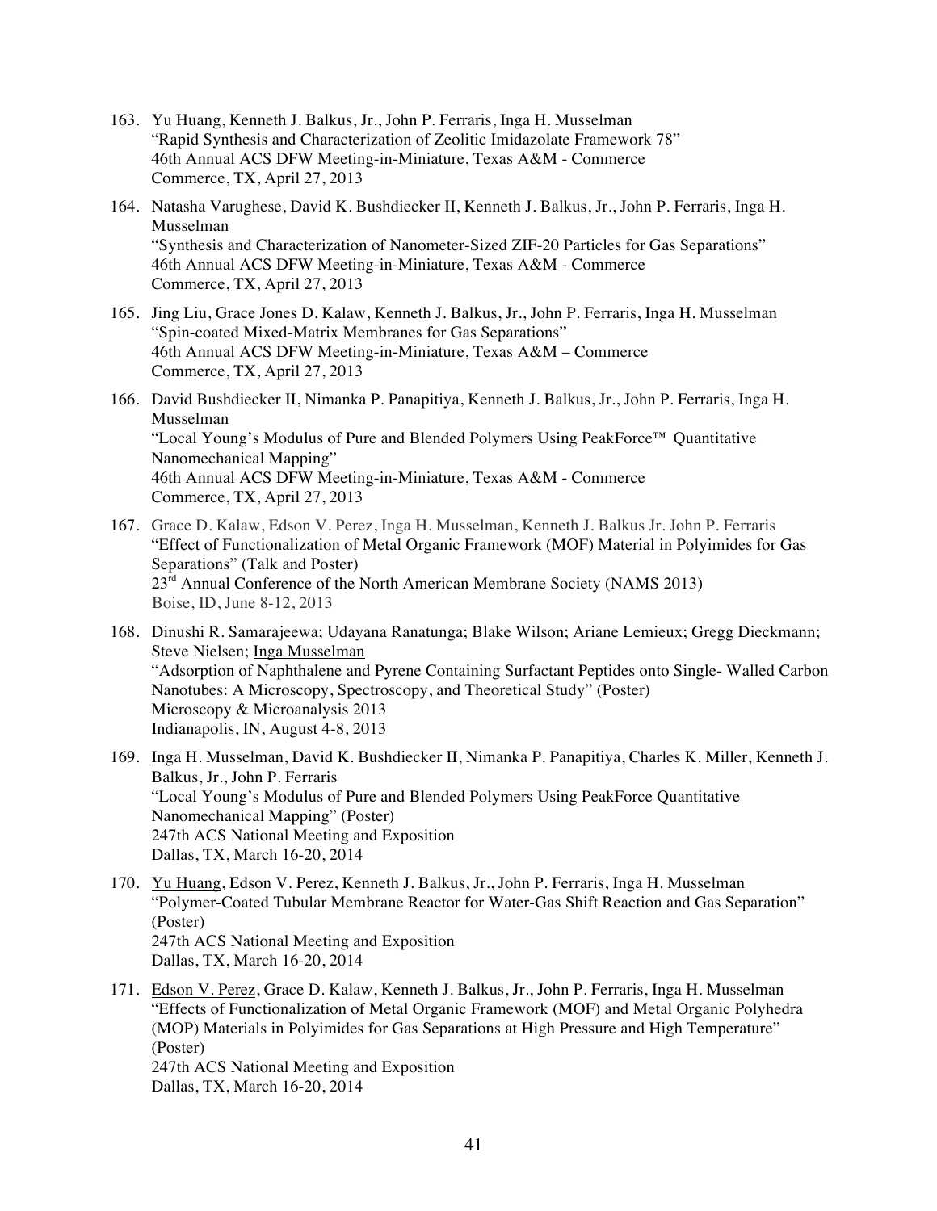163. Yu Huang, Kenneth J. Balkus, Jr., John P. Ferraris, Inga H. Musselman
"Rapid Synthesis and Characterization of Zeolitic Imidazolate Framework 78"
46th Annual ACS DFW Meeting-in-Miniature, Texas A&M - Commerce
Commerce, TX, April 27, 2013

164. Natasha Varughese, David K. Bushdiecker II, Kenneth J. Balkus, Jr., John P. Ferraris, Inga H. Musselman
"Synthesis and Characterization of Nanometer-Sized ZIF-20 Particles for Gas Separations"
46th Annual ACS DFW Meeting-in-Miniature, Texas A&M - Commerce
Commerce, TX, April 27, 2013

165. Jing Liu, Grace Jones D. Kalaw, Kenneth J. Balkus, Jr., John P. Ferraris, Inga H. Musselman
"Spin-coated Mixed-Matrix Membranes for Gas Separations"
46th Annual ACS DFW Meeting-in-Miniature, Texas A&M – Commerce
Commerce, TX, April 27, 2013

166. David Bushdiecker II, Nimanka P. Panapitiya, Kenneth J. Balkus, Jr., John P. Ferraris, Inga H. Musselman
"Local Young's Modulus of Pure and Blended Polymers Using PeakForce™ Quantitative Nanomechanical Mapping"
46th Annual ACS DFW Meeting-in-Miniature, Texas A&M - Commerce
Commerce, TX, April 27, 2013

167. Grace D. Kalaw, Edson V. Perez, Inga H. Musselman, Kenneth J. Balkus Jr. John P. Ferraris
"Effect of Functionalization of Metal Organic Framework (MOF) Material in Polyimides for Gas Separations" (Talk and Poster)
23rd Annual Conference of the North American Membrane Society (NAMS 2013)
Boise, ID, June 8-12, 2013

168. Dinushi R. Samarajeewa; Udayana Ranatunga; Blake Wilson; Ariane Lemieux; Gregg Dieckmann; Steve Nielsen; <u>Inga Musselman</u>
"Adsorption of Naphthalene and Pyrene Containing Surfactant Peptides onto Single- Walled Carbon Nanotubes: A Microscopy, Spectroscopy, and Theoretical Study" (Poster)
Microscopy & Microanalysis 2013
Indianapolis, IN, August 4-8, 2013

169. <u>Inga H. Musselman</u>, David K. Bushdiecker II, Nimanka P. Panapitiya, Charles K. Miller, Kenneth J. Balkus, Jr., John P. Ferraris
"Local Young's Modulus of Pure and Blended Polymers Using PeakForce Quantitative Nanomechanical Mapping" (Poster)
247th ACS National Meeting and Exposition
Dallas, TX, March 16-20, 2014

170. <u>Yu Huang</u>, Edson V. Perez, Kenneth J. Balkus, Jr., John P. Ferraris, Inga H. Musselman
"Polymer-Coated Tubular Membrane Reactor for Water-Gas Shift Reaction and Gas Separation" (Poster)
247th ACS National Meeting and Exposition
Dallas, TX, March 16-20, 2014

171. <u>Edson V. Perez</u>, Grace D. Kalaw, Kenneth J. Balkus, Jr., John P. Ferraris, Inga H. Musselman
"Effects of Functionalization of Metal Organic Framework (MOF) and Metal Organic Polyhedra (MOP) Materials in Polyimides for Gas Separations at High Pressure and High Temperature" (Poster)
247th ACS National Meeting and Exposition
Dallas, TX, March 16-20, 2014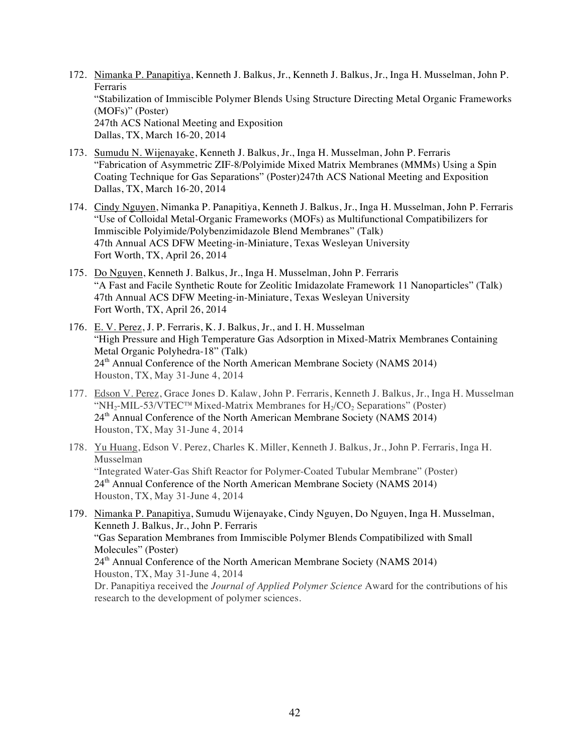172. <u>Nimanka P. Panapitiya</u>, Kenneth J. Balkus, Jr., Kenneth J. Balkus, Jr., Inga H. Musselman, John P. Ferraris
"Stabilization of Immiscible Polymer Blends Using Structure Directing Metal Organic Frameworks (MOFs)" (Poster)
247th ACS National Meeting and Exposition
Dallas, TX, March 16-20, 2014

173. <u>Sumudu N. Wijenayake</u>, Kenneth J. Balkus, Jr., Inga H. Musselman, John P. Ferraris
"Fabrication of Asymmetric ZIF-8/Polyimide Mixed Matrix Membranes (MMMs) Using a Spin Coating Technique for Gas Separations" (Poster)247th ACS National Meeting and Exposition
Dallas, TX, March 16-20, 2014

174. <u>Cindy Nguyen</u>, Nimanka P. Panapitiya, Kenneth J. Balkus, Jr., Inga H. Musselman, John P. Ferraris
"Use of Colloidal Metal-Organic Frameworks (MOFs) as Multifunctional Compatibilizers for Immiscible Polyimide/Polybenzimidazole Blend Membranes" (Talk)
47th Annual ACS DFW Meeting-in-Miniature, Texas Wesleyan University
Fort Worth, TX, April 26, 2014

175. <u>Do Nguyen</u>, Kenneth J. Balkus, Jr., Inga H. Musselman, John P. Ferraris
"A Fast and Facile Synthetic Route for Zeolitic Imidazolate Framework 11 Nanoparticles" (Talk)
47th Annual ACS DFW Meeting-in-Miniature, Texas Wesleyan University
Fort Worth, TX, April 26, 2014

176. <u>E. V. Perez</u>, J. P. Ferraris, K. J. Balkus, Jr., and I. H. Musselman
"High Pressure and High Temperature Gas Adsorption in Mixed-Matrix Membranes Containing Metal Organic Polyhedra-18" (Talk)
24th Annual Conference of the North American Membrane Society (NAMS 2014)
Houston, TX, May 31-June 4, 2014

177. <u>Edson V. Perez</u>, Grace Jones D. Kalaw, John P. Ferraris, Kenneth J. Balkus, Jr., Inga H. Musselman
"$NH_2$-MIL-53/VTEC™ Mixed-Matrix Membranes for $H_2/CO_2$ Separations" (Poster)
24th Annual Conference of the North American Membrane Society (NAMS 2014)
Houston, TX, May 31-June 4, 2014

178. <u>Yu Huang</u>, Edson V. Perez, Charles K. Miller, Kenneth J. Balkus, Jr., John P. Ferraris, Inga H. Musselman
"Integrated Water-Gas Shift Reactor for Polymer-Coated Tubular Membrane" (Poster)
24th Annual Conference of the North American Membrane Society (NAMS 2014)
Houston, TX, May 31-June 4, 2014

179. <u>Nimanka P. Panapitiya</u>, Sumudu Wijenayake, Cindy Nguyen, Do Nguyen, Inga H. Musselman, Kenneth J. Balkus, Jr., John P. Ferraris
"Gas Separation Membranes from Immiscible Polymer Blends Compatibilized with Small Molecules" (Poster)
24th Annual Conference of the North American Membrane Society (NAMS 2014)
Houston, TX, May 31-June 4, 2014
Dr. Panapitiya received the *Journal of Applied Polymer Science* Award for the contributions of his research to the development of polymer sciences.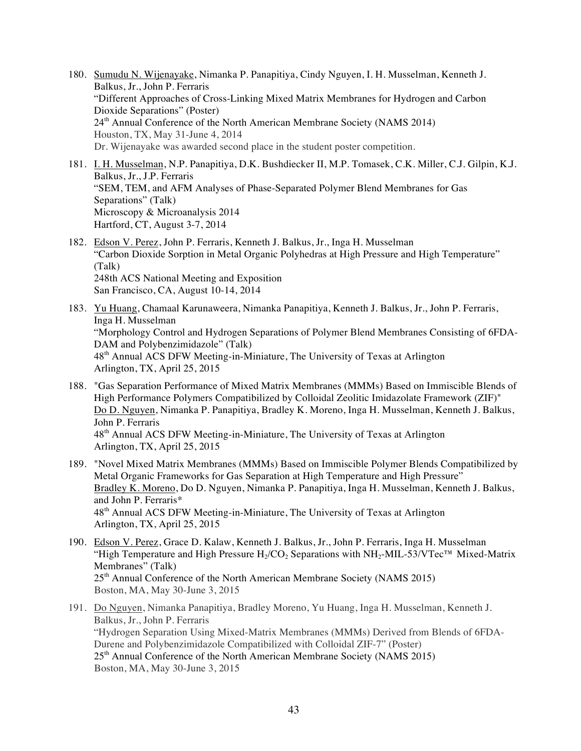180. Sumudu N. Wijenayake, Nimanka P. Panapitiya, Cindy Nguyen, I. H. Musselman, Kenneth J. Balkus, Jr., John P. Ferraris
"Different Approaches of Cross-Linking Mixed Matrix Membranes for Hydrogen and Carbon Dioxide Separations" (Poster)
24th Annual Conference of the North American Membrane Society (NAMS 2014)
Houston, TX, May 31-June 4, 2014
Dr. Wijenayake was awarded second place in the student poster competition.

181. I. H. Musselman, N.P. Panapitiya, D.K. Bushdiecker II, M.P. Tomasek, C.K. Miller, C.J. Gilpin, K.J. Balkus, Jr., J.P. Ferraris
"SEM, TEM, and AFM Analyses of Phase-Separated Polymer Blend Membranes for Gas Separations" (Talk)
Microscopy & Microanalysis 2014
Hartford, CT, August 3-7, 2014

182. Edson V. Perez, John P. Ferraris, Kenneth J. Balkus, Jr., Inga H. Musselman
"Carbon Dioxide Sorption in Metal Organic Polyhedras at High Pressure and High Temperature" (Talk)
248th ACS National Meeting and Exposition
San Francisco, CA, August 10-14, 2014

183. Yu Huang, Chamaal Karunaweera, Nimanka Panapitiya, Kenneth J. Balkus, Jr., John P. Ferraris, Inga H. Musselman
"Morphology Control and Hydrogen Separations of Polymer Blend Membranes Consisting of 6FDA-DAM and Polybenzimidazole" (Talk)
48th Annual ACS DFW Meeting-in-Miniature, The University of Texas at Arlington
Arlington, TX, April 25, 2015

188. "Gas Separation Performance of Mixed Matrix Membranes (MMMs) Based on Immiscible Blends of High Performance Polymers Compatibilized by Colloidal Zeolitic Imidazolate Framework (ZIF)"
Do D. Nguyen, Nimanka P. Panapitiya, Bradley K. Moreno, Inga H. Musselman, Kenneth J. Balkus, John P. Ferraris
48th Annual ACS DFW Meeting-in-Miniature, The University of Texas at Arlington
Arlington, TX, April 25, 2015

189. "Novel Mixed Matrix Membranes (MMMs) Based on Immiscible Polymer Blends Compatibilized by Metal Organic Frameworks for Gas Separation at High Temperature and High Pressure"
Bradley K. Moreno, Do D. Nguyen, Nimanka P. Panapitiya, Inga H. Musselman, Kenneth J. Balkus, and John P. Ferraris*
48th Annual ACS DFW Meeting-in-Miniature, The University of Texas at Arlington
Arlington, TX, April 25, 2015

190. Edson V. Perez, Grace D. Kalaw, Kenneth J. Balkus, Jr., John P. Ferraris, Inga H. Musselman
"High Temperature and High Pressure $H_2/CO_2$ Separations with $NH_2$-MIL-53/VTec™ Mixed-Matrix Membranes" (Talk)
25th Annual Conference of the North American Membrane Society (NAMS 2015)
Boston, MA, May 30-June 3, 2015

191. Do Nguyen, Nimanka Panapitiya, Bradley Moreno, Yu Huang, Inga H. Musselman, Kenneth J. Balkus, Jr., John P. Ferraris
"Hydrogen Separation Using Mixed-Matrix Membranes (MMMs) Derived from Blends of 6FDA-Durene and Polybenzimidazole Compatibilized with Colloidal ZIF-7" (Poster)
25th Annual Conference of the North American Membrane Society (NAMS 2015)
Boston, MA, May 30-June 3, 2015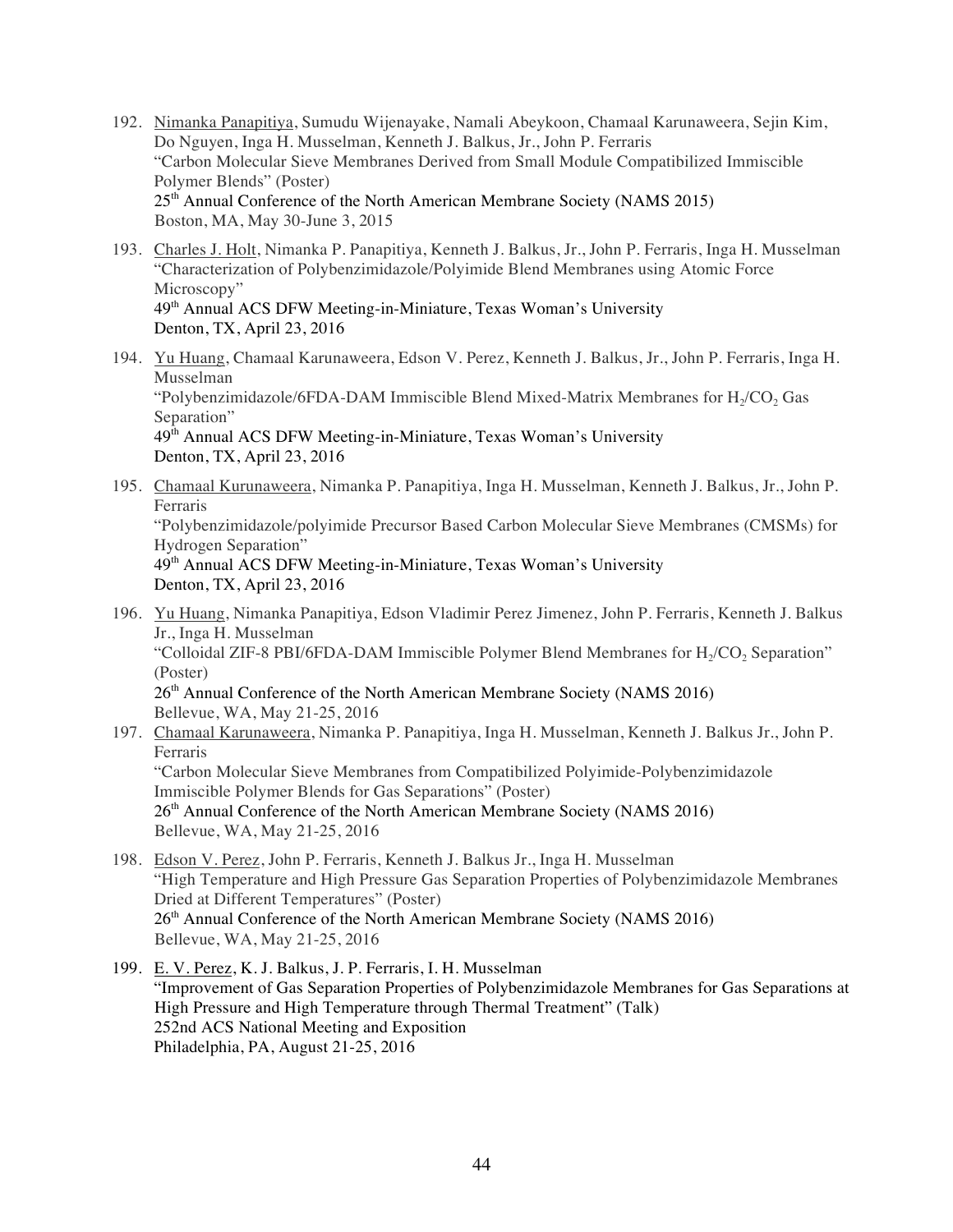192. Nimanka Panapitiya, Sumudu Wijenayake, Namali Abeykoon, Chamaal Karunaweera, Sejin Kim, Do Nguyen, Inga H. Musselman, Kenneth J. Balkus, Jr., John P. Ferraris
"Carbon Molecular Sieve Membranes Derived from Small Module Compatibilized Immiscible Polymer Blends" (Poster)
25th Annual Conference of the North American Membrane Society (NAMS 2015)
Boston, MA, May 30-June 3, 2015

193. Charles J. Holt, Nimanka P. Panapitiya, Kenneth J. Balkus, Jr., John P. Ferraris, Inga H. Musselman
"Characterization of Polybenzimidazole/Polyimide Blend Membranes using Atomic Force Microscopy"
49th Annual ACS DFW Meeting-in-Miniature, Texas Woman's University
Denton, TX, April 23, 2016

194. Yu Huang, Chamaal Karunaweera, Edson V. Perez, Kenneth J. Balkus, Jr., John P. Ferraris, Inga H. Musselman
"Polybenzimidazole/6FDA-DAM Immiscible Blend Mixed-Matrix Membranes for $H_2/CO_2$ Gas Separation"
49th Annual ACS DFW Meeting-in-Miniature, Texas Woman's University
Denton, TX, April 23, 2016

195. Chamaal Kurunaweera, Nimanka P. Panapitiya, Inga H. Musselman, Kenneth J. Balkus, Jr., John P. Ferraris
"Polybenzimidazole/polyimide Precursor Based Carbon Molecular Sieve Membranes (CMSMs) for Hydrogen Separation"
49th Annual ACS DFW Meeting-in-Miniature, Texas Woman's University
Denton, TX, April 23, 2016

196. Yu Huang, Nimanka Panapitiya, Edson Vladimir Perez Jimenez, John P. Ferraris, Kenneth J. Balkus Jr., Inga H. Musselman
"Colloidal ZIF-8 PBI/6FDA-DAM Immiscible Polymer Blend Membranes for $H_2/CO_2$ Separation" (Poster)
26th Annual Conference of the North American Membrane Society (NAMS 2016)
Bellevue, WA, May 21-25, 2016

197. Chamaal Karunaweera, Nimanka P. Panapitiya, Inga H. Musselman, Kenneth J. Balkus Jr., John P. Ferraris
"Carbon Molecular Sieve Membranes from Compatibilized Polyimide-Polybenzimidazole Immiscible Polymer Blends for Gas Separations" (Poster)
26th Annual Conference of the North American Membrane Society (NAMS 2016)
Bellevue, WA, May 21-25, 2016

198. Edson V. Perez, John P. Ferraris, Kenneth J. Balkus Jr., Inga H. Musselman
"High Temperature and High Pressure Gas Separation Properties of Polybenzimidazole Membranes Dried at Different Temperatures" (Poster)
26th Annual Conference of the North American Membrane Society (NAMS 2016)
Bellevue, WA, May 21-25, 2016

199. E. V. Perez, K. J. Balkus, J. P. Ferraris, I. H. Musselman
"Improvement of Gas Separation Properties of Polybenzimidazole Membranes for Gas Separations at High Pressure and High Temperature through Thermal Treatment" (Talk)
252nd ACS National Meeting and Exposition
Philadelphia, PA, August 21-25, 2016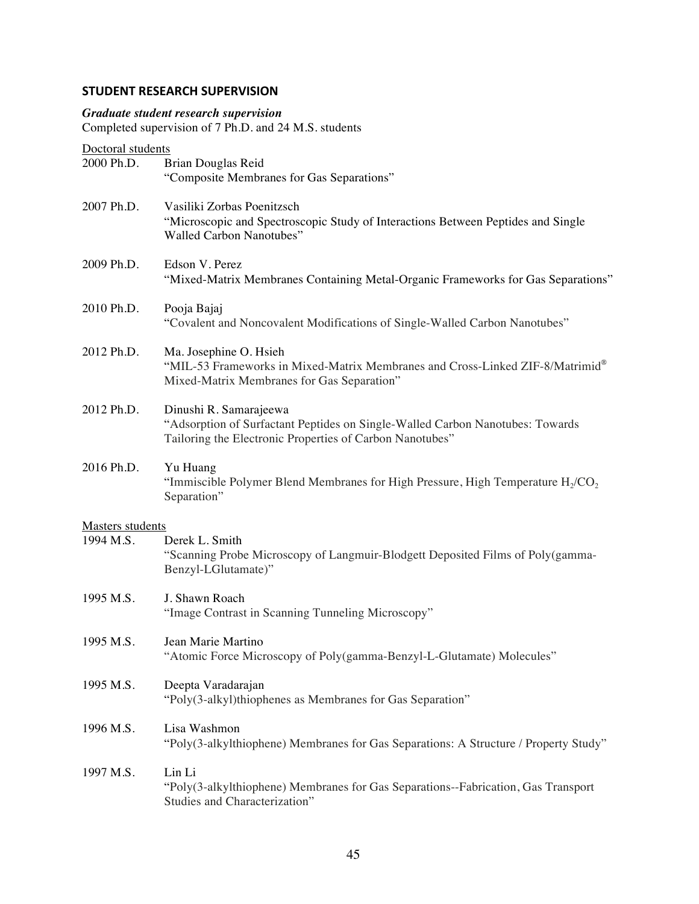## STUDENT RESEARCH SUPERVISION

***Graduate student research supervision***
Completed supervision of 7 Ph.D. and 24 M.S. students

Doctoral students

2000 Ph.D. Brian Douglas Reid
"Composite Membranes for Gas Separations"

2007 Ph.D. Vasiliki Zorbas Poenitzsch
"Microscopic and Spectroscopic Study of Interactions Between Peptides and Single Walled Carbon Nanotubes"

2009 Ph.D. Edson V. Perez
"Mixed-Matrix Membranes Containing Metal-Organic Frameworks for Gas Separations"

2010 Ph.D. Pooja Bajaj
"Covalent and Noncovalent Modifications of Single-Walled Carbon Nanotubes"

2012 Ph.D. Ma. Josephine O. Hsieh
"MIL-53 Frameworks in Mixed-Matrix Membranes and Cross-Linked ZIF-8/Matrimid® Mixed-Matrix Membranes for Gas Separation"

2012 Ph.D. Dinushi R. Samarajeewa
"Adsorption of Surfactant Peptides on Single-Walled Carbon Nanotubes: Towards Tailoring the Electronic Properties of Carbon Nanotubes"

2016 Ph.D. Yu Huang
"Immiscible Polymer Blend Membranes for High Pressure, High Temperature $H_2/CO_2$ Separation"

Masters students

1994 M.S. Derek L. Smith
"Scanning Probe Microscopy of Langmuir-Blodgett Deposited Films of Poly(gamma-Benzyl-LGlutamate)"

1995 M.S. J. Shawn Roach
"Image Contrast in Scanning Tunneling Microscopy"

1995 M.S. Jean Marie Martino
"Atomic Force Microscopy of Poly(gamma-Benzyl-L-Glutamate) Molecules"

1995 M.S. Deepta Varadarajan
"Poly(3-alkyl)thiophenes as Membranes for Gas Separation"

1996 M.S. Lisa Washmon
"Poly(3-alkylthiophene) Membranes for Gas Separations: A Structure / Property Study"

1997 M.S. Lin Li
"Poly(3-alkylthiophene) Membranes for Gas Separations--Fabrication, Gas Transport Studies and Characterization"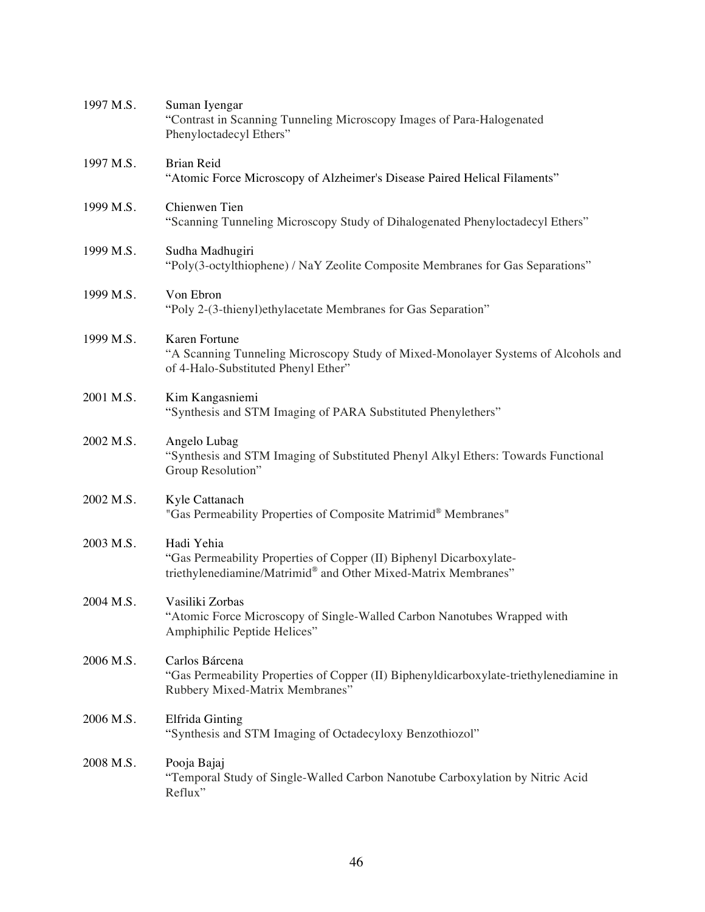1997 M.S. Suman Iyengar
"Contrast in Scanning Tunneling Microscopy Images of Para-Halogenated Phenyloctadecyl Ethers"

1997 M.S. Brian Reid
"Atomic Force Microscopy of Alzheimer's Disease Paired Helical Filaments"

1999 M.S. Chienwen Tien
"Scanning Tunneling Microscopy Study of Dihalogenated Phenyloctadecyl Ethers"

1999 M.S. Sudha Madhugiri
"Poly(3-octylthiophene) / NaY Zeolite Composite Membranes for Gas Separations"

1999 M.S. Von Ebron
"Poly 2-(3-thienyl)ethylacetate Membranes for Gas Separation"

1999 M.S. Karen Fortune
"A Scanning Tunneling Microscopy Study of Mixed-Monolayer Systems of Alcohols and of 4-Halo-Substituted Phenyl Ether"

2001 M.S. Kim Kangasniemi
"Synthesis and STM Imaging of PARA Substituted Phenylethers"

2002 M.S. Angelo Lubag
"Synthesis and STM Imaging of Substituted Phenyl Alkyl Ethers: Towards Functional Group Resolution"

2002 M.S. Kyle Cattanach
"Gas Permeability Properties of Composite Matrimid® Membranes"

2003 M.S. Hadi Yehia
"Gas Permeability Properties of Copper (II) Biphenyl Dicarboxylate-triethylenediamine/Matrimid® and Other Mixed-Matrix Membranes"

2004 M.S. Vasiliki Zorbas
"Atomic Force Microscopy of Single-Walled Carbon Nanotubes Wrapped with Amphiphilic Peptide Helices"

2006 M.S. Carlos Bárcena
"Gas Permeability Properties of Copper (II) Biphenyldicarboxylate-triethylenediamine in Rubbery Mixed-Matrix Membranes"

2006 M.S. Elfrida Ginting
"Synthesis and STM Imaging of Octadecyloxy Benzothiozol"

2008 M.S. Pooja Bajaj
"Temporal Study of Single-Walled Carbon Nanotube Carboxylation by Nitric Acid Reflux"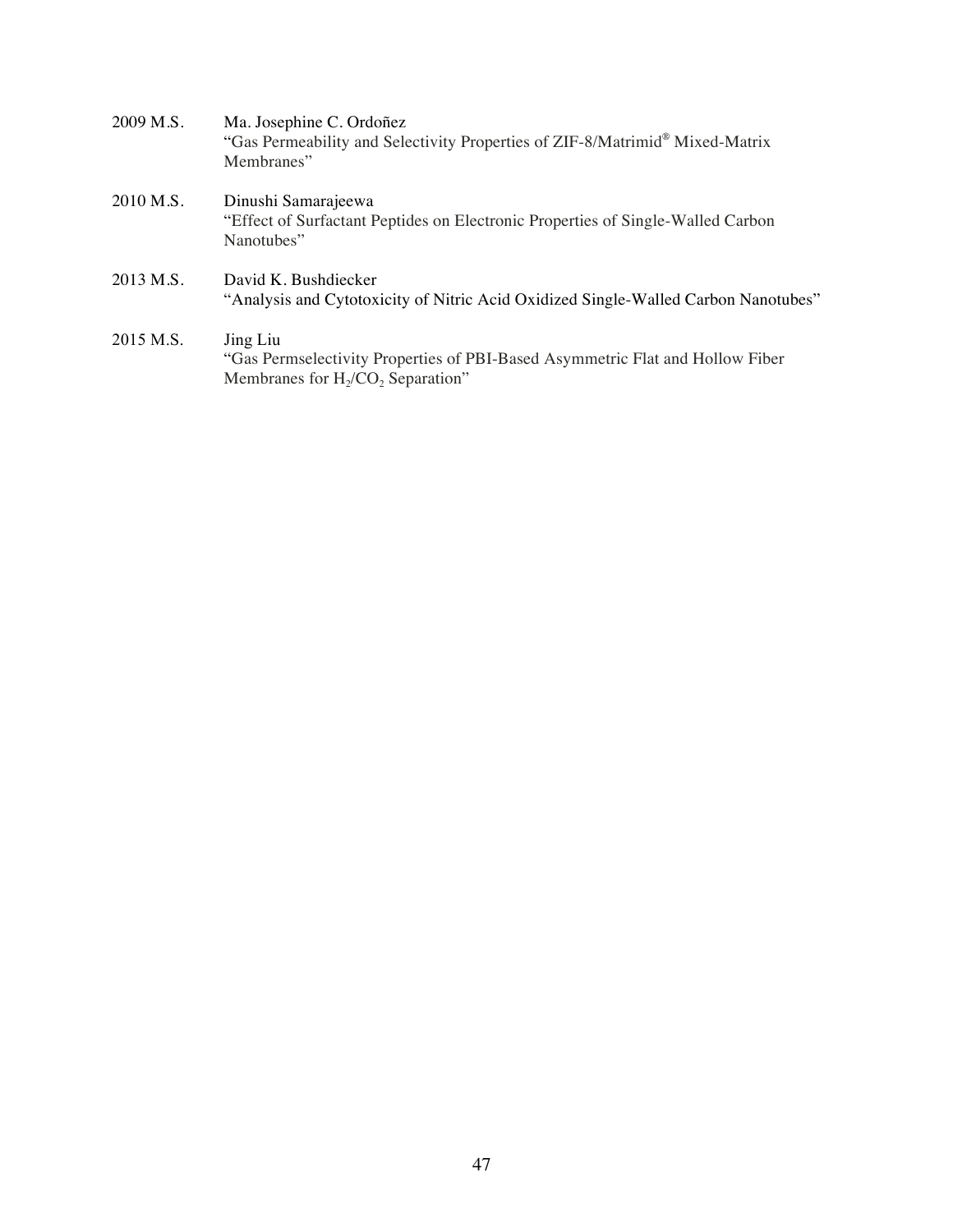2009 M.S. Ma. Josephine C. Ordoñez
"Gas Permeability and Selectivity Properties of ZIF-8/Matrimid® Mixed-Matrix Membranes"

2010 M.S. Dinushi Samarajeewa
"Effect of Surfactant Peptides on Electronic Properties of Single-Walled Carbon Nanotubes"

2013 M.S. David K. Bushdiecker
"Analysis and Cytotoxicity of Nitric Acid Oxidized Single-Walled Carbon Nanotubes"

2015 M.S. Jing Liu
"Gas Permselectivity Properties of PBI-Based Asymmetric Flat and Hollow Fiber Membranes for $H_2/CO_2$ Separation"